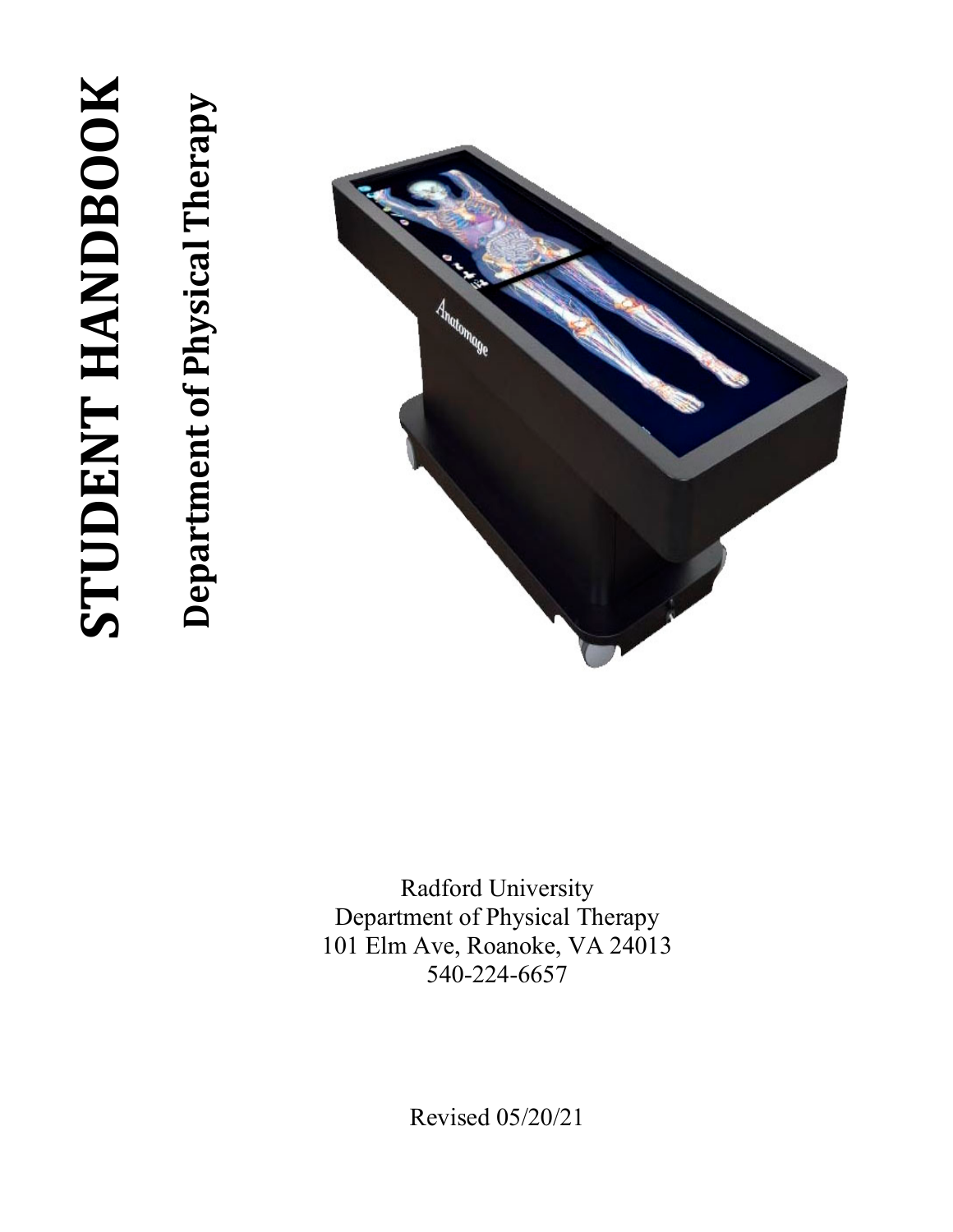# STUDENT HANDBOOK

## Department of Physical Therapy

Radford University
Department of Physical Therapy
101 Elm Ave, Roanoke, VA 24013
540-224-6657

Revised 05/20/21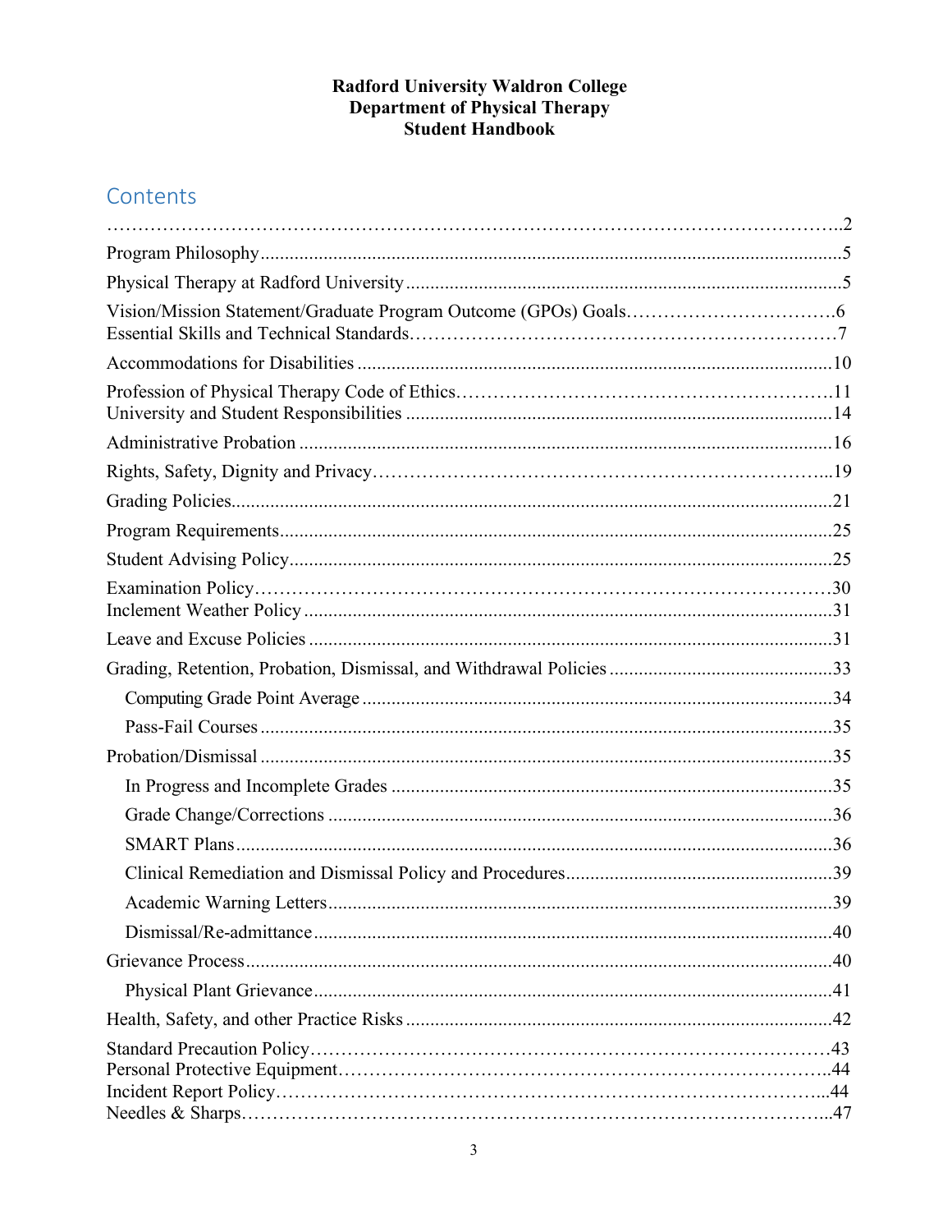**Radford University Waldron College**
**Department of Physical Therapy**
**Student Handbook**

## Contents

……………………………………………………………………………………………………..2

Program Philosophy......................................................................................................................5

Physical Therapy at Radford University.........................................................................................5

Vision/Mission Statement/Graduate Program Outcome (GPOs) Goals…………………………….6

Essential Skills and Technical Standards………………………………………………………….7

Accommodations for Disabilities.................................................................................................10

Profession of Physical Therapy Code of Ethics……………………………………………….11

University and Student Responsibilities.......................................................................................14

Administrative Probation.............................................................................................................16

Rights, Safety, Dignity and Privacy…………………………………………………………..19

Grading Policies...........................................................................................................................21

Program Requirements.................................................................................................................25

Student Advising Policy...............................................................................................................25

Examination Policy……………………………………………………………………………30

Inclement Weather Policy............................................................................................................31

Leave and Excuse Policies...........................................................................................................31

Grading, Retention, Probation, Dismissal, and Withdrawal Policies.............................................33

- Computing Grade Point Average................................................................................34
- Pass-Fail Courses.........................................................................................................35

Probation/Dismissal.....................................................................................................................35

- In Progress and Incomplete Grades.............................................................................35
- Grade Change/Corrections...........................................................................................36
- SMART Plans..............................................................................................................36
- Clinical Remediation and Dismissal Policy and Procedures.........................................39
- Academic Warning Letters...........................................................................................39
- Dismissal/Re-admittance..............................................................................................40

Grievance Process........................................................................................................................40

- Physical Plant Grievance..............................................................................................41

Health, Safety, and other Practice Risks.......................................................................................42

Standard Precaution Policy…………………………………………………………………….43

Personal Protective Equipment…………………………………………………………………..44

Incident Report Policy………………………………………………………………………...44

Needles & Sharps……………………………………………………………………………...47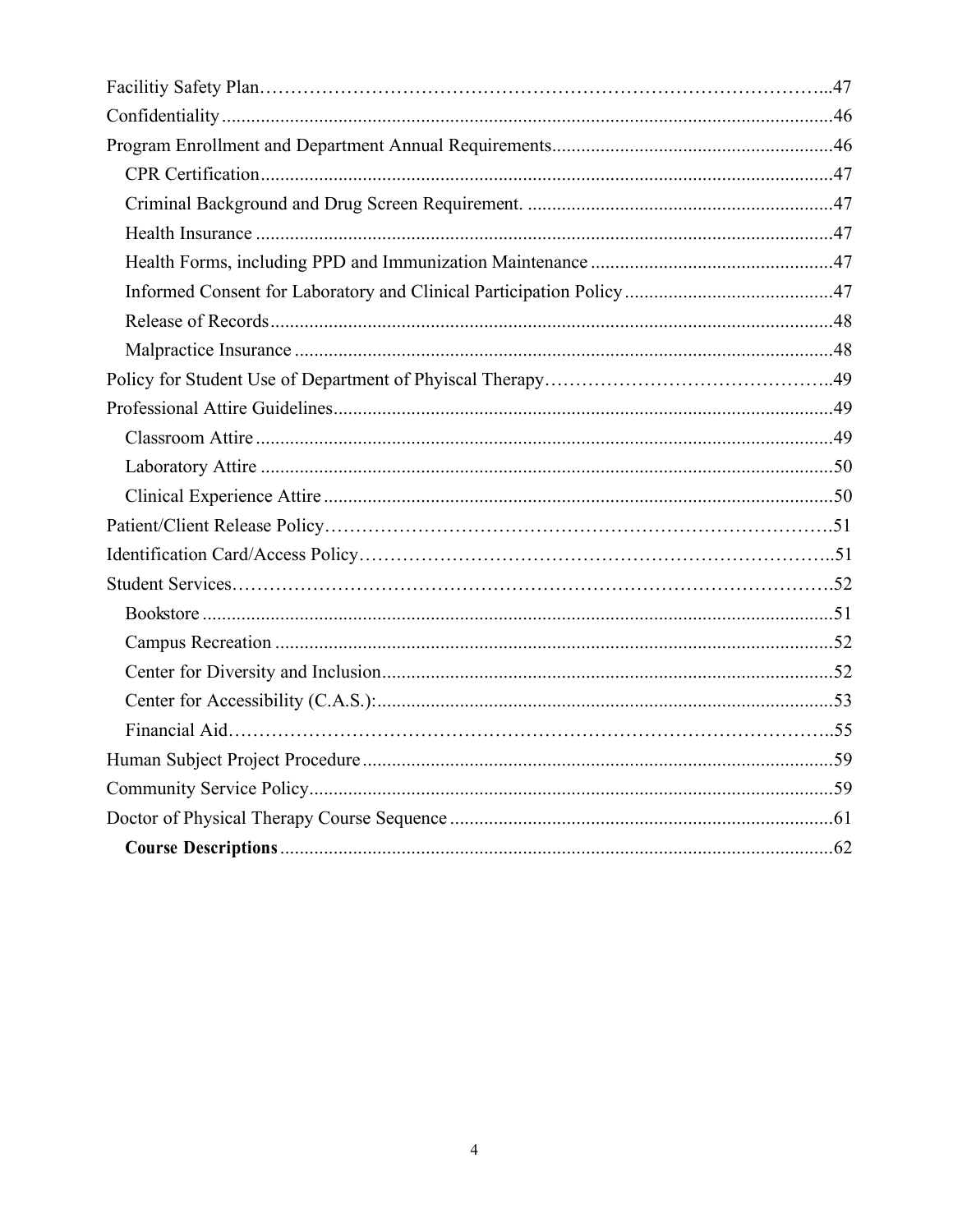Facilitiy Safety Plan......47
Confidentiality......46
Program Enrollment and Department Annual Requirements......46
- CPR Certification......47
- Criminal Background and Drug Screen Requirement. ......47
- Health Insurance......47
- Health Forms, including PPD and Immunization Maintenance......47
- Informed Consent for Laboratory and Clinical Participation Policy......47
- Release of Records......48
- Malpractice Insurance......48

Policy for Student Use of Department of Phyiscal Therapy......49
Professional Attire Guidelines......49
- Classroom Attire......49
- Laboratory Attire......50
- Clinical Experience Attire......50

Patient/Client Release Policy......51
Identification Card/Access Policy......51
Student Services......52
- Bookstore......51
- Campus Recreation......52
- Center for Diversity and Inclusion......52
- Center for Accessibility (C.A.S.):......53
- Financial Aid......55

Human Subject Project Procedure......59
Community Service Policy......59
Doctor of Physical Therapy Course Sequence......61
- **Course Descriptions**......62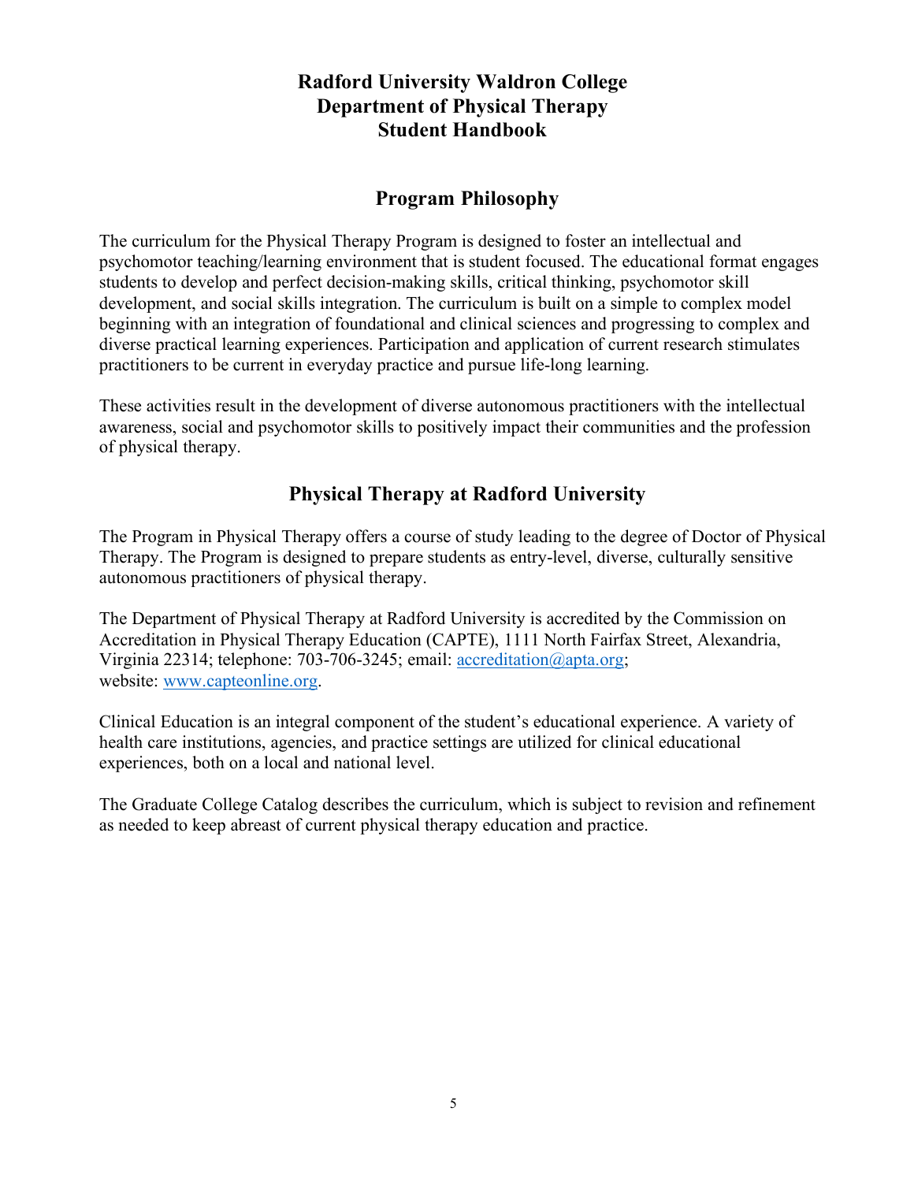# Radford University Waldron College
# Department of Physical Therapy
# Student Handbook

## Program Philosophy

The curriculum for the Physical Therapy Program is designed to foster an intellectual and psychomotor teaching/learning environment that is student focused. The educational format engages students to develop and perfect decision-making skills, critical thinking, psychomotor skill development, and social skills integration. The curriculum is built on a simple to complex model beginning with an integration of foundational and clinical sciences and progressing to complex and diverse practical learning experiences. Participation and application of current research stimulates practitioners to be current in everyday practice and pursue life-long learning.

These activities result in the development of diverse autonomous practitioners with the intellectual awareness, social and psychomotor skills to positively impact their communities and the profession of physical therapy.

## Physical Therapy at Radford University

The Program in Physical Therapy offers a course of study leading to the degree of Doctor of Physical Therapy. The Program is designed to prepare students as entry-level, diverse, culturally sensitive autonomous practitioners of physical therapy.

The Department of Physical Therapy at Radford University is accredited by the Commission on Accreditation in Physical Therapy Education (CAPTE), 1111 North Fairfax Street, Alexandria, Virginia 22314; telephone: 703-706-3245; email: [accreditation@apta.org](mailto:accreditation@apta.org); website: [www.capteonline.org](http://www.capteonline.org).

Clinical Education is an integral component of the student's educational experience. A variety of health care institutions, agencies, and practice settings are utilized for clinical educational experiences, both on a local and national level.

The Graduate College Catalog describes the curriculum, which is subject to revision and refinement as needed to keep abreast of current physical therapy education and practice.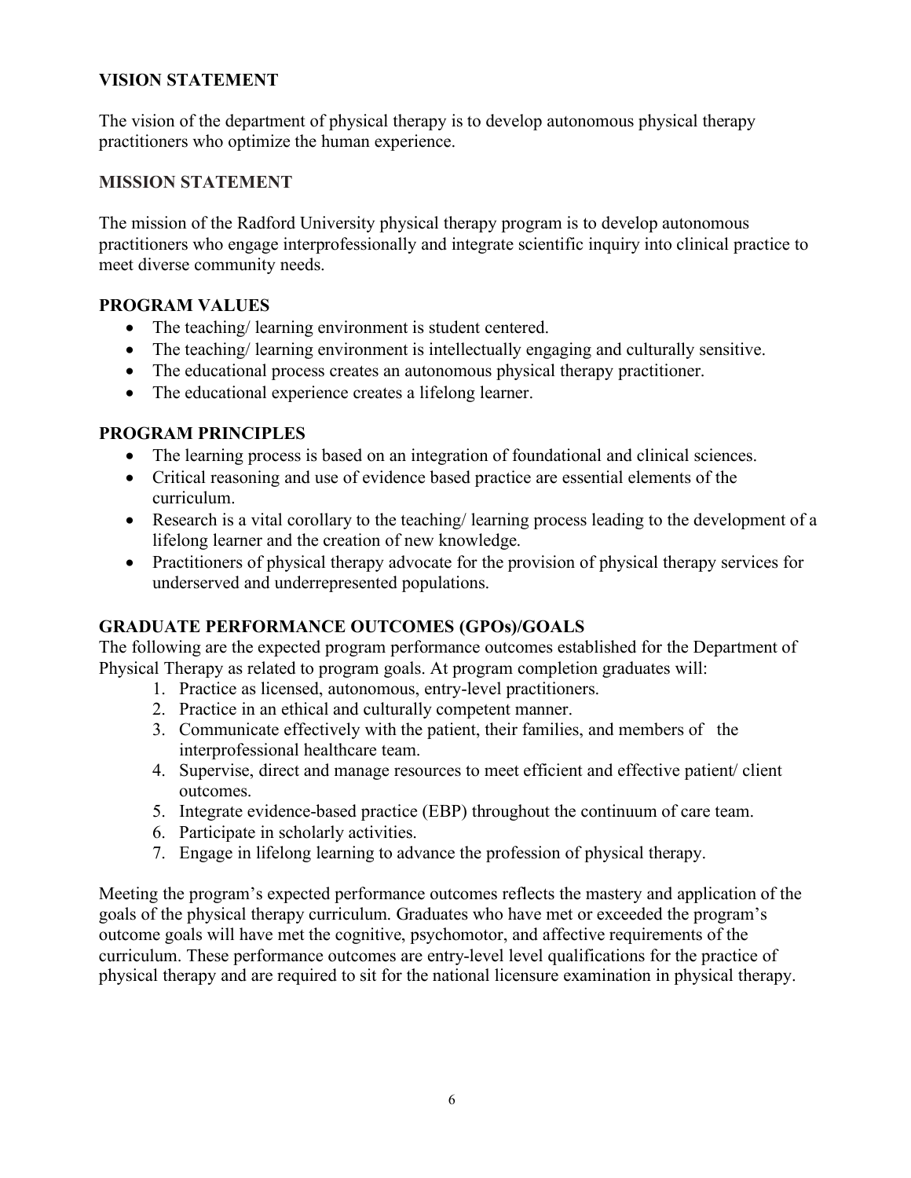## VISION STATEMENT

The vision of the department of physical therapy is to develop autonomous physical therapy practitioners who optimize the human experience.

## MISSION STATEMENT

The mission of the Radford University physical therapy program is to develop autonomous practitioners who engage interprofessionally and integrate scientific inquiry into clinical practice to meet diverse community needs.

## PROGRAM VALUES

- The teaching/ learning environment is student centered.
- The teaching/ learning environment is intellectually engaging and culturally sensitive.
- The educational process creates an autonomous physical therapy practitioner.
- The educational experience creates a lifelong learner.

## PROGRAM PRINCIPLES

- The learning process is based on an integration of foundational and clinical sciences.
- Critical reasoning and use of evidence based practice are essential elements of the curriculum.
- Research is a vital corollary to the teaching/ learning process leading to the development of a lifelong learner and the creation of new knowledge.
- Practitioners of physical therapy advocate for the provision of physical therapy services for underserved and underrepresented populations.

## GRADUATE PERFORMANCE OUTCOMES (GPOs)/GOALS

The following are the expected program performance outcomes established for the Department of Physical Therapy as related to program goals. At program completion graduates will:

1. Practice as licensed, autonomous, entry-level practitioners.
2. Practice in an ethical and culturally competent manner.
3. Communicate effectively with the patient, their families, and members of the interprofessional healthcare team.
4. Supervise, direct and manage resources to meet efficient and effective patient/ client outcomes.
5. Integrate evidence-based practice (EBP) throughout the continuum of care team.
6. Participate in scholarly activities.
7. Engage in lifelong learning to advance the profession of physical therapy.

Meeting the program's expected performance outcomes reflects the mastery and application of the goals of the physical therapy curriculum. Graduates who have met or exceeded the program's outcome goals will have met the cognitive, psychomotor, and affective requirements of the curriculum. These performance outcomes are entry-level level qualifications for the practice of physical therapy and are required to sit for the national licensure examination in physical therapy.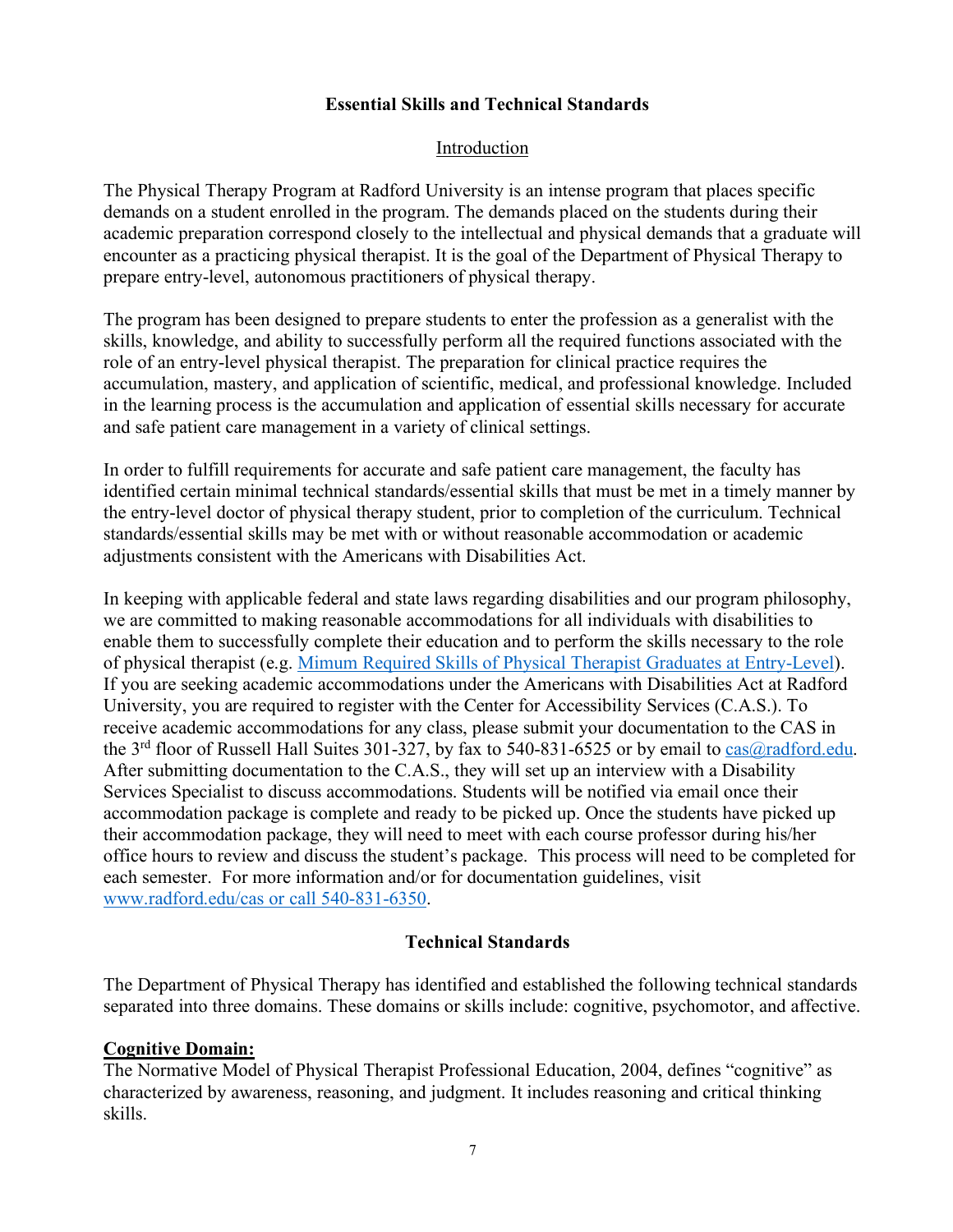## Essential Skills and Technical Standards

### Introduction

The Physical Therapy Program at Radford University is an intense program that places specific demands on a student enrolled in the program. The demands placed on the students during their academic preparation correspond closely to the intellectual and physical demands that a graduate will encounter as a practicing physical therapist. It is the goal of the Department of Physical Therapy to prepare entry-level, autonomous practitioners of physical therapy.

The program has been designed to prepare students to enter the profession as a generalist with the skills, knowledge, and ability to successfully perform all the required functions associated with the role of an entry-level physical therapist. The preparation for clinical practice requires the accumulation, mastery, and application of scientific, medical, and professional knowledge. Included in the learning process is the accumulation and application of essential skills necessary for accurate and safe patient care management in a variety of clinical settings.

In order to fulfill requirements for accurate and safe patient care management, the faculty has identified certain minimal technical standards/essential skills that must be met in a timely manner by the entry-level doctor of physical therapy student, prior to completion of the curriculum. Technical standards/essential skills may be met with or without reasonable accommodation or academic adjustments consistent with the Americans with Disabilities Act.

In keeping with applicable federal and state laws regarding disabilities and our program philosophy, we are committed to making reasonable accommodations for all individuals with disabilities to enable them to successfully complete their education and to perform the skills necessary to the role of physical therapist (e.g. Mimum Required Skills of Physical Therapist Graduates at Entry-Level). If you are seeking academic accommodations under the Americans with Disabilities Act at Radford University, you are required to register with the Center for Accessibility Services (C.A.S.). To receive academic accommodations for any class, please submit your documentation to the CAS in the 3rd floor of Russell Hall Suites 301-327, by fax to 540-831-6525 or by email to cas@radford.edu. After submitting documentation to the C.A.S., they will set up an interview with a Disability Services Specialist to discuss accommodations. Students will be notified via email once their accommodation package is complete and ready to be picked up. Once the students have picked up their accommodation package, they will need to meet with each course professor during his/her office hours to review and discuss the student's package. This process will need to be completed for each semester. For more information and/or for documentation guidelines, visit www.radford.edu/cas or call 540-831-6350.

## Technical Standards

The Department of Physical Therapy has identified and established the following technical standards separated into three domains. These domains or skills include: cognitive, psychomotor, and affective.

### Cognitive Domain:

The Normative Model of Physical Therapist Professional Education, 2004, defines "cognitive" as characterized by awareness, reasoning, and judgment. It includes reasoning and critical thinking skills.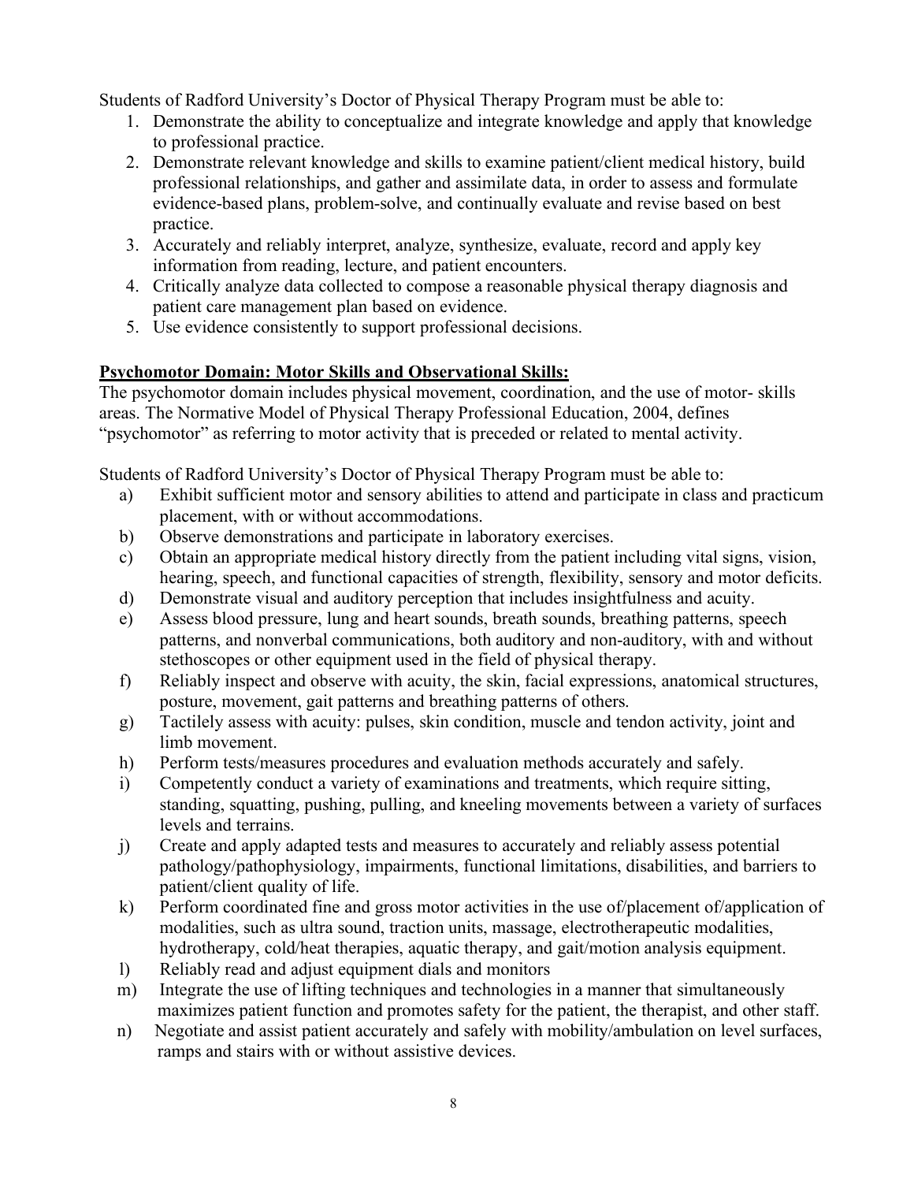Students of Radford University's Doctor of Physical Therapy Program must be able to:

1. Demonstrate the ability to conceptualize and integrate knowledge and apply that knowledge to professional practice.
2. Demonstrate relevant knowledge and skills to examine patient/client medical history, build professional relationships, and gather and assimilate data, in order to assess and formulate evidence-based plans, problem-solve, and continually evaluate and revise based on best practice.
3. Accurately and reliably interpret, analyze, synthesize, evaluate, record and apply key information from reading, lecture, and patient encounters.
4. Critically analyze data collected to compose a reasonable physical therapy diagnosis and patient care management plan based on evidence.
5. Use evidence consistently to support professional decisions.

**<u>Psychomotor Domain: Motor Skills and Observational Skills:</u>**

The psychomotor domain includes physical movement, coordination, and the use of motor- skills areas. The Normative Model of Physical Therapy Professional Education, 2004, defines "psychomotor" as referring to motor activity that is preceded or related to mental activity.

Students of Radford University's Doctor of Physical Therapy Program must be able to:

a) Exhibit sufficient motor and sensory abilities to attend and participate in class and practicum placement, with or without accommodations.
b) Observe demonstrations and participate in laboratory exercises.
c) Obtain an appropriate medical history directly from the patient including vital signs, vision, hearing, speech, and functional capacities of strength, flexibility, sensory and motor deficits.
d) Demonstrate visual and auditory perception that includes insightfulness and acuity.
e) Assess blood pressure, lung and heart sounds, breath sounds, breathing patterns, speech patterns, and nonverbal communications, both auditory and non-auditory, with and without stethoscopes or other equipment used in the field of physical therapy.
f) Reliably inspect and observe with acuity, the skin, facial expressions, anatomical structures, posture, movement, gait patterns and breathing patterns of others.
g) Tactilely assess with acuity: pulses, skin condition, muscle and tendon activity, joint and limb movement.
h) Perform tests/measures procedures and evaluation methods accurately and safely.
i) Competently conduct a variety of examinations and treatments, which require sitting, standing, squatting, pushing, pulling, and kneeling movements between a variety of surfaces levels and terrains.
j) Create and apply adapted tests and measures to accurately and reliably assess potential pathology/pathophysiology, impairments, functional limitations, disabilities, and barriers to patient/client quality of life.
k) Perform coordinated fine and gross motor activities in the use of/placement of/application of modalities, such as ultra sound, traction units, massage, electrotherapeutic modalities, hydrotherapy, cold/heat therapies, aquatic therapy, and gait/motion analysis equipment.
l) Reliably read and adjust equipment dials and monitors
m) Integrate the use of lifting techniques and technologies in a manner that simultaneously maximizes patient function and promotes safety for the patient, the therapist, and other staff.
n) Negotiate and assist patient accurately and safely with mobility/ambulation on level surfaces, ramps and stairs with or without assistive devices.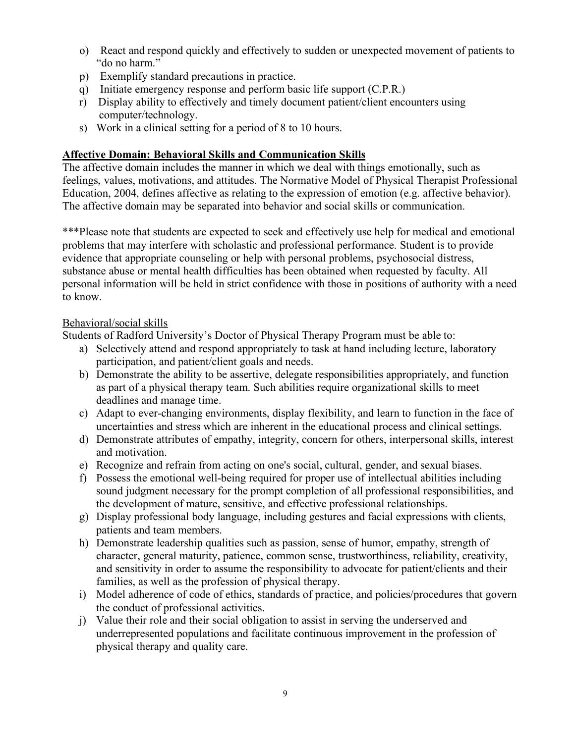o) React and respond quickly and effectively to sudden or unexpected movement of patients to "do no harm."
p) Exemplify standard precautions in practice.
q) Initiate emergency response and perform basic life support (C.P.R.)
r) Display ability to effectively and timely document patient/client encounters using computer/technology.
s) Work in a clinical setting for a period of 8 to 10 hours.

## Affective Domain: Behavioral Skills and Communication Skills

The affective domain includes the manner in which we deal with things emotionally, such as feelings, values, motivations, and attitudes. The Normative Model of Physical Therapist Professional Education, 2004, defines affective as relating to the expression of emotion (e.g. affective behavior). The affective domain may be separated into behavior and social skills or communication.

***Please note that students are expected to seek and effectively use help for medical and emotional problems that may interfere with scholastic and professional performance. Student is to provide evidence that appropriate counseling or help with personal problems, psychosocial distress, substance abuse or mental health difficulties has been obtained when requested by faculty. All personal information will be held in strict confidence with those in positions of authority with a need to know.

### Behavioral/social skills

Students of Radford University's Doctor of Physical Therapy Program must be able to:

a) Selectively attend and respond appropriately to task at hand including lecture, laboratory participation, and patient/client goals and needs.
b) Demonstrate the ability to be assertive, delegate responsibilities appropriately, and function as part of a physical therapy team. Such abilities require organizational skills to meet deadlines and manage time.
c) Adapt to ever-changing environments, display flexibility, and learn to function in the face of uncertainties and stress which are inherent in the educational process and clinical settings.
d) Demonstrate attributes of empathy, integrity, concern for others, interpersonal skills, interest and motivation.
e) Recognize and refrain from acting on one's social, cultural, gender, and sexual biases.
f) Possess the emotional well-being required for proper use of intellectual abilities including sound judgment necessary for the prompt completion of all professional responsibilities, and the development of mature, sensitive, and effective professional relationships.
g) Display professional body language, including gestures and facial expressions with clients, patients and team members.
h) Demonstrate leadership qualities such as passion, sense of humor, empathy, strength of character, general maturity, patience, common sense, trustworthiness, reliability, creativity, and sensitivity in order to assume the responsibility to advocate for patient/clients and their families, as well as the profession of physical therapy.
i) Model adherence of code of ethics, standards of practice, and policies/procedures that govern the conduct of professional activities.
j) Value their role and their social obligation to assist in serving the underserved and underrepresented populations and facilitate continuous improvement in the profession of physical therapy and quality care.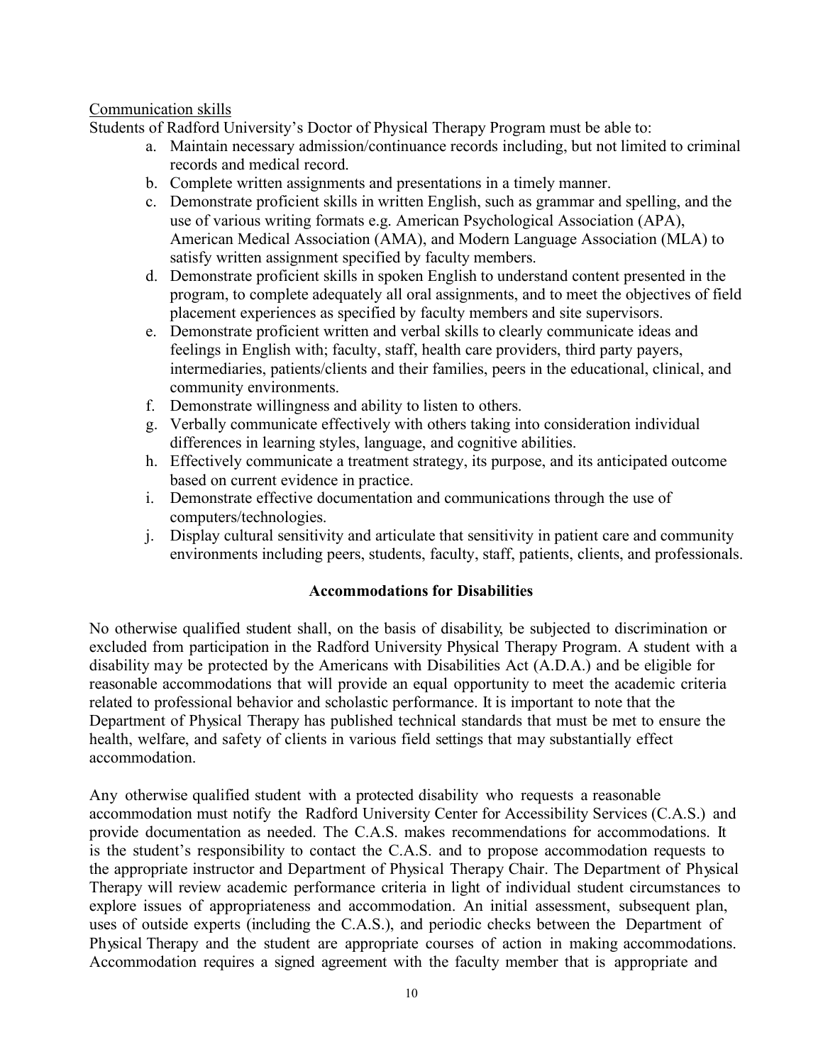Communication skills

Students of Radford University's Doctor of Physical Therapy Program must be able to:

a. Maintain necessary admission/continuance records including, but not limited to criminal records and medical record.
b. Complete written assignments and presentations in a timely manner.
c. Demonstrate proficient skills in written English, such as grammar and spelling, and the use of various writing formats e.g. American Psychological Association (APA), American Medical Association (AMA), and Modern Language Association (MLA) to satisfy written assignment specified by faculty members.
d. Demonstrate proficient skills in spoken English to understand content presented in the program, to complete adequately all oral assignments, and to meet the objectives of field placement experiences as specified by faculty members and site supervisors.
e. Demonstrate proficient written and verbal skills to clearly communicate ideas and feelings in English with; faculty, staff, health care providers, third party payers, intermediaries, patients/clients and their families, peers in the educational, clinical, and community environments.
f. Demonstrate willingness and ability to listen to others.
g. Verbally communicate effectively with others taking into consideration individual differences in learning styles, language, and cognitive abilities.
h. Effectively communicate a treatment strategy, its purpose, and its anticipated outcome based on current evidence in practice.
i. Demonstrate effective documentation and communications through the use of computers/technologies.
j. Display cultural sensitivity and articulate that sensitivity in patient care and community environments including peers, students, faculty, staff, patients, clients, and professionals.

## Accommodations for Disabilities

No otherwise qualified student shall, on the basis of disability, be subjected to discrimination or excluded from participation in the Radford University Physical Therapy Program. A student with a disability may be protected by the Americans with Disabilities Act (A.D.A.) and be eligible for reasonable accommodations that will provide an equal opportunity to meet the academic criteria related to professional behavior and scholastic performance. It is important to note that the Department of Physical Therapy has published technical standards that must be met to ensure the health, welfare, and safety of clients in various field settings that may substantially effect accommodation.

Any otherwise qualified student with a protected disability who requests a reasonable accommodation must notify the Radford University Center for Accessibility Services (C.A.S.) and provide documentation as needed. The C.A.S. makes recommendations for accommodations. It is the student's responsibility to contact the C.A.S. and to propose accommodation requests to the appropriate instructor and Department of Physical Therapy Chair. The Department of Physical Therapy will review academic performance criteria in light of individual student circumstances to explore issues of appropriateness and accommodation. An initial assessment, subsequent plan, uses of outside experts (including the C.A.S.), and periodic checks between the Department of Physical Therapy and the student are appropriate courses of action in making accommodations. Accommodation requires a signed agreement with the faculty member that is appropriate and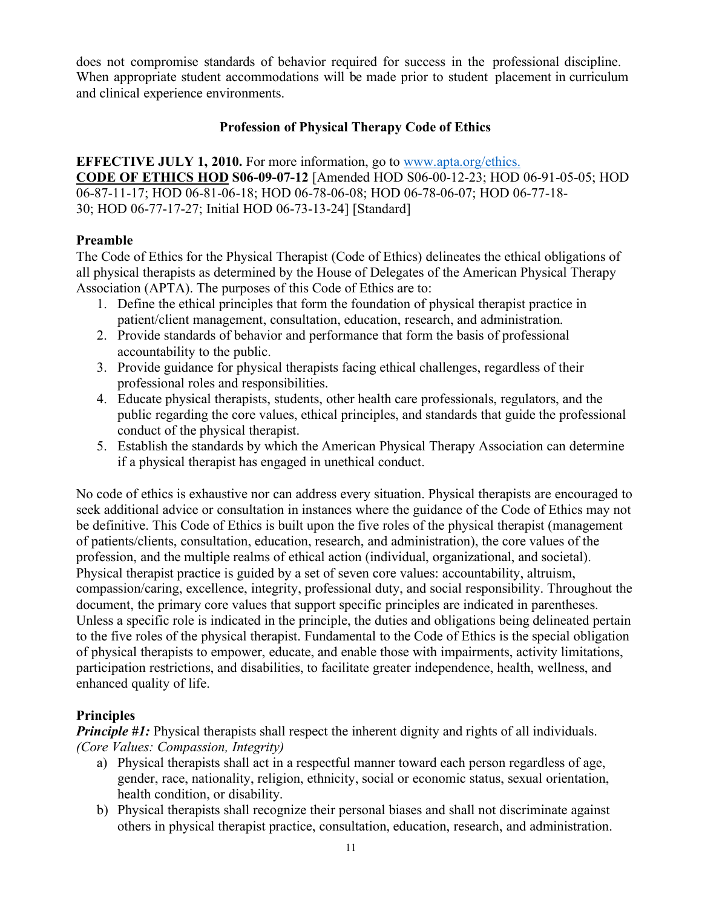does not compromise standards of behavior required for success in the professional discipline. When appropriate student accommodations will be made prior to student placement in curriculum and clinical experience environments.

## Profession of Physical Therapy Code of Ethics

**EFFECTIVE JULY 1, 2010.** For more information, go to www.apta.org/ethics.
**CODE OF ETHICS HOD S06-09-07-12** [Amended HOD S06-00-12-23; HOD 06-91-05-05; HOD 06-87-11-17; HOD 06-81-06-18; HOD 06-78-06-08; HOD 06-78-06-07; HOD 06-77-18-30; HOD 06-77-17-27; Initial HOD 06-73-13-24] [Standard]

### Preamble

The Code of Ethics for the Physical Therapist (Code of Ethics) delineates the ethical obligations of all physical therapists as determined by the House of Delegates of the American Physical Therapy Association (APTA). The purposes of this Code of Ethics are to:

1. Define the ethical principles that form the foundation of physical therapist practice in patient/client management, consultation, education, research, and administration.
2. Provide standards of behavior and performance that form the basis of professional accountability to the public.
3. Provide guidance for physical therapists facing ethical challenges, regardless of their professional roles and responsibilities.
4. Educate physical therapists, students, other health care professionals, regulators, and the public regarding the core values, ethical principles, and standards that guide the professional conduct of the physical therapist.
5. Establish the standards by which the American Physical Therapy Association can determine if a physical therapist has engaged in unethical conduct.

No code of ethics is exhaustive nor can address every situation. Physical therapists are encouraged to seek additional advice or consultation in instances where the guidance of the Code of Ethics may not be definitive. This Code of Ethics is built upon the five roles of the physical therapist (management of patients/clients, consultation, education, research, and administration), the core values of the profession, and the multiple realms of ethical action (individual, organizational, and societal). Physical therapist practice is guided by a set of seven core values: accountability, altruism, compassion/caring, excellence, integrity, professional duty, and social responsibility. Throughout the document, the primary core values that support specific principles are indicated in parentheses. Unless a specific role is indicated in the principle, the duties and obligations being delineated pertain to the five roles of the physical therapist. Fundamental to the Code of Ethics is the special obligation of physical therapists to empower, educate, and enable those with impairments, activity limitations, participation restrictions, and disabilities, to facilitate greater independence, health, wellness, and enhanced quality of life.

### Principles

***Principle #1:*** Physical therapists shall respect the inherent dignity and rights of all individuals.
*(Core Values: Compassion, Integrity)*

a) Physical therapists shall act in a respectful manner toward each person regardless of age, gender, race, nationality, religion, ethnicity, social or economic status, sexual orientation, health condition, or disability.
b) Physical therapists shall recognize their personal biases and shall not discriminate against others in physical therapist practice, consultation, education, research, and administration.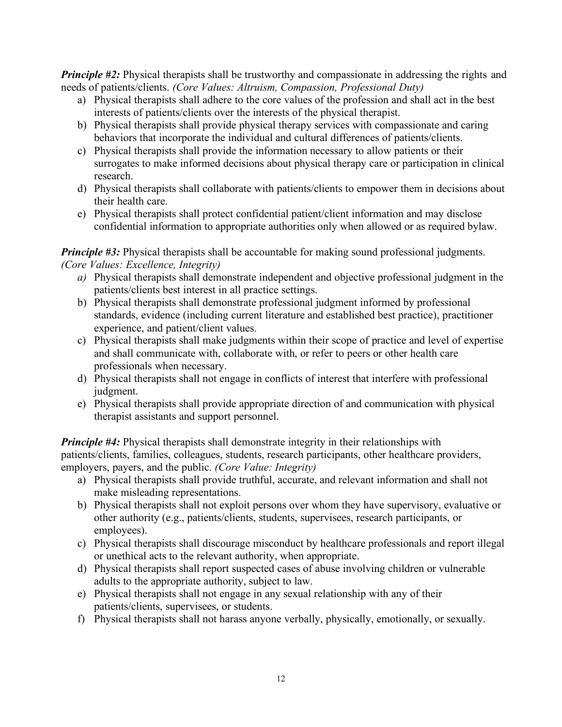***Principle #2:*** Physical therapists shall be trustworthy and compassionate in addressing the rights and needs of patients/clients. *(Core Values: Altruism, Compassion, Professional Duty)*

a) Physical therapists shall adhere to the core values of the profession and shall act in the best interests of patients/clients over the interests of the physical therapist.
b) Physical therapists shall provide physical therapy services with compassionate and caring behaviors that incorporate the individual and cultural differences of patients/clients.
c) Physical therapists shall provide the information necessary to allow patients or their surrogates to make informed decisions about physical therapy care or participation in clinical research.
d) Physical therapists shall collaborate with patients/clients to empower them in decisions about their health care.
e) Physical therapists shall protect confidential patient/client information and may disclose confidential information to appropriate authorities only when allowed or as required bylaw.

***Principle #3:*** Physical therapists shall be accountable for making sound professional judgments. *(Core Values: Excellence, Integrity)*

*a)* Physical therapists shall demonstrate independent and objective professional judgment in the patients/clients best interest in all practice settings.
b) Physical therapists shall demonstrate professional judgment informed by professional standards, evidence (including current literature and established best practice), practitioner experience, and patient/client values.
c) Physical therapists shall make judgments within their scope of practice and level of expertise and shall communicate with, collaborate with, or refer to peers or other health care professionals when necessary.
d) Physical therapists shall not engage in conflicts of interest that interfere with professional judgment.
e) Physical therapists shall provide appropriate direction of and communication with physical therapist assistants and support personnel.

***Principle #4:*** Physical therapists shall demonstrate integrity in their relationships with patients/clients, families, colleagues, students, research participants, other healthcare providers, employers, payers, and the public. *(Core Value: Integrity)*

a) Physical therapists shall provide truthful, accurate, and relevant information and shall not make misleading representations.
b) Physical therapists shall not exploit persons over whom they have supervisory, evaluative or other authority (e.g., patients/clients, students, supervisees, research participants, or employees).
c) Physical therapists shall discourage misconduct by healthcare professionals and report illegal or unethical acts to the relevant authority, when appropriate.
d) Physical therapists shall report suspected cases of abuse involving children or vulnerable adults to the appropriate authority, subject to law.
e) Physical therapists shall not engage in any sexual relationship with any of their patients/clients, supervisees, or students.
f) Physical therapists shall not harass anyone verbally, physically, emotionally, or sexually.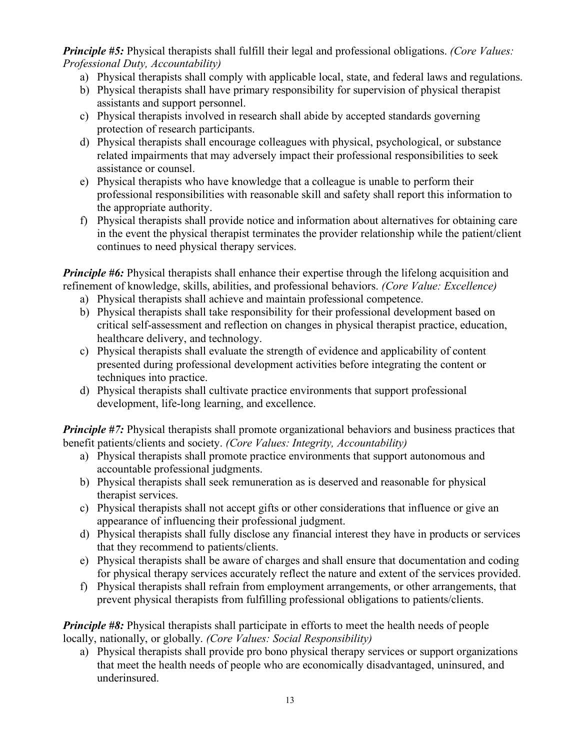***Principle #5:*** Physical therapists shall fulfill their legal and professional obligations. *(Core Values: Professional Duty, Accountability)*

a) Physical therapists shall comply with applicable local, state, and federal laws and regulations.
b) Physical therapists shall have primary responsibility for supervision of physical therapist assistants and support personnel.
c) Physical therapists involved in research shall abide by accepted standards governing protection of research participants.
d) Physical therapists shall encourage colleagues with physical, psychological, or substance related impairments that may adversely impact their professional responsibilities to seek assistance or counsel.
e) Physical therapists who have knowledge that a colleague is unable to perform their professional responsibilities with reasonable skill and safety shall report this information to the appropriate authority.
f) Physical therapists shall provide notice and information about alternatives for obtaining care in the event the physical therapist terminates the provider relationship while the patient/client continues to need physical therapy services.

***Principle #6:*** Physical therapists shall enhance their expertise through the lifelong acquisition and refinement of knowledge, skills, abilities, and professional behaviors. *(Core Value: Excellence)*

a) Physical therapists shall achieve and maintain professional competence.
b) Physical therapists shall take responsibility for their professional development based on critical self-assessment and reflection on changes in physical therapist practice, education, healthcare delivery, and technology.
c) Physical therapists shall evaluate the strength of evidence and applicability of content presented during professional development activities before integrating the content or techniques into practice.
d) Physical therapists shall cultivate practice environments that support professional development, life-long learning, and excellence.

***Principle #7:*** Physical therapists shall promote organizational behaviors and business practices that benefit patients/clients and society. *(Core Values: Integrity, Accountability)*

a) Physical therapists shall promote practice environments that support autonomous and accountable professional judgments.
b) Physical therapists shall seek remuneration as is deserved and reasonable for physical therapist services.
c) Physical therapists shall not accept gifts or other considerations that influence or give an appearance of influencing their professional judgment.
d) Physical therapists shall fully disclose any financial interest they have in products or services that they recommend to patients/clients.
e) Physical therapists shall be aware of charges and shall ensure that documentation and coding for physical therapy services accurately reflect the nature and extent of the services provided.
f) Physical therapists shall refrain from employment arrangements, or other arrangements, that prevent physical therapists from fulfilling professional obligations to patients/clients.

***Principle #8:*** Physical therapists shall participate in efforts to meet the health needs of people locally, nationally, or globally. *(Core Values: Social Responsibility)*

a) Physical therapists shall provide pro bono physical therapy services or support organizations that meet the health needs of people who are economically disadvantaged, uninsured, and underinsured.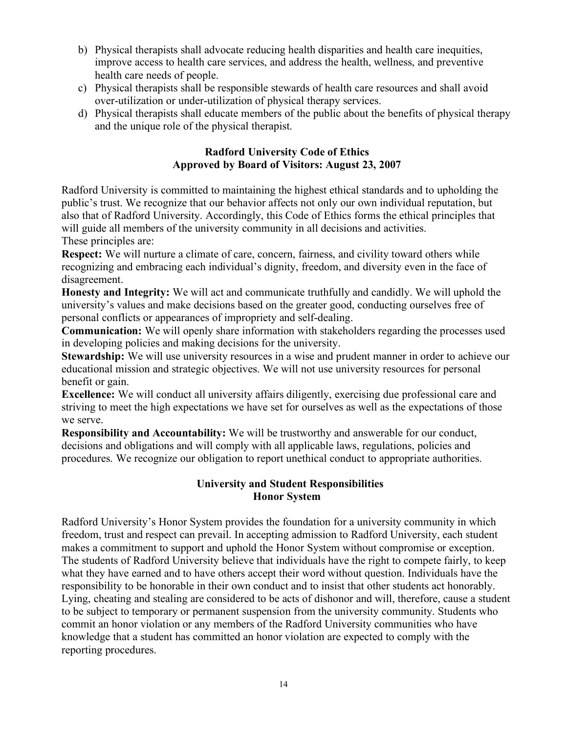b) Physical therapists shall advocate reducing health disparities and health care inequities, improve access to health care services, and address the health, wellness, and preventive health care needs of people.
c) Physical therapists shall be responsible stewards of health care resources and shall avoid over-utilization or under-utilization of physical therapy services.
d) Physical therapists shall educate members of the public about the benefits of physical therapy and the unique role of the physical therapist.

## Radford University Code of Ethics
## Approved by Board of Visitors: August 23, 2007

Radford University is committed to maintaining the highest ethical standards and to upholding the public's trust. We recognize that our behavior affects not only our own individual reputation, but also that of Radford University. Accordingly, this Code of Ethics forms the ethical principles that will guide all members of the university community in all decisions and activities.
These principles are:

**Respect:** We will nurture a climate of care, concern, fairness, and civility toward others while recognizing and embracing each individual's dignity, freedom, and diversity even in the face of disagreement.

**Honesty and Integrity:** We will act and communicate truthfully and candidly. We will uphold the university's values and make decisions based on the greater good, conducting ourselves free of personal conflicts or appearances of impropriety and self-dealing.

**Communication:** We will openly share information with stakeholders regarding the processes used in developing policies and making decisions for the university.

**Stewardship:** We will use university resources in a wise and prudent manner in order to achieve our educational mission and strategic objectives. We will not use university resources for personal benefit or gain.

**Excellence:** We will conduct all university affairs diligently, exercising due professional care and striving to meet the high expectations we have set for ourselves as well as the expectations of those we serve.

**Responsibility and Accountability:** We will be trustworthy and answerable for our conduct, decisions and obligations and will comply with all applicable laws, regulations, policies and procedures. We recognize our obligation to report unethical conduct to appropriate authorities.

## University and Student Responsibilities
## Honor System

Radford University's Honor System provides the foundation for a university community in which freedom, trust and respect can prevail. In accepting admission to Radford University, each student makes a commitment to support and uphold the Honor System without compromise or exception. The students of Radford University believe that individuals have the right to compete fairly, to keep what they have earned and to have others accept their word without question. Individuals have the responsibility to be honorable in their own conduct and to insist that other students act honorably. Lying, cheating and stealing are considered to be acts of dishonor and will, therefore, cause a student to be subject to temporary or permanent suspension from the university community. Students who commit an honor violation or any members of the Radford University communities who have knowledge that a student has committed an honor violation are expected to comply with the reporting procedures.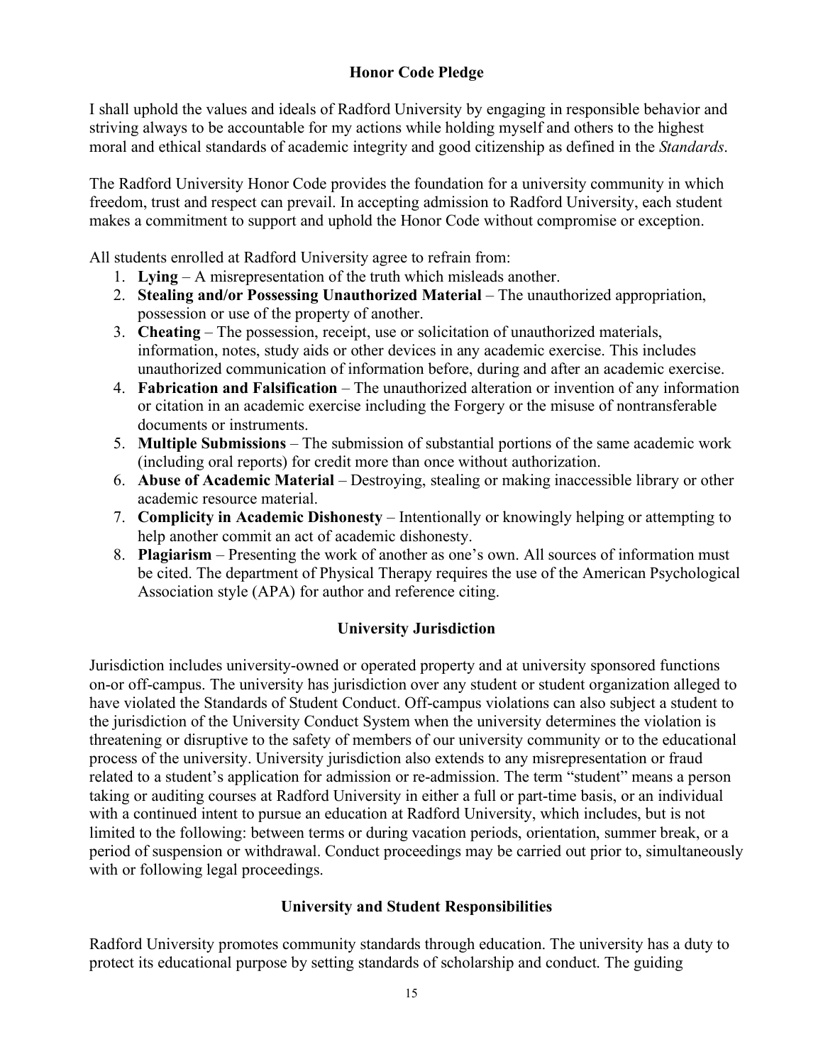## Honor Code Pledge

I shall uphold the values and ideals of Radford University by engaging in responsible behavior and striving always to be accountable for my actions while holding myself and others to the highest moral and ethical standards of academic integrity and good citizenship as defined in the *Standards*.

The Radford University Honor Code provides the foundation for a university community in which freedom, trust and respect can prevail. In accepting admission to Radford University, each student makes a commitment to support and uphold the Honor Code without compromise or exception.

All students enrolled at Radford University agree to refrain from:

1. **Lying** – A misrepresentation of the truth which misleads another.
2. **Stealing and/or Possessing Unauthorized Material** – The unauthorized appropriation, possession or use of the property of another.
3. **Cheating** – The possession, receipt, use or solicitation of unauthorized materials, information, notes, study aids or other devices in any academic exercise. This includes unauthorized communication of information before, during and after an academic exercise.
4. **Fabrication and Falsification** – The unauthorized alteration or invention of any information or citation in an academic exercise including the Forgery or the misuse of nontransferable documents or instruments.
5. **Multiple Submissions** – The submission of substantial portions of the same academic work (including oral reports) for credit more than once without authorization.
6. **Abuse of Academic Material** – Destroying, stealing or making inaccessible library or other academic resource material.
7. **Complicity in Academic Dishonesty** – Intentionally or knowingly helping or attempting to help another commit an act of academic dishonesty.
8. **Plagiarism** – Presenting the work of another as one's own. All sources of information must be cited. The department of Physical Therapy requires the use of the American Psychological Association style (APA) for author and reference citing.

## University Jurisdiction

Jurisdiction includes university-owned or operated property and at university sponsored functions on-or off-campus. The university has jurisdiction over any student or student organization alleged to have violated the Standards of Student Conduct. Off-campus violations can also subject a student to the jurisdiction of the University Conduct System when the university determines the violation is threatening or disruptive to the safety of members of our university community or to the educational process of the university. University jurisdiction also extends to any misrepresentation or fraud related to a student's application for admission or re-admission. The term "student" means a person taking or auditing courses at Radford University in either a full or part-time basis, or an individual with a continued intent to pursue an education at Radford University, which includes, but is not limited to the following: between terms or during vacation periods, orientation, summer break, or a period of suspension or withdrawal. Conduct proceedings may be carried out prior to, simultaneously with or following legal proceedings.

## University and Student Responsibilities

Radford University promotes community standards through education. The university has a duty to protect its educational purpose by setting standards of scholarship and conduct. The guiding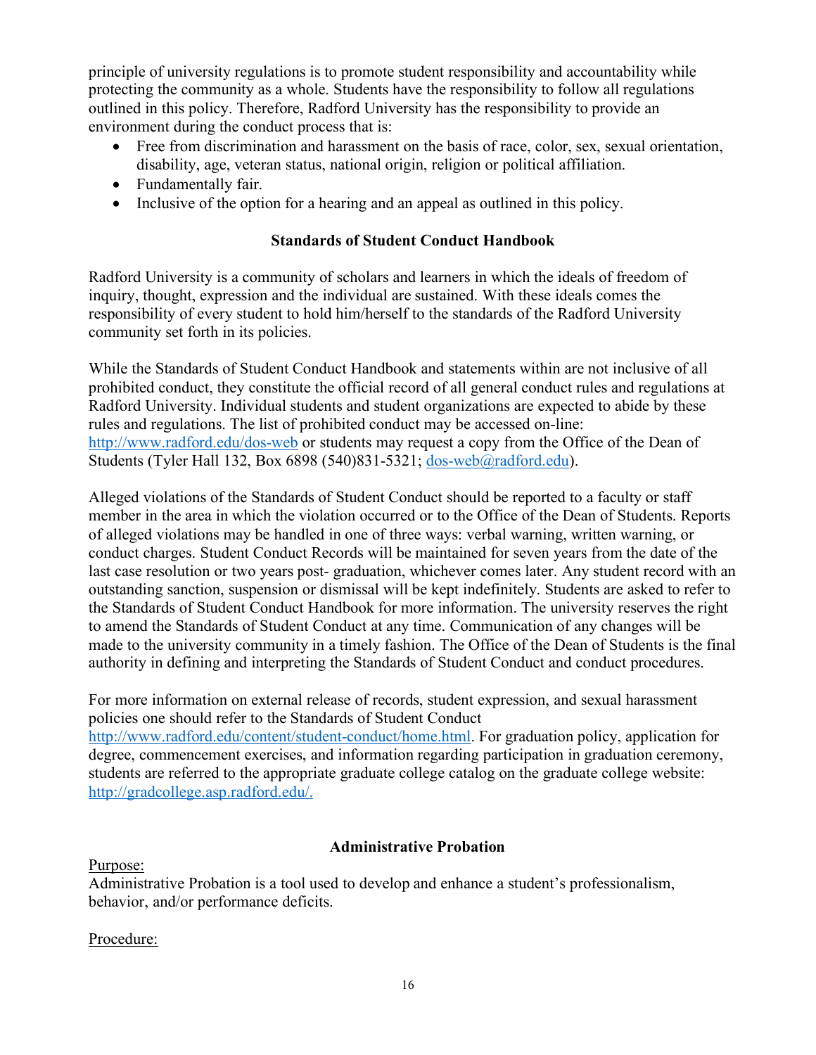principle of university regulations is to promote student responsibility and accountability while protecting the community as a whole. Students have the responsibility to follow all regulations outlined in this policy. Therefore, Radford University has the responsibility to provide an environment during the conduct process that is:

- Free from discrimination and harassment on the basis of race, color, sex, sexual orientation, disability, age, veteran status, national origin, religion or political affiliation.
- Fundamentally fair.
- Inclusive of the option for a hearing and an appeal as outlined in this policy.

## Standards of Student Conduct Handbook

Radford University is a community of scholars and learners in which the ideals of freedom of inquiry, thought, expression and the individual are sustained. With these ideals comes the responsibility of every student to hold him/herself to the standards of the Radford University community set forth in its policies.

While the Standards of Student Conduct Handbook and statements within are not inclusive of all prohibited conduct, they constitute the official record of all general conduct rules and regulations at Radford University. Individual students and student organizations are expected to abide by these rules and regulations. The list of prohibited conduct may be accessed on-line: [http://www.radford.edu/dos-web](http://www.radford.edu/dos-web) or students may request a copy from the Office of the Dean of Students (Tyler Hall 132, Box 6898 (540)831-5321; [dos-web@radford.edu](mailto:dos-web@radford.edu)).

Alleged violations of the Standards of Student Conduct should be reported to a faculty or staff member in the area in which the violation occurred or to the Office of the Dean of Students. Reports of alleged violations may be handled in one of three ways: verbal warning, written warning, or conduct charges. Student Conduct Records will be maintained for seven years from the date of the last case resolution or two years post- graduation, whichever comes later. Any student record with an outstanding sanction, suspension or dismissal will be kept indefinitely. Students are asked to refer to the Standards of Student Conduct Handbook for more information. The university reserves the right to amend the Standards of Student Conduct at any time. Communication of any changes will be made to the university community in a timely fashion. The Office of the Dean of Students is the final authority in defining and interpreting the Standards of Student Conduct and conduct procedures.

For more information on external release of records, student expression, and sexual harassment policies one should refer to the Standards of Student Conduct [http://www.radford.edu/content/student-conduct/home.html](http://www.radford.edu/content/student-conduct/home.html). For graduation policy, application for degree, commencement exercises, and information regarding participation in graduation ceremony, students are referred to the appropriate graduate college catalog on the graduate college website: [http://gradcollege.asp.radford.edu/.](http://gradcollege.asp.radford.edu/)

## Administrative Probation

Purpose:

Administrative Probation is a tool used to develop and enhance a student's professionalism, behavior, and/or performance deficits.

Procedure: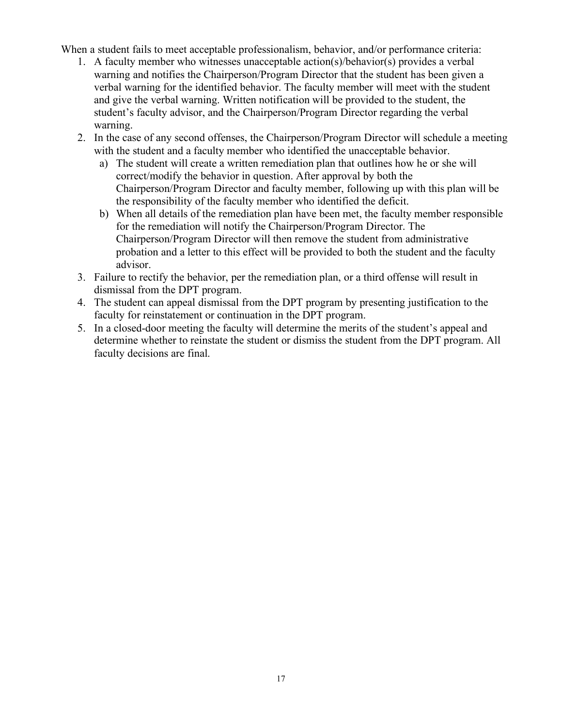When a student fails to meet acceptable professionalism, behavior, and/or performance criteria:

1. A faculty member who witnesses unacceptable action(s)/behavior(s) provides a verbal warning and notifies the Chairperson/Program Director that the student has been given a verbal warning for the identified behavior. The faculty member will meet with the student and give the verbal warning. Written notification will be provided to the student, the student's faculty advisor, and the Chairperson/Program Director regarding the verbal warning.
2. In the case of any second offenses, the Chairperson/Program Director will schedule a meeting with the student and a faculty member who identified the unacceptable behavior.
   a) The student will create a written remediation plan that outlines how he or she will correct/modify the behavior in question. After approval by both the Chairperson/Program Director and faculty member, following up with this plan will be the responsibility of the faculty member who identified the deficit.
   b) When all details of the remediation plan have been met, the faculty member responsible for the remediation will notify the Chairperson/Program Director. The Chairperson/Program Director will then remove the student from administrative probation and a letter to this effect will be provided to both the student and the faculty advisor.
3. Failure to rectify the behavior, per the remediation plan, or a third offense will result in dismissal from the DPT program.
4. The student can appeal dismissal from the DPT program by presenting justification to the faculty for reinstatement or continuation in the DPT program.
5. In a closed-door meeting the faculty will determine the merits of the student's appeal and determine whether to reinstate the student or dismiss the student from the DPT program. All faculty decisions are final.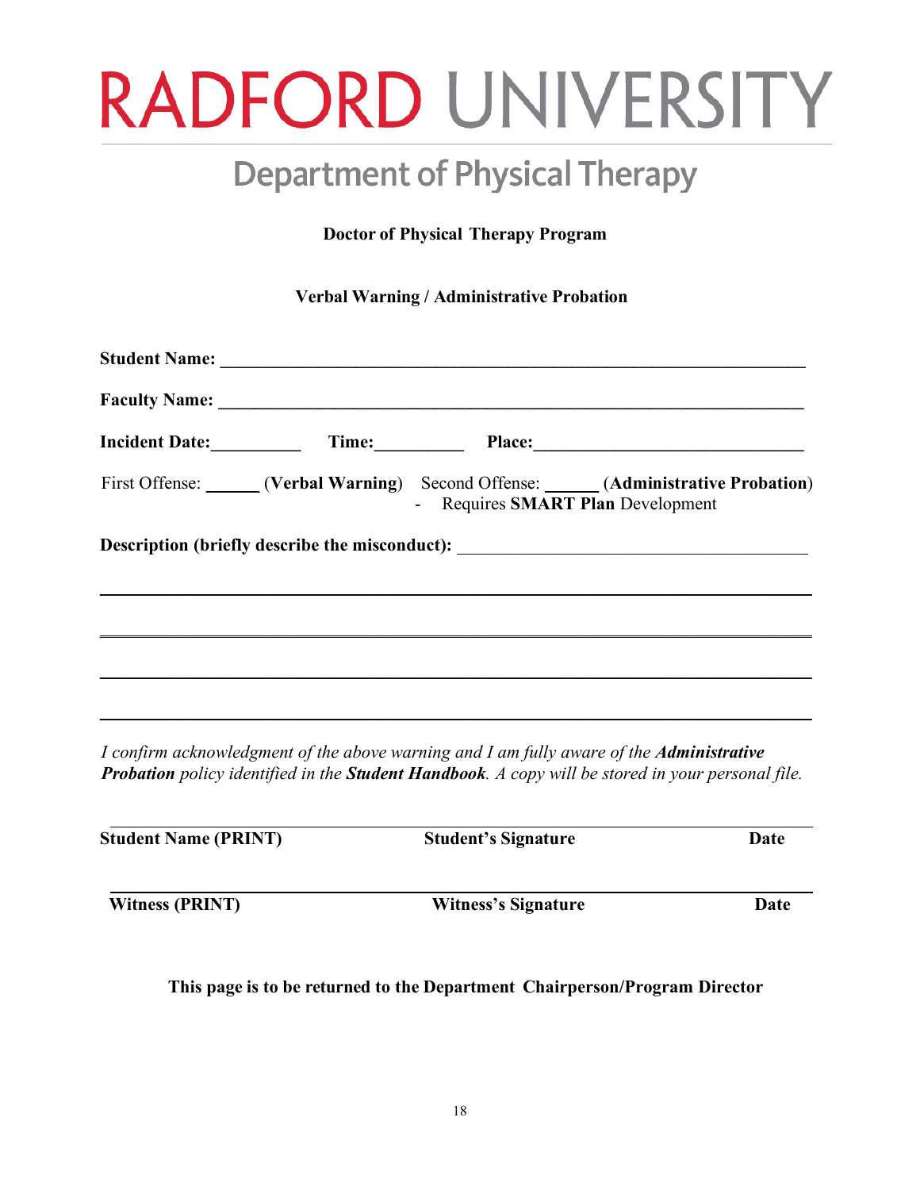# RADFORD UNIVERSITY

## Department of Physical Therapy

**Doctor of Physical Therapy Program**

**Verbal Warning / Administrative Probation**

**Student Name:** ____________________________________________________________

**Faculty Name:** ____________________________________________________________

**Incident Date:**__________ **Time:**__________ **Place:**______________________________

First Offense: ______ (**Verbal Warning**) Second Offense: ______ (**Administrative Probation**)
- Requires **SMART Plan** Development

**Description (briefly describe the misconduct):** ______________________________________

____________________________________________________________________________

____________________________________________________________________________

____________________________________________________________________________

____________________________________________________________________________

*I confirm acknowledgment of the above warning and I am fully aware of the **Administrative Probation** policy identified in the **Student Handbook**. A copy will be stored in your personal file.*

____________________________________________________________________________

**Student Name (PRINT)** **Student's Signature** **Date**

____________________________________________________________________________

**Witness (PRINT)** **Witness's Signature** **Date**

**This page is to be returned to the Department Chairperson/Program Director**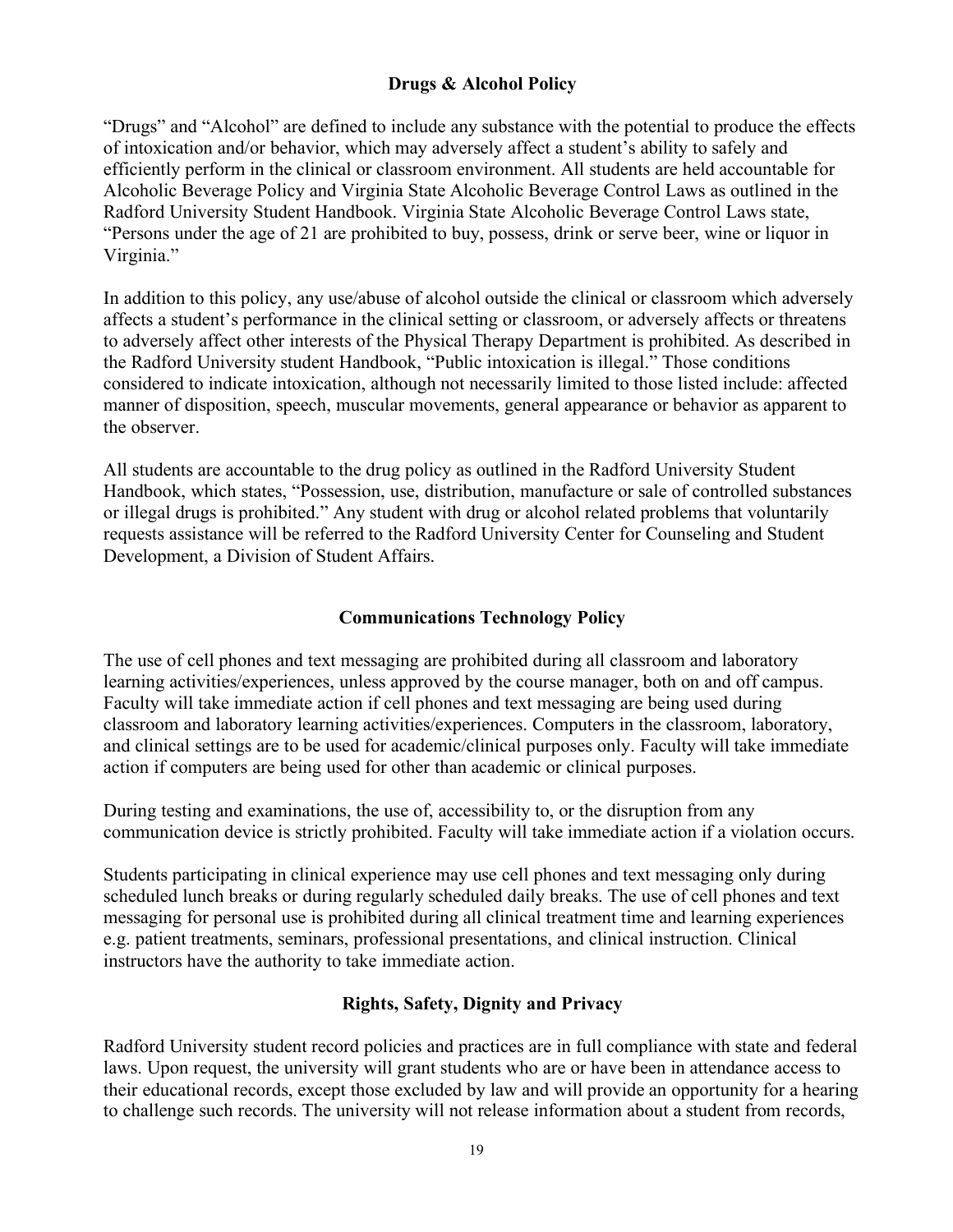## Drugs & Alcohol Policy

"Drugs" and "Alcohol" are defined to include any substance with the potential to produce the effects of intoxication and/or behavior, which may adversely affect a student's ability to safely and efficiently perform in the clinical or classroom environment. All students are held accountable for Alcoholic Beverage Policy and Virginia State Alcoholic Beverage Control Laws as outlined in the Radford University Student Handbook. Virginia State Alcoholic Beverage Control Laws state, "Persons under the age of 21 are prohibited to buy, possess, drink or serve beer, wine or liquor in Virginia."

In addition to this policy, any use/abuse of alcohol outside the clinical or classroom which adversely affects a student's performance in the clinical setting or classroom, or adversely affects or threatens to adversely affect other interests of the Physical Therapy Department is prohibited. As described in the Radford University student Handbook, "Public intoxication is illegal." Those conditions considered to indicate intoxication, although not necessarily limited to those listed include: affected manner of disposition, speech, muscular movements, general appearance or behavior as apparent to the observer.

All students are accountable to the drug policy as outlined in the Radford University Student Handbook, which states, "Possession, use, distribution, manufacture or sale of controlled substances or illegal drugs is prohibited." Any student with drug or alcohol related problems that voluntarily requests assistance will be referred to the Radford University Center for Counseling and Student Development, a Division of Student Affairs.

## Communications Technology Policy

The use of cell phones and text messaging are prohibited during all classroom and laboratory learning activities/experiences, unless approved by the course manager, both on and off campus. Faculty will take immediate action if cell phones and text messaging are being used during classroom and laboratory learning activities/experiences. Computers in the classroom, laboratory, and clinical settings are to be used for academic/clinical purposes only. Faculty will take immediate action if computers are being used for other than academic or clinical purposes.

During testing and examinations, the use of, accessibility to, or the disruption from any communication device is strictly prohibited. Faculty will take immediate action if a violation occurs.

Students participating in clinical experience may use cell phones and text messaging only during scheduled lunch breaks or during regularly scheduled daily breaks. The use of cell phones and text messaging for personal use is prohibited during all clinical treatment time and learning experiences e.g. patient treatments, seminars, professional presentations, and clinical instruction. Clinical instructors have the authority to take immediate action.

## Rights, Safety, Dignity and Privacy

Radford University student record policies and practices are in full compliance with state and federal laws. Upon request, the university will grant students who are or have been in attendance access to their educational records, except those excluded by law and will provide an opportunity for a hearing to challenge such records. The university will not release information about a student from records,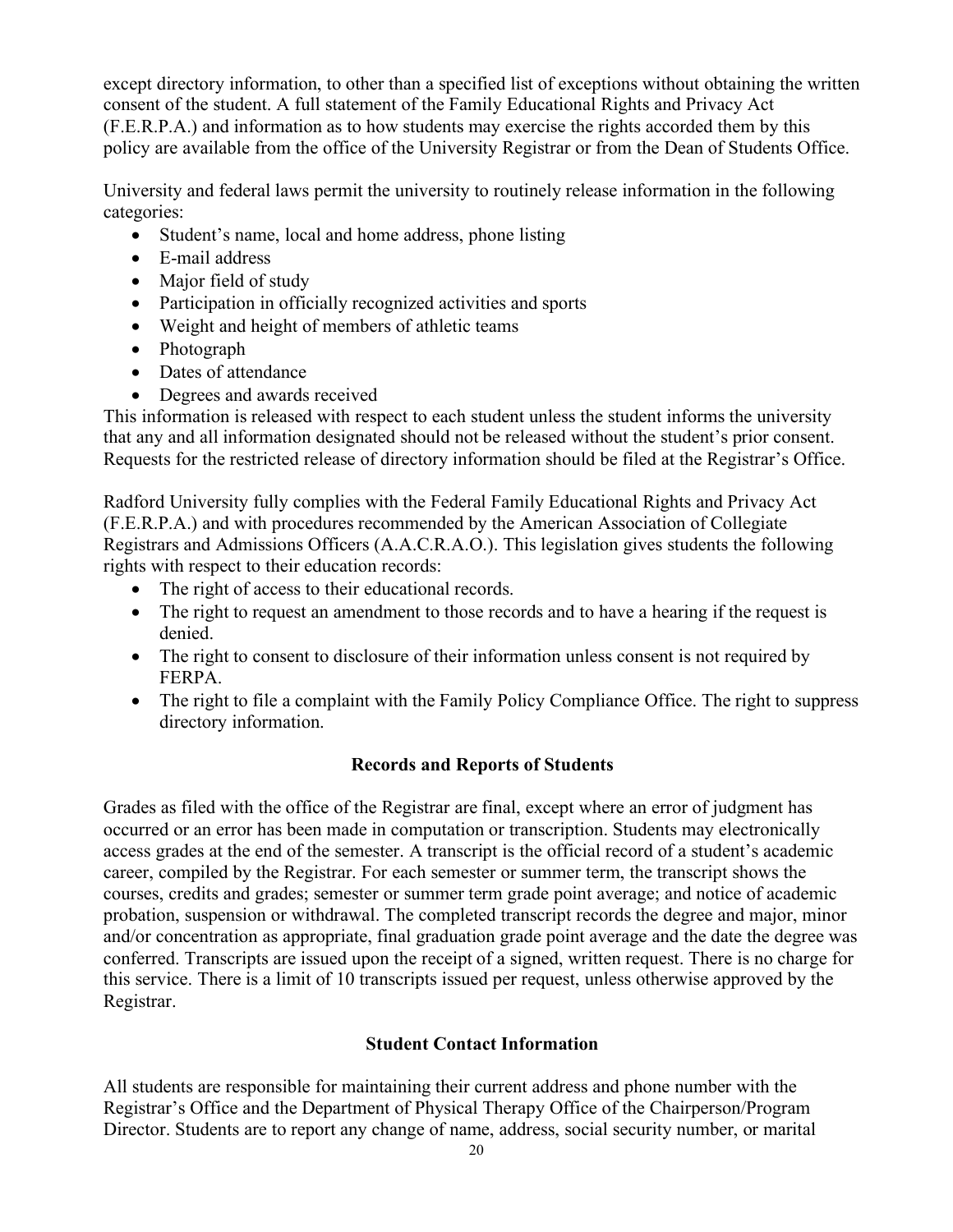except directory information, to other than a specified list of exceptions without obtaining the written consent of the student. A full statement of the Family Educational Rights and Privacy Act (F.E.R.P.A.) and information as to how students may exercise the rights accorded them by this policy are available from the office of the University Registrar or from the Dean of Students Office.

University and federal laws permit the university to routinely release information in the following categories:

- Student's name, local and home address, phone listing
- E-mail address
- Major field of study
- Participation in officially recognized activities and sports
- Weight and height of members of athletic teams
- Photograph
- Dates of attendance
- Degrees and awards received

This information is released with respect to each student unless the student informs the university that any and all information designated should not be released without the student's prior consent. Requests for the restricted release of directory information should be filed at the Registrar's Office.

Radford University fully complies with the Federal Family Educational Rights and Privacy Act (F.E.R.P.A.) and with procedures recommended by the American Association of Collegiate Registrars and Admissions Officers (A.A.C.R.A.O.). This legislation gives students the following rights with respect to their education records:

- The right of access to their educational records.
- The right to request an amendment to those records and to have a hearing if the request is denied.
- The right to consent to disclosure of their information unless consent is not required by FERPA.
- The right to file a complaint with the Family Policy Compliance Office. The right to suppress directory information.

## Records and Reports of Students

Grades as filed with the office of the Registrar are final, except where an error of judgment has occurred or an error has been made in computation or transcription. Students may electronically access grades at the end of the semester. A transcript is the official record of a student's academic career, compiled by the Registrar. For each semester or summer term, the transcript shows the courses, credits and grades; semester or summer term grade point average; and notice of academic probation, suspension or withdrawal. The completed transcript records the degree and major, minor and/or concentration as appropriate, final graduation grade point average and the date the degree was conferred. Transcripts are issued upon the receipt of a signed, written request. There is no charge for this service. There is a limit of 10 transcripts issued per request, unless otherwise approved by the Registrar.

## Student Contact Information

All students are responsible for maintaining their current address and phone number with the Registrar's Office and the Department of Physical Therapy Office of the Chairperson/Program Director. Students are to report any change of name, address, social security number, or marital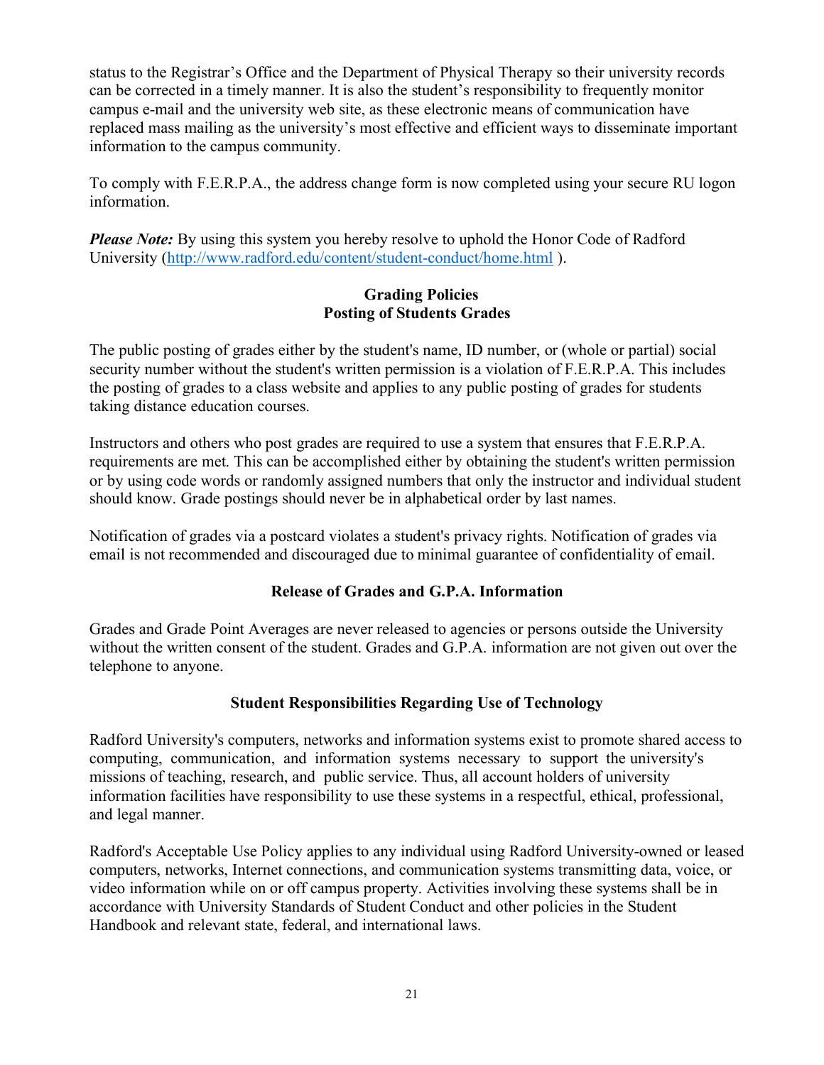status to the Registrar's Office and the Department of Physical Therapy so their university records can be corrected in a timely manner. It is also the student's responsibility to frequently monitor campus e-mail and the university web site, as these electronic means of communication have replaced mass mailing as the university's most effective and efficient ways to disseminate important information to the campus community.

To comply with F.E.R.P.A., the address change form is now completed using your secure RU logon information.

***Please Note:*** By using this system you hereby resolve to uphold the Honor Code of Radford University (http://www.radford.edu/content/student-conduct/home.html ).

## Grading Policies
### Posting of Students Grades

The public posting of grades either by the student's name, ID number, or (whole or partial) social security number without the student's written permission is a violation of F.E.R.P.A. This includes the posting of grades to a class website and applies to any public posting of grades for students taking distance education courses.

Instructors and others who post grades are required to use a system that ensures that F.E.R.P.A. requirements are met. This can be accomplished either by obtaining the student's written permission or by using code words or randomly assigned numbers that only the instructor and individual student should know. Grade postings should never be in alphabetical order by last names.

Notification of grades via a postcard violates a student's privacy rights. Notification of grades via email is not recommended and discouraged due to minimal guarantee of confidentiality of email.

### Release of Grades and G.P.A. Information

Grades and Grade Point Averages are never released to agencies or persons outside the University without the written consent of the student. Grades and G.P.A. information are not given out over the telephone to anyone.

### Student Responsibilities Regarding Use of Technology

Radford University's computers, networks and information systems exist to promote shared access to computing, communication, and information systems necessary to support the university's missions of teaching, research, and public service. Thus, all account holders of university information facilities have responsibility to use these systems in a respectful, ethical, professional, and legal manner.

Radford's Acceptable Use Policy applies to any individual using Radford University-owned or leased computers, networks, Internet connections, and communication systems transmitting data, voice, or video information while on or off campus property. Activities involving these systems shall be in accordance with University Standards of Student Conduct and other policies in the Student Handbook and relevant state, federal, and international laws.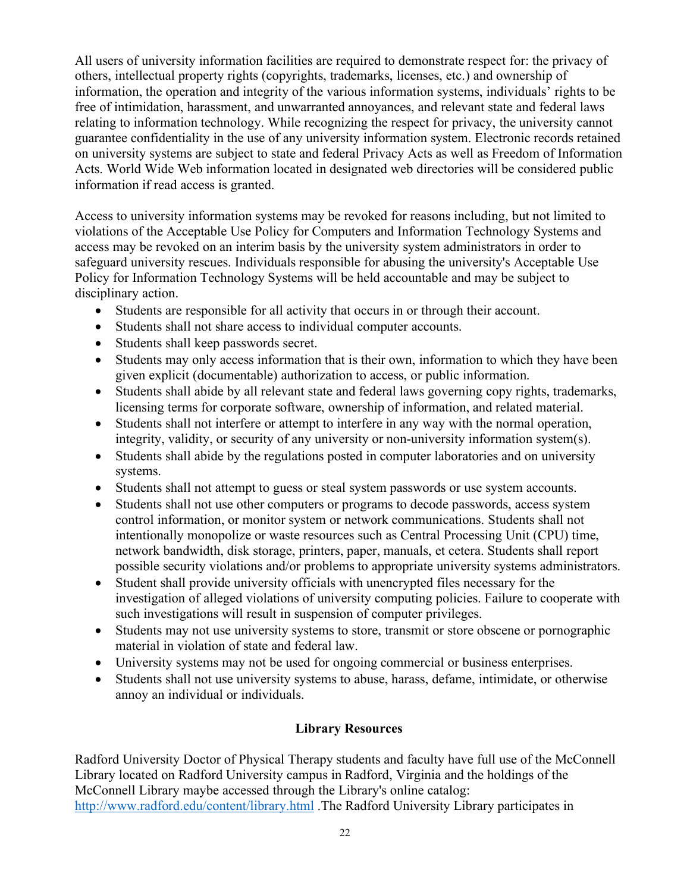All users of university information facilities are required to demonstrate respect for: the privacy of others, intellectual property rights (copyrights, trademarks, licenses, etc.) and ownership of information, the operation and integrity of the various information systems, individuals' rights to be free of intimidation, harassment, and unwarranted annoyances, and relevant state and federal laws relating to information technology. While recognizing the respect for privacy, the university cannot guarantee confidentiality in the use of any university information system. Electronic records retained on university systems are subject to state and federal Privacy Acts as well as Freedom of Information Acts. World Wide Web information located in designated web directories will be considered public information if read access is granted.

Access to university information systems may be revoked for reasons including, but not limited to violations of the Acceptable Use Policy for Computers and Information Technology Systems and access may be revoked on an interim basis by the university system administrators in order to safeguard university rescues. Individuals responsible for abusing the university's Acceptable Use Policy for Information Technology Systems will be held accountable and may be subject to disciplinary action.

- Students are responsible for all activity that occurs in or through their account.
- Students shall not share access to individual computer accounts.
- Students shall keep passwords secret.
- Students may only access information that is their own, information to which they have been given explicit (documentable) authorization to access, or public information.
- Students shall abide by all relevant state and federal laws governing copy rights, trademarks, licensing terms for corporate software, ownership of information, and related material.
- Students shall not interfere or attempt to interfere in any way with the normal operation, integrity, validity, or security of any university or non-university information system(s).
- Students shall abide by the regulations posted in computer laboratories and on university systems.
- Students shall not attempt to guess or steal system passwords or use system accounts.
- Students shall not use other computers or programs to decode passwords, access system control information, or monitor system or network communications. Students shall not intentionally monopolize or waste resources such as Central Processing Unit (CPU) time, network bandwidth, disk storage, printers, paper, manuals, et cetera. Students shall report possible security violations and/or problems to appropriate university systems administrators.
- Student shall provide university officials with unencrypted files necessary for the investigation of alleged violations of university computing policies. Failure to cooperate with such investigations will result in suspension of computer privileges.
- Students may not use university systems to store, transmit or store obscene or pornographic material in violation of state and federal law.
- University systems may not be used for ongoing commercial or business enterprises.
- Students shall not use university systems to abuse, harass, defame, intimidate, or otherwise annoy an individual or individuals.

## Library Resources

Radford University Doctor of Physical Therapy students and faculty have full use of the McConnell Library located on Radford University campus in Radford, Virginia and the holdings of the McConnell Library maybe accessed through the Library's online catalog: [http://www.radford.edu/content/library.html](http://www.radford.edu/content/library.html) .The Radford University Library participates in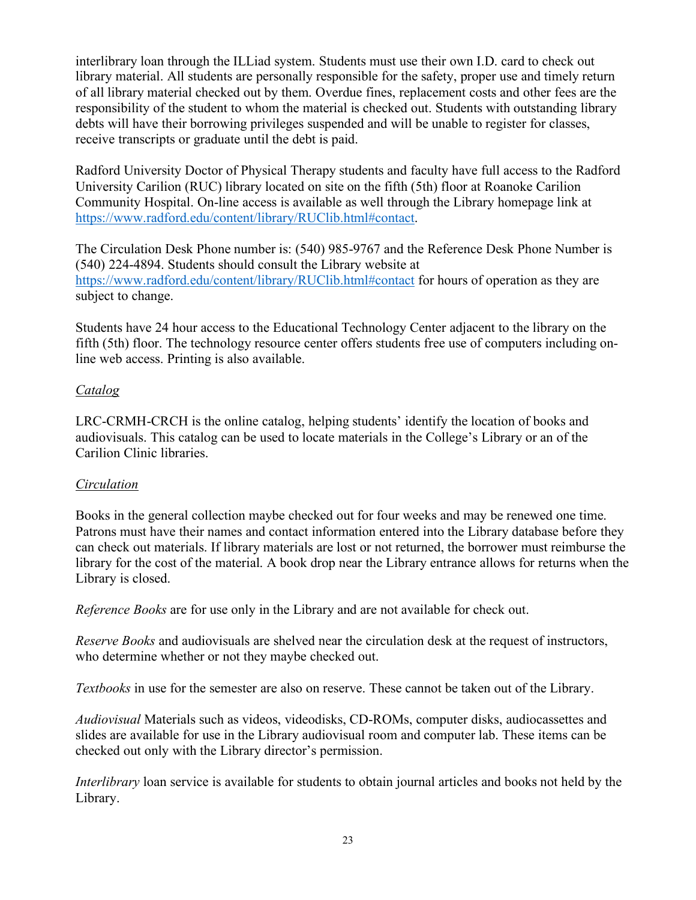interlibrary loan through the ILLiad system. Students must use their own I.D. card to check out library material. All students are personally responsible for the safety, proper use and timely return of all library material checked out by them. Overdue fines, replacement costs and other fees are the responsibility of the student to whom the material is checked out. Students with outstanding library debts will have their borrowing privileges suspended and will be unable to register for classes, receive transcripts or graduate until the debt is paid.

Radford University Doctor of Physical Therapy students and faculty have full access to the Radford University Carilion (RUC) library located on site on the fifth (5th) floor at Roanoke Carilion Community Hospital. On-line access is available as well through the Library homepage link at [https://www.radford.edu/content/library/RUClib.html#contact](https://www.radford.edu/content/library/RUClib.html#contact).

The Circulation Desk Phone number is: (540) 985-9767 and the Reference Desk Phone Number is (540) 224-4894. Students should consult the Library website at [https://www.radford.edu/content/library/RUClib.html#contact](https://www.radford.edu/content/library/RUClib.html#contact) for hours of operation as they are subject to change.

Students have 24 hour access to the Educational Technology Center adjacent to the library on the fifth (5th) floor. The technology resource center offers students free use of computers including on-line web access. Printing is also available.

*Catalog*

LRC-CRMH-CRCH is the online catalog, helping students' identify the location of books and audiovisuals. This catalog can be used to locate materials in the College's Library or an of the Carilion Clinic libraries.

*Circulation*

Books in the general collection maybe checked out for four weeks and may be renewed one time. Patrons must have their names and contact information entered into the Library database before they can check out materials. If library materials are lost or not returned, the borrower must reimburse the library for the cost of the material. A book drop near the Library entrance allows for returns when the Library is closed.

*Reference Books* are for use only in the Library and are not available for check out.

*Reserve Books* and audiovisuals are shelved near the circulation desk at the request of instructors, who determine whether or not they maybe checked out.

*Textbooks* in use for the semester are also on reserve. These cannot be taken out of the Library.

*Audiovisual* Materials such as videos, videodisks, CD-ROMs, computer disks, audiocassettes and slides are available for use in the Library audiovisual room and computer lab. These items can be checked out only with the Library director's permission.

*Interlibrary* loan service is available for students to obtain journal articles and books not held by the Library.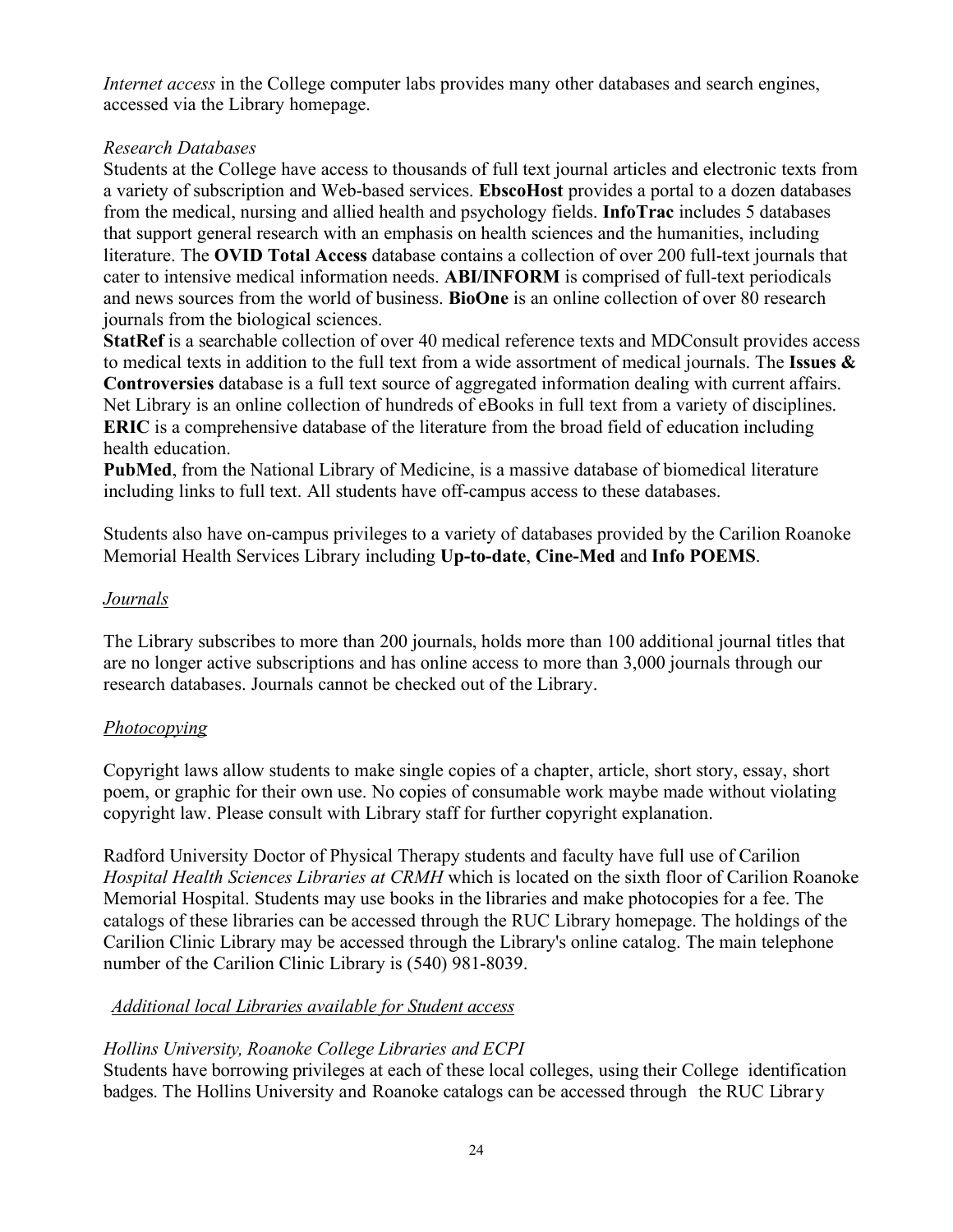*Internet access* in the College computer labs provides many other databases and search engines, accessed via the Library homepage.

*Research Databases*

Students at the College have access to thousands of full text journal articles and electronic texts from a variety of subscription and Web-based services. **EbscoHost** provides a portal to a dozen databases from the medical, nursing and allied health and psychology fields. **InfoTrac** includes 5 databases that support general research with an emphasis on health sciences and the humanities, including literature. The **OVID Total Access** database contains a collection of over 200 full-text journals that cater to intensive medical information needs. **ABI/INFORM** is comprised of full-text periodicals and news sources from the world of business. **BioOne** is an online collection of over 80 research journals from the biological sciences.

**StatRef** is a searchable collection of over 40 medical reference texts and MDConsult provides access to medical texts in addition to the full text from a wide assortment of medical journals. The **Issues & Controversies** database is a full text source of aggregated information dealing with current affairs. Net Library is an online collection of hundreds of eBooks in full text from a variety of disciplines. **ERIC** is a comprehensive database of the literature from the broad field of education including health education.

**PubMed**, from the National Library of Medicine, is a massive database of biomedical literature including links to full text. All students have off-campus access to these databases.

Students also have on-campus privileges to a variety of databases provided by the Carilion Roanoke Memorial Health Services Library including **Up-to-date**, **Cine-Med** and **Info POEMS**.

*Journals*

The Library subscribes to more than 200 journals, holds more than 100 additional journal titles that are no longer active subscriptions and has online access to more than 3,000 journals through our research databases. Journals cannot be checked out of the Library.

*Photocopying*

Copyright laws allow students to make single copies of a chapter, article, short story, essay, short poem, or graphic for their own use. No copies of consumable work maybe made without violating copyright law. Please consult with Library staff for further copyright explanation.

Radford University Doctor of Physical Therapy students and faculty have full use of Carilion *Hospital Health Sciences Libraries at CRMH* which is located on the sixth floor of Carilion Roanoke Memorial Hospital. Students may use books in the libraries and make photocopies for a fee. The catalogs of these libraries can be accessed through the RUC Library homepage. The holdings of the Carilion Clinic Library may be accessed through the Library's online catalog. The main telephone number of the Carilion Clinic Library is (540) 981-8039.

*Additional local Libraries available for Student access*

*Hollins University, Roanoke College Libraries and ECPI*

Students have borrowing privileges at each of these local colleges, using their College identification badges. The Hollins University and Roanoke catalogs can be accessed through the RUC Library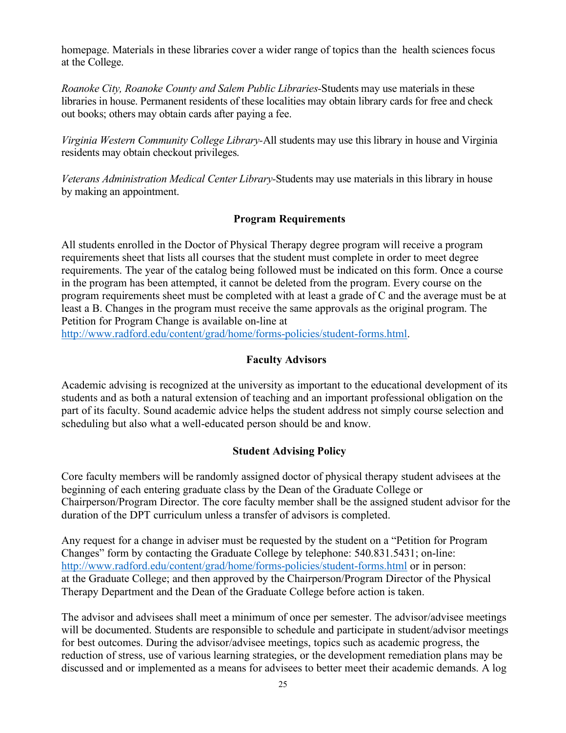homepage. Materials in these libraries cover a wider range of topics than the health sciences focus at the College.

*Roanoke City, Roanoke County and Salem Public Libraries*-Students may use materials in these libraries in house. Permanent residents of these localities may obtain library cards for free and check out books; others may obtain cards after paying a fee.

*Virginia Western Community College Library*-All students may use this library in house and Virginia residents may obtain checkout privileges.

*Veterans Administration Medical Center Library*-Students may use materials in this library in house by making an appointment.

## Program Requirements

All students enrolled in the Doctor of Physical Therapy degree program will receive a program requirements sheet that lists all courses that the student must complete in order to meet degree requirements. The year of the catalog being followed must be indicated on this form. Once a course in the program has been attempted, it cannot be deleted from the program. Every course on the program requirements sheet must be completed with at least a grade of C and the average must be at least a B. Changes in the program must receive the same approvals as the original program. The Petition for Program Change is available on-line at http://www.radford.edu/content/grad/home/forms-policies/student-forms.html.

## Faculty Advisors

Academic advising is recognized at the university as important to the educational development of its students and as both a natural extension of teaching and an important professional obligation on the part of its faculty. Sound academic advice helps the student address not simply course selection and scheduling but also what a well-educated person should be and know.

## Student Advising Policy

Core faculty members will be randomly assigned doctor of physical therapy student advisees at the beginning of each entering graduate class by the Dean of the Graduate College or Chairperson/Program Director. The core faculty member shall be the assigned student advisor for the duration of the DPT curriculum unless a transfer of advisors is completed.

Any request for a change in adviser must be requested by the student on a "Petition for Program Changes" form by contacting the Graduate College by telephone: 540.831.5431; on-line: http://www.radford.edu/content/grad/home/forms-policies/student-forms.html or in person: at the Graduate College; and then approved by the Chairperson/Program Director of the Physical Therapy Department and the Dean of the Graduate College before action is taken.

The advisor and advisees shall meet a minimum of once per semester. The advisor/advisee meetings will be documented. Students are responsible to schedule and participate in student/advisor meetings for best outcomes. During the advisor/advisee meetings, topics such as academic progress, the reduction of stress, use of various learning strategies, or the development remediation plans may be discussed and or implemented as a means for advisees to better meet their academic demands. A log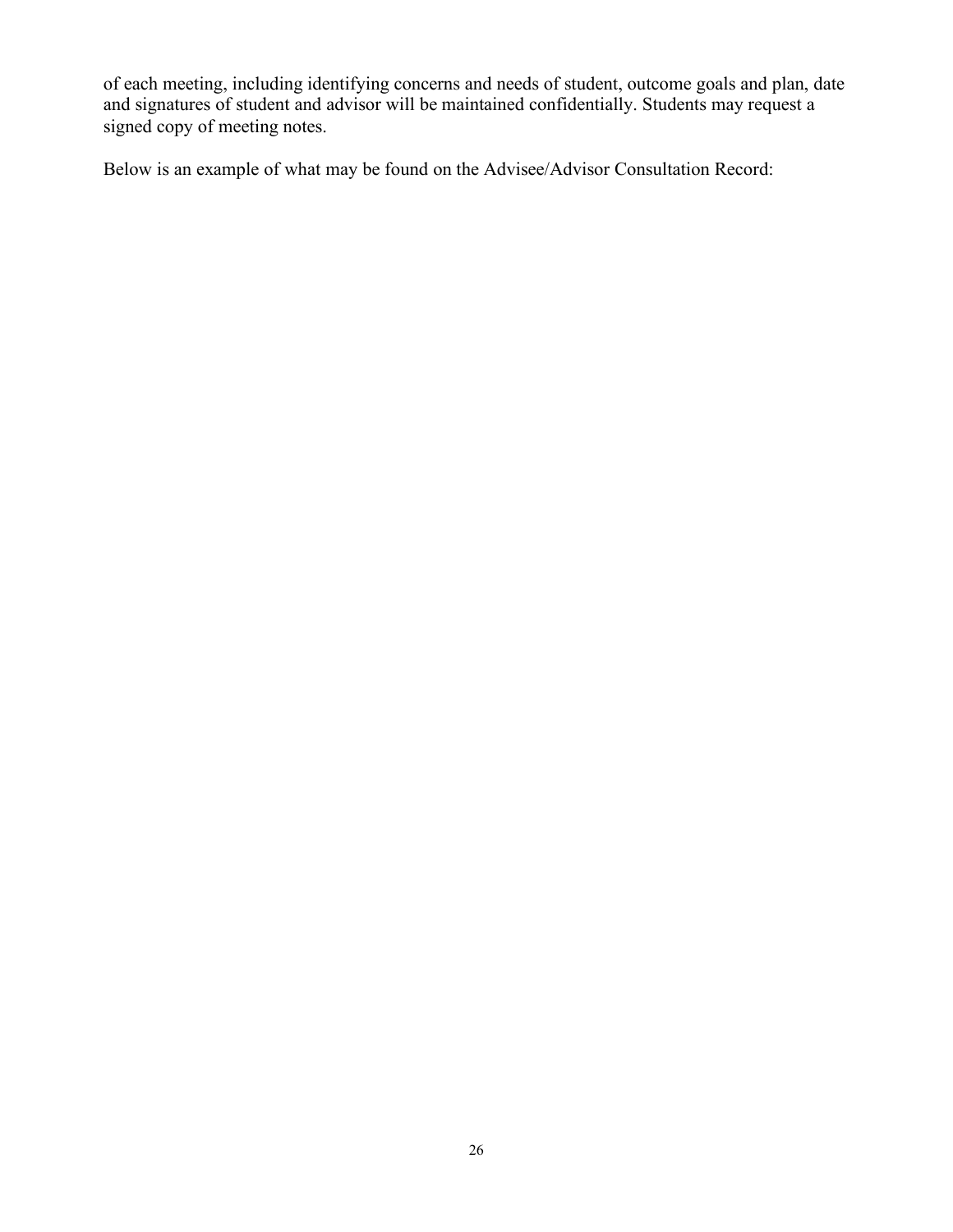of each meeting, including identifying concerns and needs of student, outcome goals and plan, date and signatures of student and advisor will be maintained confidentially. Students may request a signed copy of meeting notes.

Below is an example of what may be found on the Advisee/Advisor Consultation Record: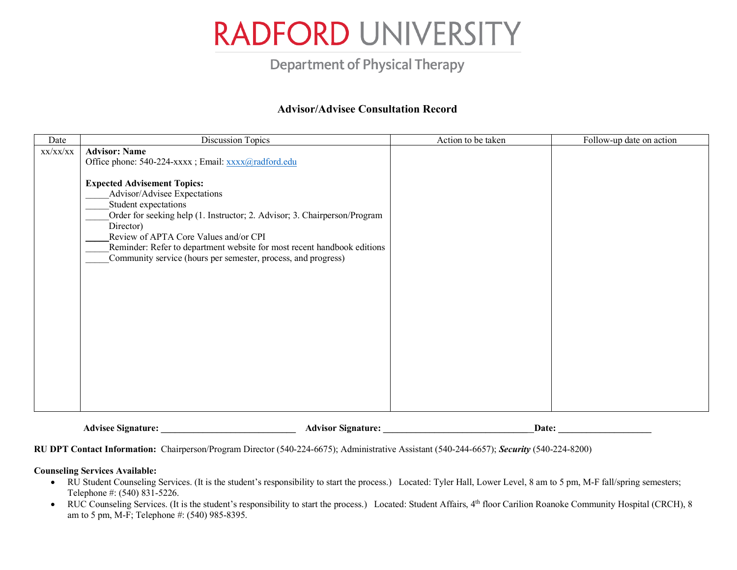# RADFORD UNIVERSITY

Department of Physical Therapy

## Advisor/Advisee Consultation Record

| Date | Discussion Topics | Action to be taken | Follow-up date on action |
|---|---|---|---|
| xx/xx/xx | **Advisor: Name**<br>Office phone: 540-224-xxxx ; Email: xxxx@radford.edu<br><br>**Expected Advisement Topics:**<br>_____Advisor/Advisee Expectations<br>_____Student expectations<br>_____Order for seeking help (1. Instructor; 2. Advisor; 3. Chairperson/Program Director)<br>_____Review of APTA Core Values and/or CPI<br>_____Reminder: Refer to department website for most recent handbook editions<br>_____Community service (hours per semester, process, and progress) | | |

**Advisee Signature:** ______________________________ **Advisor Signature:** __________________________________**Date:** ____________________

**RU DPT Contact Information:** Chairperson/Program Director (540-224-6675); Administrative Assistant (540-244-6657); ***Security*** (540-224-8200)

**Counseling Services Available:**

- RU Student Counseling Services. (It is the student's responsibility to start the process.) Located: Tyler Hall, Lower Level, 8 am to 5 pm, M-F fall/spring semesters; Telephone #: (540) 831-5226.
- RUC Counseling Services. (It is the student's responsibility to start the process.) Located: Student Affairs, 4th floor Carilion Roanoke Community Hospital (CRCH), 8 am to 5 pm, M-F; Telephone #: (540) 985-8395.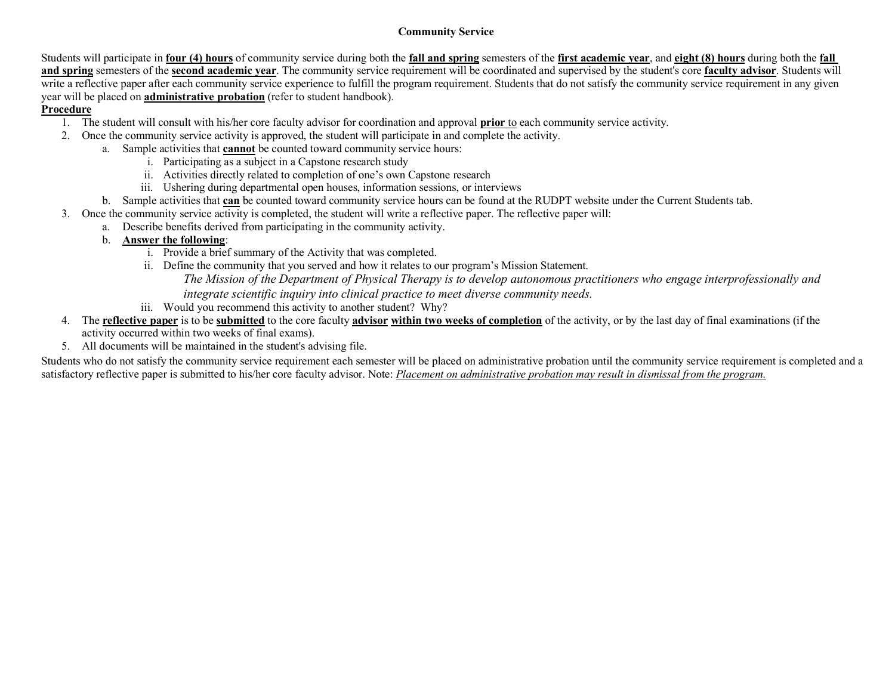## Community Service

Students will participate in **four (4) hours** of community service during both the **fall and spring** semesters of the **first academic year**, and **eight (8) hours** during both the **fall and spring** semesters of the **second academic year**. The community service requirement will be coordinated and supervised by the student's core **faculty advisor**. Students will write a reflective paper after each community service experience to fulfill the program requirement. Students that do not satisfy the community service requirement in any given year will be placed on **administrative probation** (refer to student handbook).

**Procedure**

1. The student will consult with his/her core faculty advisor for coordination and approval **prior** to each community service activity.
2. Once the community service activity is approved, the student will participate in and complete the activity.
   a. Sample activities that **cannot** be counted toward community service hours:
      i. Participating as a subject in a Capstone research study
      ii. Activities directly related to completion of one's own Capstone research
      iii. Ushering during departmental open houses, information sessions, or interviews
   b. Sample activities that **can** be counted toward community service hours can be found at the RUDPT website under the Current Students tab.
3. Once the community service activity is completed, the student will write a reflective paper. The reflective paper will:
   a. Describe benefits derived from participating in the community activity.
   b. **Answer the following**:
      i. Provide a brief summary of the Activity that was completed.
      ii. Define the community that you served and how it relates to our program's Mission Statement.
         *The Mission of the Department of Physical Therapy is to develop autonomous practitioners who engage interprofessionally and integrate scientific inquiry into clinical practice to meet diverse community needs.*
      iii. Would you recommend this activity to another student? Why?
4. The **reflective paper** is to be **submitted** to the core faculty **advisor** **within two weeks of completion** of the activity, or by the last day of final examinations (if the activity occurred within two weeks of final exams).
5. All documents will be maintained in the student's advising file.

Students who do not satisfy the community service requirement each semester will be placed on administrative probation until the community service requirement is completed and a satisfactory reflective paper is submitted to his/her core faculty advisor. Note: *Placement on administrative probation may result in dismissal from the program.*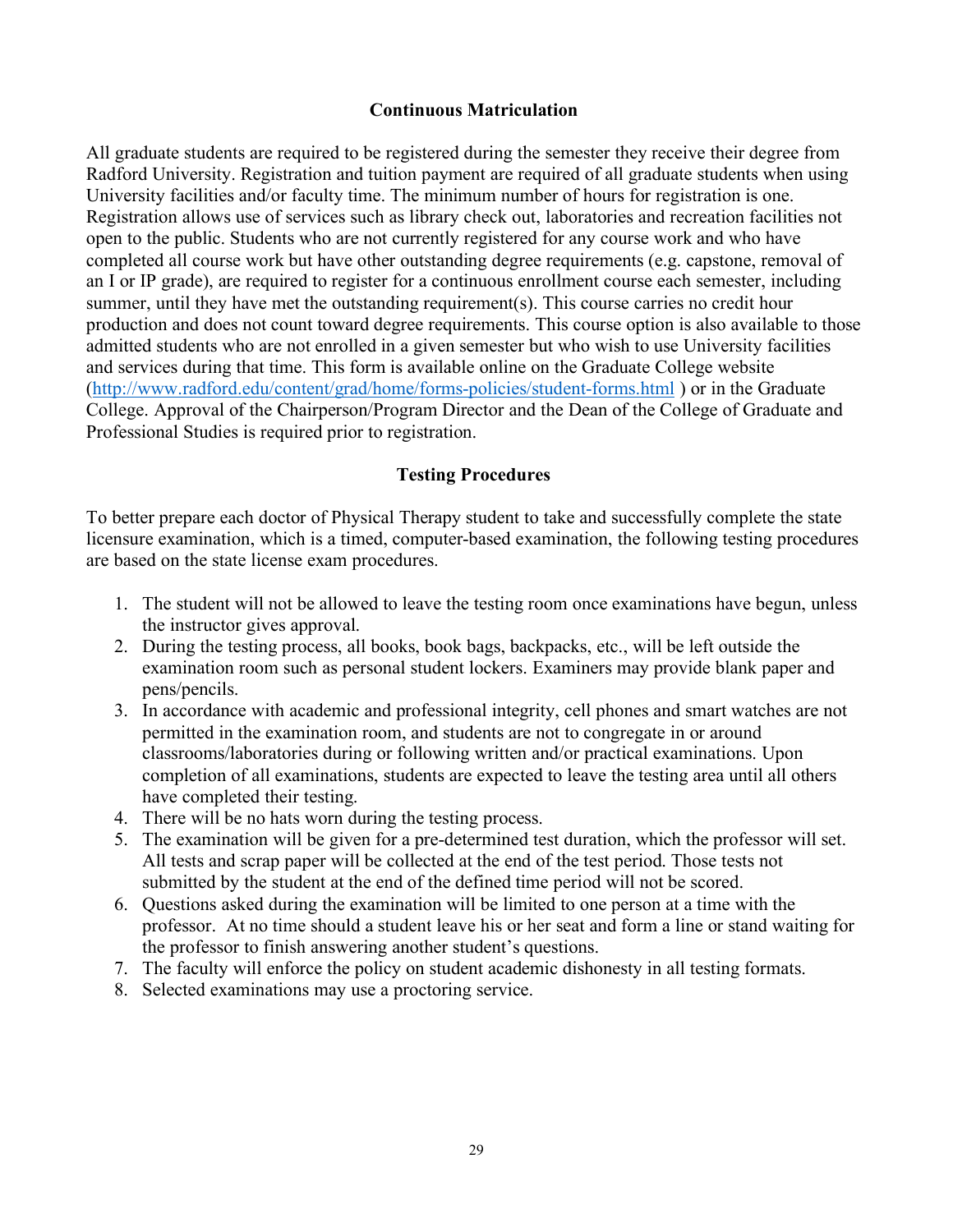## Continuous Matriculation

All graduate students are required to be registered during the semester they receive their degree from Radford University. Registration and tuition payment are required of all graduate students when using University facilities and/or faculty time. The minimum number of hours for registration is one. Registration allows use of services such as library check out, laboratories and recreation facilities not open to the public. Students who are not currently registered for any course work and who have completed all course work but have other outstanding degree requirements (e.g. capstone, removal of an I or IP grade), are required to register for a continuous enrollment course each semester, including summer, until they have met the outstanding requirement(s). This course carries no credit hour production and does not count toward degree requirements. This course option is also available to those admitted students who are not enrolled in a given semester but who wish to use University facilities and services during that time. This form is available online on the Graduate College website (http://www.radford.edu/content/grad/home/forms-policies/student-forms.html ) or in the Graduate College. Approval of the Chairperson/Program Director and the Dean of the College of Graduate and Professional Studies is required prior to registration.

## Testing Procedures

To better prepare each doctor of Physical Therapy student to take and successfully complete the state licensure examination, which is a timed, computer-based examination, the following testing procedures are based on the state license exam procedures.

1. The student will not be allowed to leave the testing room once examinations have begun, unless the instructor gives approval.
2. During the testing process, all books, book bags, backpacks, etc., will be left outside the examination room such as personal student lockers. Examiners may provide blank paper and pens/pencils.
3. In accordance with academic and professional integrity, cell phones and smart watches are not permitted in the examination room, and students are not to congregate in or around classrooms/laboratories during or following written and/or practical examinations. Upon completion of all examinations, students are expected to leave the testing area until all others have completed their testing.
4. There will be no hats worn during the testing process.
5. The examination will be given for a pre-determined test duration, which the professor will set. All tests and scrap paper will be collected at the end of the test period. Those tests not submitted by the student at the end of the defined time period will not be scored.
6. Questions asked during the examination will be limited to one person at a time with the professor. At no time should a student leave his or her seat and form a line or stand waiting for the professor to finish answering another student's questions.
7. The faculty will enforce the policy on student academic dishonesty in all testing formats.
8. Selected examinations may use a proctoring service.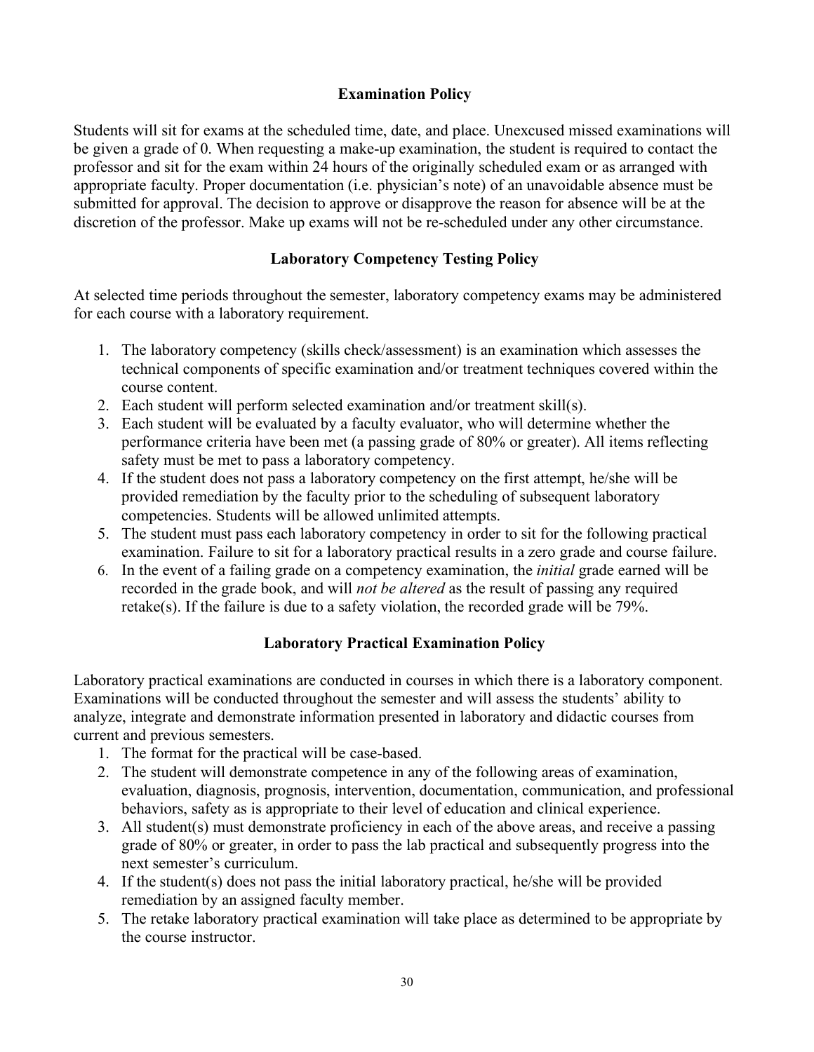## Examination Policy

Students will sit for exams at the scheduled time, date, and place. Unexcused missed examinations will be given a grade of 0. When requesting a make-up examination, the student is required to contact the professor and sit for the exam within 24 hours of the originally scheduled exam or as arranged with appropriate faculty. Proper documentation (i.e. physician's note) of an unavoidable absence must be submitted for approval. The decision to approve or disapprove the reason for absence will be at the discretion of the professor. Make up exams will not be re-scheduled under any other circumstance.

## Laboratory Competency Testing Policy

At selected time periods throughout the semester, laboratory competency exams may be administered for each course with a laboratory requirement.

1. The laboratory competency (skills check/assessment) is an examination which assesses the technical components of specific examination and/or treatment techniques covered within the course content.
2. Each student will perform selected examination and/or treatment skill(s).
3. Each student will be evaluated by a faculty evaluator, who will determine whether the performance criteria have been met (a passing grade of 80% or greater). All items reflecting safety must be met to pass a laboratory competency.
4. If the student does not pass a laboratory competency on the first attempt, he/she will be provided remediation by the faculty prior to the scheduling of subsequent laboratory competencies. Students will be allowed unlimited attempts.
5. The student must pass each laboratory competency in order to sit for the following practical examination. Failure to sit for a laboratory practical results in a zero grade and course failure.
6. In the event of a failing grade on a competency examination, the *initial* grade earned will be recorded in the grade book, and will *not be altered* as the result of passing any required retake(s). If the failure is due to a safety violation, the recorded grade will be 79%.

## Laboratory Practical Examination Policy

Laboratory practical examinations are conducted in courses in which there is a laboratory component. Examinations will be conducted throughout the semester and will assess the students' ability to analyze, integrate and demonstrate information presented in laboratory and didactic courses from current and previous semesters.

1. The format for the practical will be case-based.
2. The student will demonstrate competence in any of the following areas of examination, evaluation, diagnosis, prognosis, intervention, documentation, communication, and professional behaviors, safety as is appropriate to their level of education and clinical experience.
3. All student(s) must demonstrate proficiency in each of the above areas, and receive a passing grade of 80% or greater, in order to pass the lab practical and subsequently progress into the next semester's curriculum.
4. If the student(s) does not pass the initial laboratory practical, he/she will be provided remediation by an assigned faculty member.
5. The retake laboratory practical examination will take place as determined to be appropriate by the course instructor.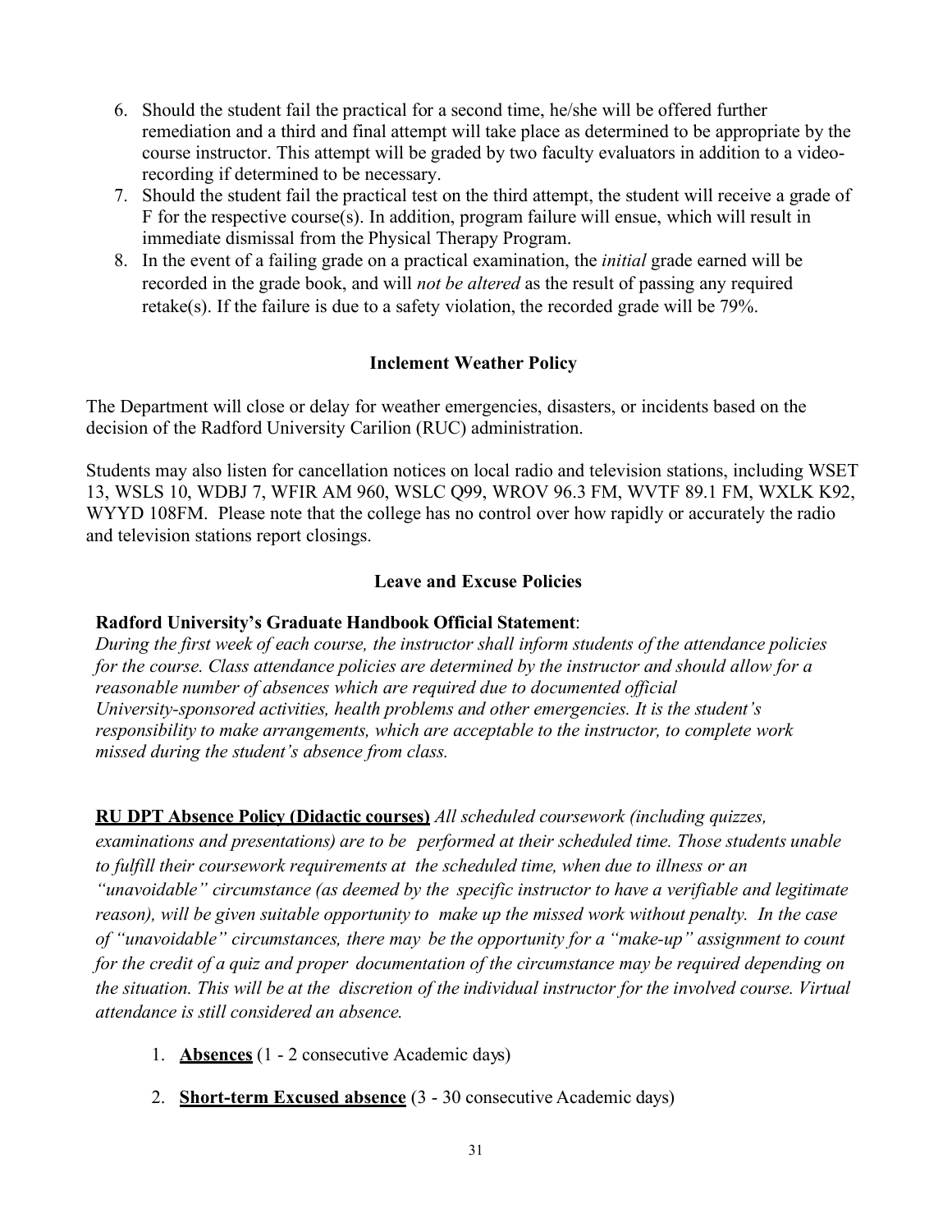6. Should the student fail the practical for a second time, he/she will be offered further remediation and a third and final attempt will take place as determined to be appropriate by the course instructor. This attempt will be graded by two faculty evaluators in addition to a video-recording if determined to be necessary.
7. Should the student fail the practical test on the third attempt, the student will receive a grade of F for the respective course(s). In addition, program failure will ensue, which will result in immediate dismissal from the Physical Therapy Program.
8. In the event of a failing grade on a practical examination, the *initial* grade earned will be recorded in the grade book, and will *not be altered* as the result of passing any required retake(s). If the failure is due to a safety violation, the recorded grade will be 79%.

## Inclement Weather Policy

The Department will close or delay for weather emergencies, disasters, or incidents based on the decision of the Radford University Carilion (RUC) administration.

Students may also listen for cancellation notices on local radio and television stations, including WSET 13, WSLS 10, WDBJ 7, WFIR AM 960, WSLC Q99, WROV 96.3 FM, WVTF 89.1 FM, WXLK K92, WYYD 108FM. Please note that the college has no control over how rapidly or accurately the radio and television stations report closings.

## Leave and Excuse Policies

**Radford University's Graduate Handbook Official Statement**:
*During the first week of each course, the instructor shall inform students of the attendance policies for the course. Class attendance policies are determined by the instructor and should allow for a reasonable number of absences which are required due to documented official University-sponsored activities, health problems and other emergencies. It is the student's responsibility to make arrangements, which are acceptable to the instructor, to complete work missed during the student's absence from class.*

**RU DPT Absence Policy (Didactic courses)** *All scheduled coursework (including quizzes, examinations and presentations) are to be performed at their scheduled time. Those students unable to fulfill their coursework requirements at the scheduled time, when due to illness or an "unavoidable" circumstance (as deemed by the specific instructor to have a verifiable and legitimate reason), will be given suitable opportunity to make up the missed work without penalty. In the case of "unavoidable" circumstances, there may be the opportunity for a "make-up" assignment to count for the credit of a quiz and proper documentation of the circumstance may be required depending on the situation. This will be at the discretion of the individual instructor for the involved course. Virtual attendance is still considered an absence.*

1. **Absences** (1 - 2 consecutive Academic days)
2. **Short-term Excused absence** (3 - 30 consecutive Academic days)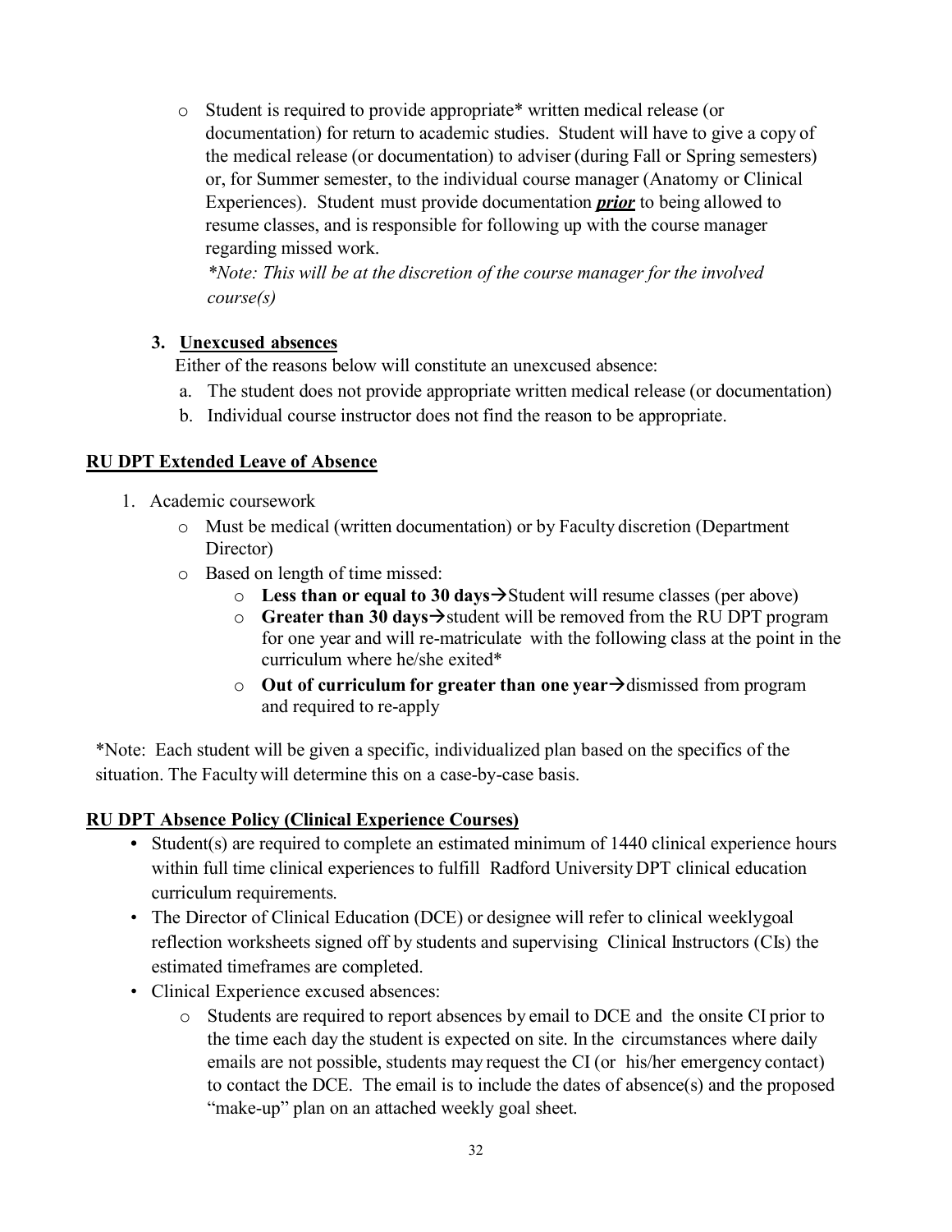- Student is required to provide appropriate* written medical release (or documentation) for return to academic studies. Student will have to give a copy of the medical release (or documentation) to adviser (during Fall or Spring semesters) or, for Summer semester, to the individual course manager (Anatomy or Clinical Experiences). Student must provide documentation ***prior*** to being allowed to resume classes, and is responsible for following up with the course manager regarding missed work.
  *\*Note: This will be at the discretion of the course manager for the involved course(s)*

3. **Unexcused absences**
   Either of the reasons below will constitute an unexcused absence:
   a. The student does not provide appropriate written medical release (or documentation)
   b. Individual course instructor does not find the reason to be appropriate.

**RU DPT Extended Leave of Absence**

1. Academic coursework
   - Must be medical (written documentation) or by Faculty discretion (Department Director)
   - Based on length of time missed:
     - **Less than or equal to 30 days**→Student will resume classes (per above)
     - **Greater than 30 days**→student will be removed from the RU DPT program for one year and will re-matriculate with the following class at the point in the curriculum where he/she exited*
     - **Out of curriculum for greater than one year**→dismissed from program and required to re-apply

*Note: Each student will be given a specific, individualized plan based on the specifics of the situation. The Faculty will determine this on a case-by-case basis.

**RU DPT Absence Policy (Clinical Experience Courses)**

- Student(s) are required to complete an estimated minimum of 1440 clinical experience hours within full time clinical experiences to fulfill Radford University DPT clinical education curriculum requirements.
- The Director of Clinical Education (DCE) or designee will refer to clinical weeklygoal reflection worksheets signed off by students and supervising Clinical Instructors (CIs) the estimated timeframes are completed.
- Clinical Experience excused absences:
  - Students are required to report absences by email to DCE and the onsite CI prior to the time each day the student is expected on site. In the circumstances where daily emails are not possible, students may request the CI (or his/her emergency contact) to contact the DCE. The email is to include the dates of absence(s) and the proposed "make-up" plan on an attached weekly goal sheet.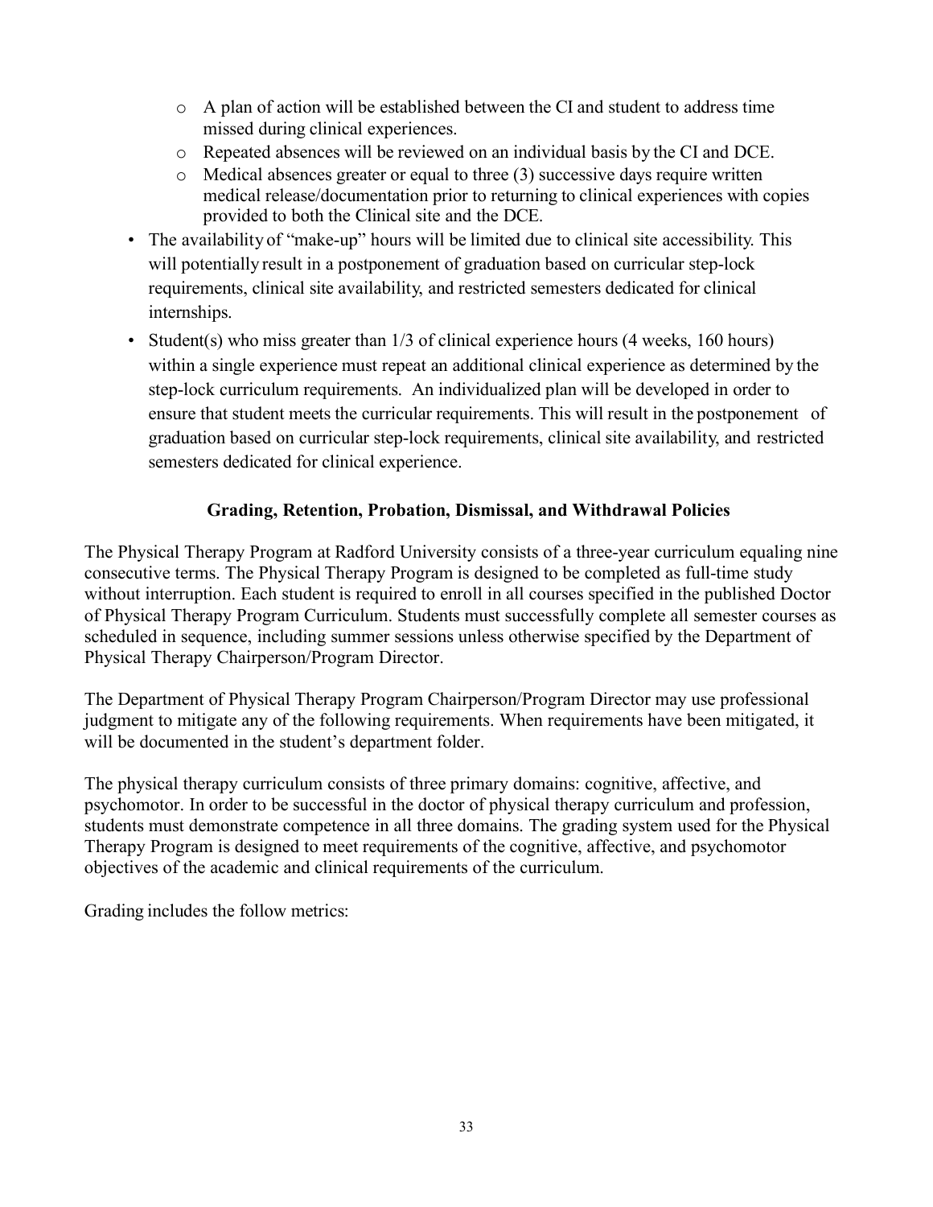- A plan of action will be established between the CI and student to address time missed during clinical experiences.
  - Repeated absences will be reviewed on an individual basis by the CI and DCE.
  - Medical absences greater or equal to three (3) successive days require written medical release/documentation prior to returning to clinical experiences with copies provided to both the Clinical site and the DCE.
- The availability of "make-up" hours will be limited due to clinical site accessibility. This will potentially result in a postponement of graduation based on curricular step-lock requirements, clinical site availability, and restricted semesters dedicated for clinical internships.
- Student(s) who miss greater than 1/3 of clinical experience hours (4 weeks, 160 hours) within a single experience must repeat an additional clinical experience as determined by the step-lock curriculum requirements. An individualized plan will be developed in order to ensure that student meets the curricular requirements. This will result in the postponement of graduation based on curricular step-lock requirements, clinical site availability, and restricted semesters dedicated for clinical experience.

## Grading, Retention, Probation, Dismissal, and Withdrawal Policies

The Physical Therapy Program at Radford University consists of a three-year curriculum equaling nine consecutive terms. The Physical Therapy Program is designed to be completed as full-time study without interruption. Each student is required to enroll in all courses specified in the published Doctor of Physical Therapy Program Curriculum. Students must successfully complete all semester courses as scheduled in sequence, including summer sessions unless otherwise specified by the Department of Physical Therapy Chairperson/Program Director.

The Department of Physical Therapy Program Chairperson/Program Director may use professional judgment to mitigate any of the following requirements. When requirements have been mitigated, it will be documented in the student's department folder.

The physical therapy curriculum consists of three primary domains: cognitive, affective, and psychomotor. In order to be successful in the doctor of physical therapy curriculum and profession, students must demonstrate competence in all three domains. The grading system used for the Physical Therapy Program is designed to meet requirements of the cognitive, affective, and psychomotor objectives of the academic and clinical requirements of the curriculum.

Grading includes the follow metrics: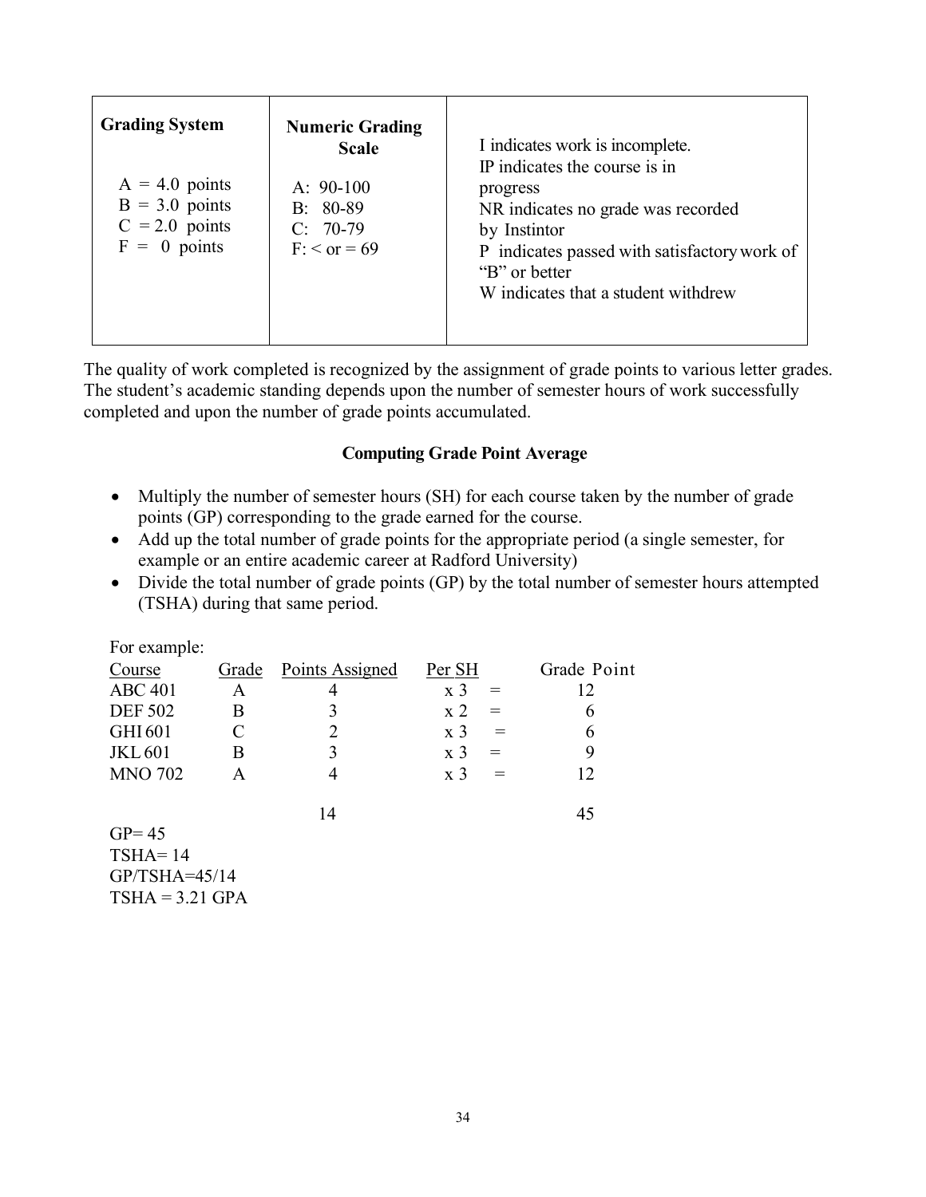| Grading System | Numeric Grading Scale | |
|---|---|---|
| A = 4.0 points<br>B = 3.0 points<br>C = 2.0 points<br>F = 0 points | A: 90-100<br>B: 80-89<br>C: 70-79<br>F: < or = 69 | I indicates work is incomplete.<br>IP indicates the course is in progress<br>NR indicates no grade was recorded by Instintor<br>P indicates passed with satisfactory work of "B" or better<br>W indicates that a student withdrew |

The quality of work completed is recognized by the assignment of grade points to various letter grades. The student's academic standing depends upon the number of semester hours of work successfully completed and upon the number of grade points accumulated.

**Computing Grade Point Average**

- Multiply the number of semester hours (SH) for each course taken by the number of grade points (GP) corresponding to the grade earned for the course.
- Add up the total number of grade points for the appropriate period (a single semester, for example or an entire academic career at Radford University)
- Divide the total number of grade points (GP) by the total number of semester hours attempted (TSHA) during that same period.

For example:

| Course | Grade | Points Assigned | Per SH | | Grade Point |
|---|---|---|---|---|---|
| ABC 401 | A | 4 | x 3 | = | 12 |
| DEF 502 | B | 3 | x 2 | = | 6 |
| GHI 601 | C | 2 | x 3 | = | 6 |
| JKL 601 | B | 3 | x 3 | = | 9 |
| MNO 702 | A | 4 | x 3 | = | 12 |
| | | 14 | | | 45 |

GP= 45
TSHA= 14
GP/TSHA=45/14
TSHA = 3.21 GPA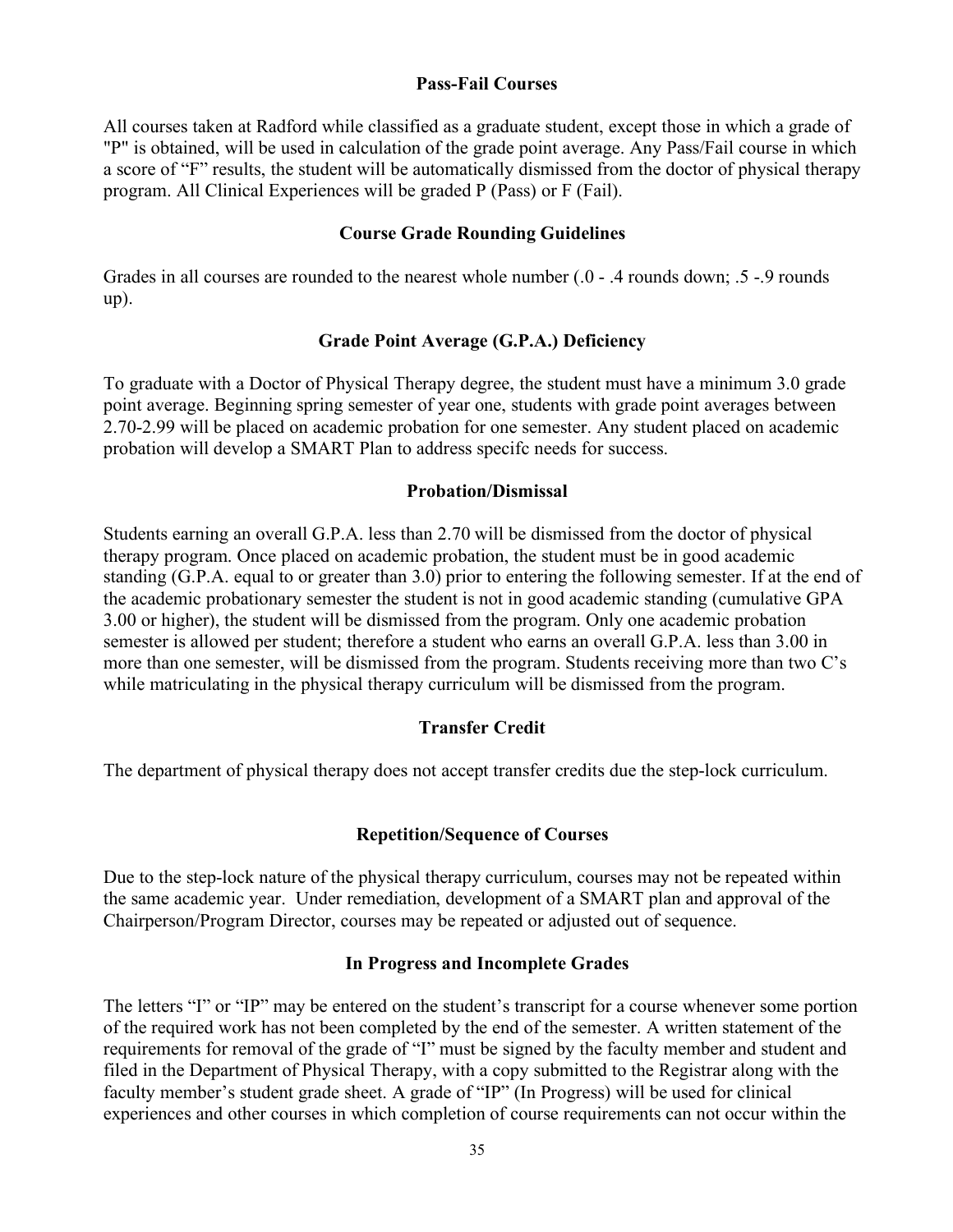## Pass-Fail Courses

All courses taken at Radford while classified as a graduate student, except those in which a grade of "P" is obtained, will be used in calculation of the grade point average. Any Pass/Fail course in which a score of "F" results, the student will be automatically dismissed from the doctor of physical therapy program. All Clinical Experiences will be graded P (Pass) or F (Fail).

## Course Grade Rounding Guidelines

Grades in all courses are rounded to the nearest whole number (.0 - .4 rounds down; .5 -.9 rounds up).

## Grade Point Average (G.P.A.) Deficiency

To graduate with a Doctor of Physical Therapy degree, the student must have a minimum 3.0 grade point average. Beginning spring semester of year one, students with grade point averages between 2.70-2.99 will be placed on academic probation for one semester. Any student placed on academic probation will develop a SMART Plan to address specifc needs for success.

## Probation/Dismissal

Students earning an overall G.P.A. less than 2.70 will be dismissed from the doctor of physical therapy program. Once placed on academic probation, the student must be in good academic standing (G.P.A. equal to or greater than 3.0) prior to entering the following semester. If at the end of the academic probationary semester the student is not in good academic standing (cumulative GPA 3.00 or higher), the student will be dismissed from the program. Only one academic probation semester is allowed per student; therefore a student who earns an overall G.P.A. less than 3.00 in more than one semester, will be dismissed from the program. Students receiving more than two C's while matriculating in the physical therapy curriculum will be dismissed from the program.

## Transfer Credit

The department of physical therapy does not accept transfer credits due the step-lock curriculum.

## Repetition/Sequence of Courses

Due to the step-lock nature of the physical therapy curriculum, courses may not be repeated within the same academic year. Under remediation, development of a SMART plan and approval of the Chairperson/Program Director, courses may be repeated or adjusted out of sequence.

## In Progress and Incomplete Grades

The letters "I" or "IP" may be entered on the student's transcript for a course whenever some portion of the required work has not been completed by the end of the semester. A written statement of the requirements for removal of the grade of "I" must be signed by the faculty member and student and filed in the Department of Physical Therapy, with a copy submitted to the Registrar along with the faculty member's student grade sheet. A grade of "IP" (In Progress) will be used for clinical experiences and other courses in which completion of course requirements can not occur within the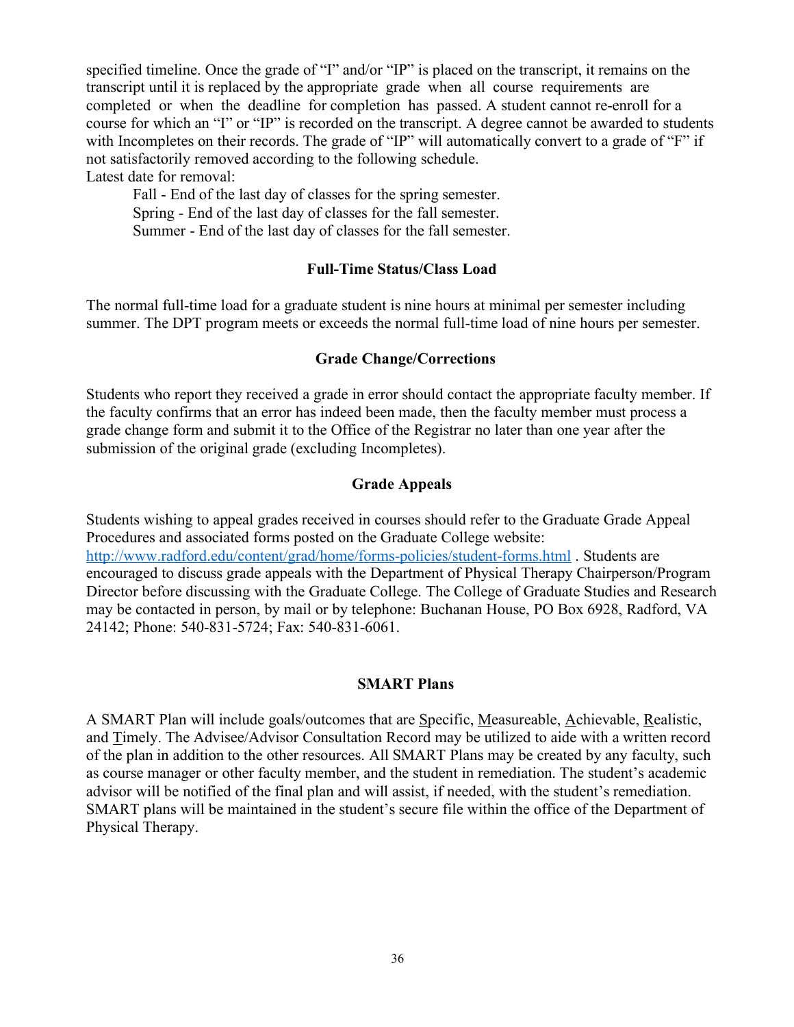specified timeline. Once the grade of "I" and/or "IP" is placed on the transcript, it remains on the transcript until it is replaced by the appropriate grade when all course requirements are completed or when the deadline for completion has passed. A student cannot re-enroll for a course for which an "I" or "IP" is recorded on the transcript. A degree cannot be awarded to students with Incompletes on their records. The grade of "IP" will automatically convert to a grade of "F" if not satisfactorily removed according to the following schedule.

Latest date for removal:

Fall - End of the last day of classes for the spring semester.
Spring - End of the last day of classes for the fall semester.
Summer - End of the last day of classes for the fall semester.

### Full-Time Status/Class Load

The normal full-time load for a graduate student is nine hours at minimal per semester including summer. The DPT program meets or exceeds the normal full-time load of nine hours per semester.

### Grade Change/Corrections

Students who report they received a grade in error should contact the appropriate faculty member. If the faculty confirms that an error has indeed been made, then the faculty member must process a grade change form and submit it to the Office of the Registrar no later than one year after the submission of the original grade (excluding Incompletes).

### Grade Appeals

Students wishing to appeal grades received in courses should refer to the Graduate Grade Appeal Procedures and associated forms posted on the Graduate College website: [http://www.radford.edu/content/grad/home/forms-policies/student-forms.html](http://www.radford.edu/content/grad/home/forms-policies/student-forms.html) . Students are encouraged to discuss grade appeals with the Department of Physical Therapy Chairperson/Program Director before discussing with the Graduate College. The College of Graduate Studies and Research may be contacted in person, by mail or by telephone: Buchanan House, PO Box 6928, Radford, VA 24142; Phone: 540-831-5724; Fax: 540-831-6061.

### SMART Plans

A SMART Plan will include goals/outcomes that are Specific, Measureable, Achievable, Realistic, and Timely. The Advisee/Advisor Consultation Record may be utilized to aide with a written record of the plan in addition to the other resources. All SMART Plans may be created by any faculty, such as course manager or other faculty member, and the student in remediation. The student's academic advisor will be notified of the final plan and will assist, if needed, with the student's remediation. SMART plans will be maintained in the student's secure file within the office of the Department of Physical Therapy.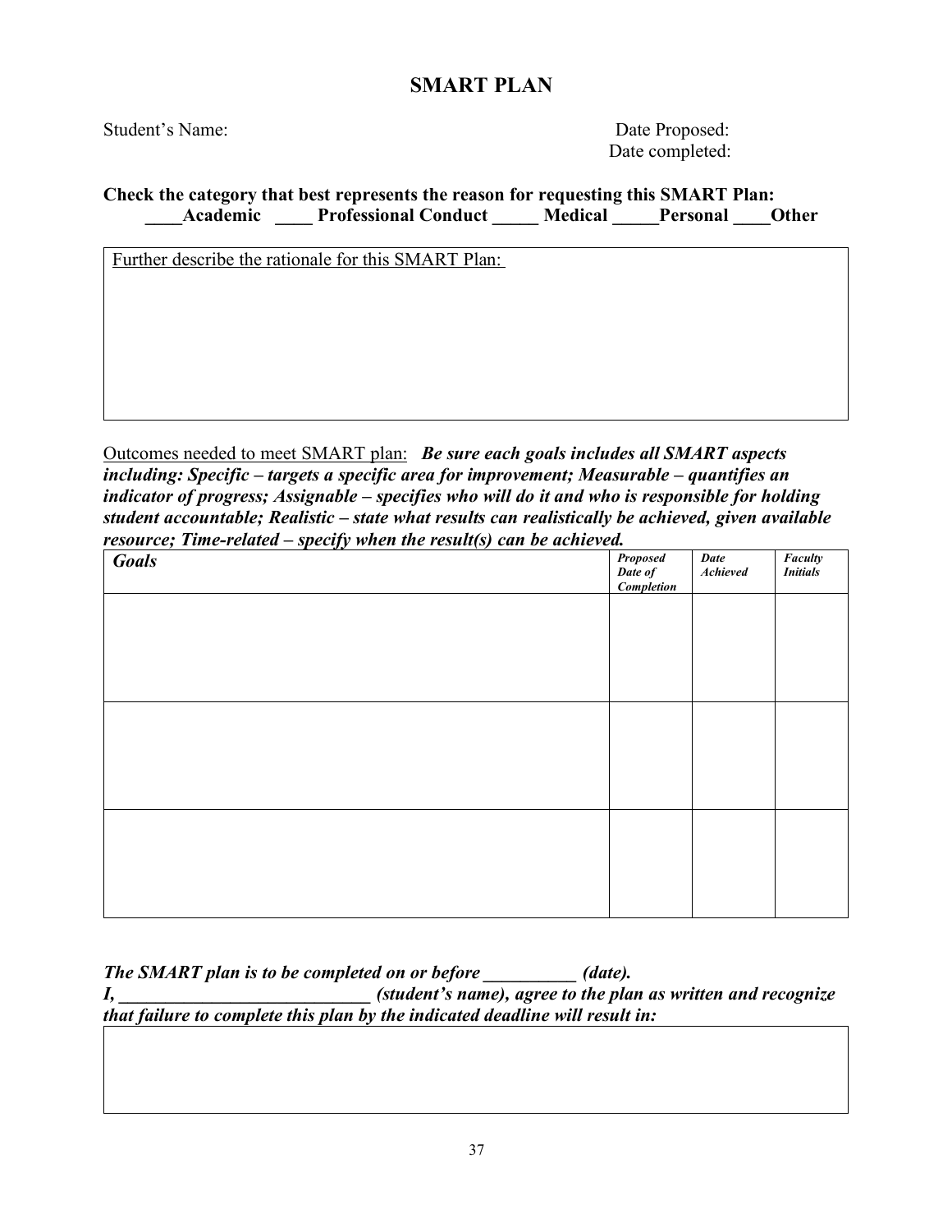# SMART PLAN

Student's Name: Date Proposed:

Date completed:

**Check the category that best represents the reason for requesting this SMART Plan:**
**\_\_\_\_Academic \_\_\_\_ Professional Conduct \_\_\_\_\_ Medical \_\_\_\_\_Personal \_\_\_\_Other**

| Further describe the rationale for this SMART Plan: |
|---|
| |

Outcomes needed to meet SMART plan: ***Be sure each goals includes all SMART aspects including: Specific – targets a specific area for improvement; Measurable – quantifies an indicator of progress; Assignable – specifies who will do it and who is responsible for holding student accountable; Realistic – state what results can realistically be achieved, given available resource; Time-related – specify when the result(s) can be achieved.***

| *Goals* | *Proposed Date of Completion* | *Date Achieved* | *Faculty Initials* |
|---|---|---|---|
| | | | |
| | | | |
| | | | |

***The SMART plan is to be completed on or before \_\_\_\_\_\_\_\_\_\_ (date).***
***I, \_\_\_\_\_\_\_\_\_\_\_\_\_\_\_\_\_\_\_\_\_\_\_\_\_\_\_\_ (student's name), agree to the plan as written and recognize that failure to complete this plan by the indicated deadline will result in:***

| |
|---|
| |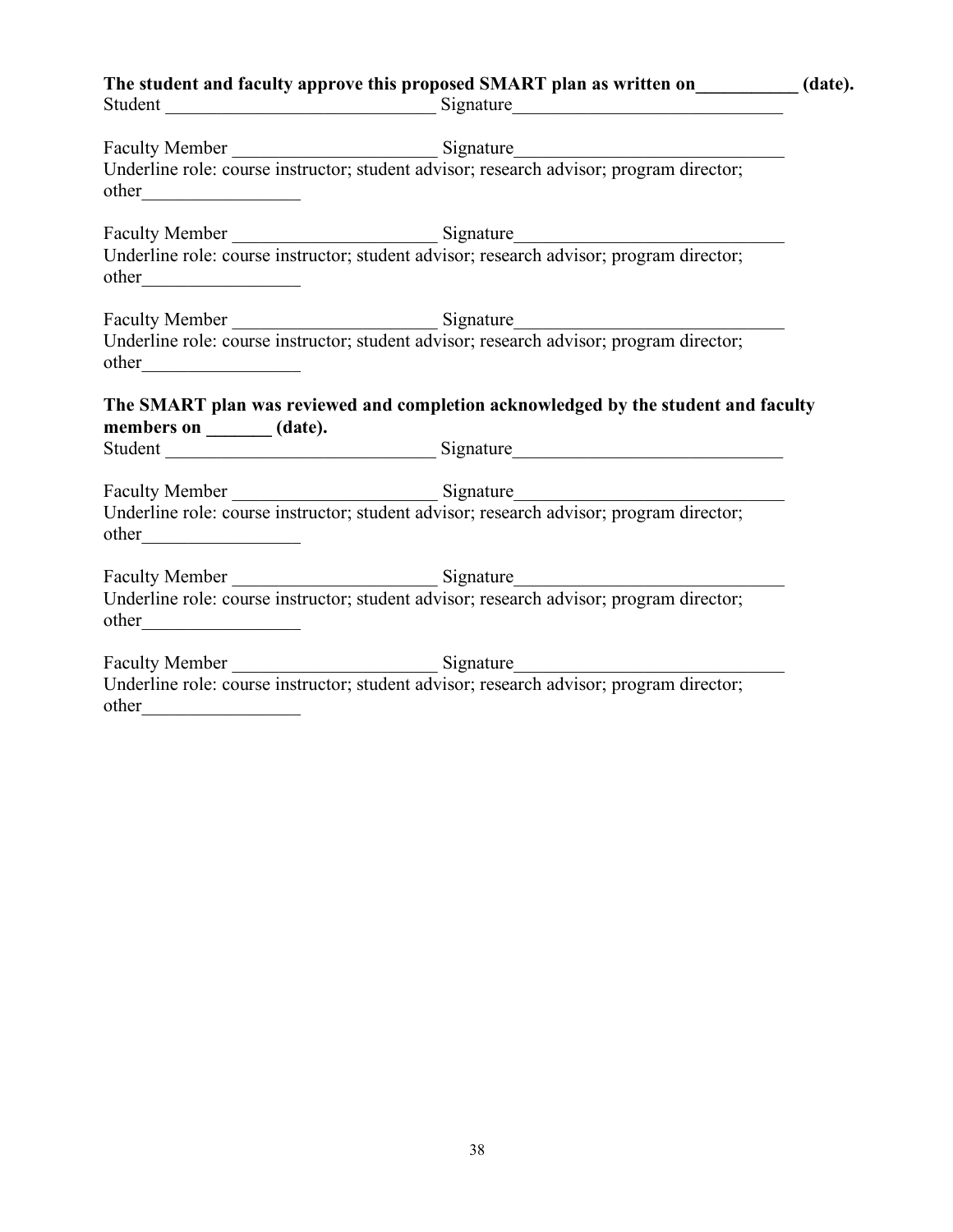**The student and faculty approve this proposed SMART plan as written on__________ (date).**

Student ____________________________ Signature____________________________

Faculty Member _____________________ Signature____________________________

Underline role: course instructor; student advisor; research advisor; program director; other_________________

Faculty Member _____________________ Signature____________________________

Underline role: course instructor; student advisor; research advisor; program director; other_________________

Faculty Member _____________________ Signature____________________________

Underline role: course instructor; student advisor; research advisor; program director; other_________________

**The SMART plan was reviewed and completion acknowledged by the student and faculty members on _______ (date).**

Student ____________________________ Signature____________________________

Faculty Member _____________________ Signature____________________________

Underline role: course instructor; student advisor; research advisor; program director; other_________________

Faculty Member _____________________ Signature____________________________

Underline role: course instructor; student advisor; research advisor; program director; other_________________

Faculty Member _____________________ Signature____________________________

Underline role: course instructor; student advisor; research advisor; program director; other_________________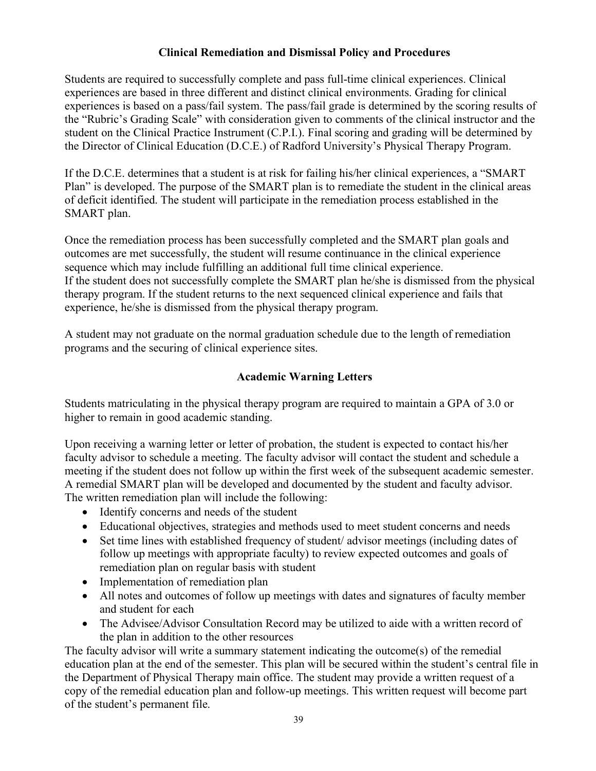## Clinical Remediation and Dismissal Policy and Procedures

Students are required to successfully complete and pass full-time clinical experiences. Clinical experiences are based in three different and distinct clinical environments. Grading for clinical experiences is based on a pass/fail system. The pass/fail grade is determined by the scoring results of the "Rubric's Grading Scale" with consideration given to comments of the clinical instructor and the student on the Clinical Practice Instrument (C.P.I.). Final scoring and grading will be determined by the Director of Clinical Education (D.C.E.) of Radford University's Physical Therapy Program.

If the D.C.E. determines that a student is at risk for failing his/her clinical experiences, a "SMART Plan" is developed. The purpose of the SMART plan is to remediate the student in the clinical areas of deficit identified. The student will participate in the remediation process established in the SMART plan.

Once the remediation process has been successfully completed and the SMART plan goals and outcomes are met successfully, the student will resume continuance in the clinical experience sequence which may include fulfilling an additional full time clinical experience.
If the student does not successfully complete the SMART plan he/she is dismissed from the physical therapy program. If the student returns to the next sequenced clinical experience and fails that experience, he/she is dismissed from the physical therapy program.

A student may not graduate on the normal graduation schedule due to the length of remediation programs and the securing of clinical experience sites.

## Academic Warning Letters

Students matriculating in the physical therapy program are required to maintain a GPA of 3.0 or higher to remain in good academic standing.

Upon receiving a warning letter or letter of probation, the student is expected to contact his/her faculty advisor to schedule a meeting. The faculty advisor will contact the student and schedule a meeting if the student does not follow up within the first week of the subsequent academic semester. A remedial SMART plan will be developed and documented by the student and faculty advisor. The written remediation plan will include the following:

- Identify concerns and needs of the student
- Educational objectives, strategies and methods used to meet student concerns and needs
- Set time lines with established frequency of student/ advisor meetings (including dates of follow up meetings with appropriate faculty) to review expected outcomes and goals of remediation plan on regular basis with student
- Implementation of remediation plan
- All notes and outcomes of follow up meetings with dates and signatures of faculty member and student for each
- The Advisee/Advisor Consultation Record may be utilized to aide with a written record of the plan in addition to the other resources

The faculty advisor will write a summary statement indicating the outcome(s) of the remedial education plan at the end of the semester. This plan will be secured within the student's central file in the Department of Physical Therapy main office. The student may provide a written request of a copy of the remedial education plan and follow-up meetings. This written request will become part of the student's permanent file.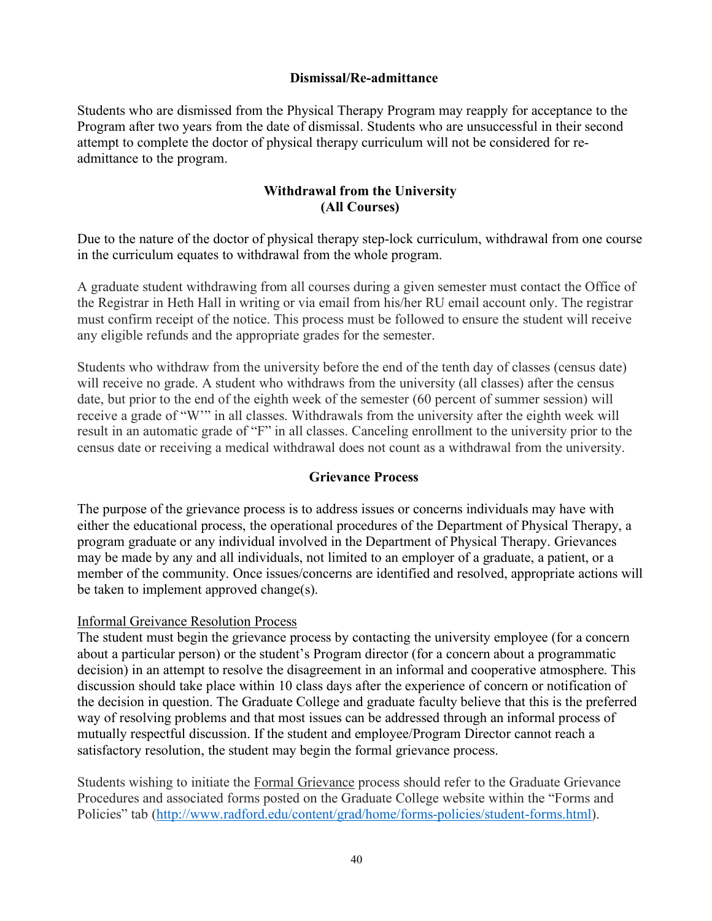## Dismissal/Re-admittance

Students who are dismissed from the Physical Therapy Program may reapply for acceptance to the Program after two years from the date of dismissal. Students who are unsuccessful in their second attempt to complete the doctor of physical therapy curriculum will not be considered for re-admittance to the program.

## Withdrawal from the University (All Courses)

Due to the nature of the doctor of physical therapy step-lock curriculum, withdrawal from one course in the curriculum equates to withdrawal from the whole program.

A graduate student withdrawing from all courses during a given semester must contact the Office of the Registrar in Heth Hall in writing or via email from his/her RU email account only. The registrar must confirm receipt of the notice. This process must be followed to ensure the student will receive any eligible refunds and the appropriate grades for the semester.

Students who withdraw from the university before the end of the tenth day of classes (census date) will receive no grade. A student who withdraws from the university (all classes) after the census date, but prior to the end of the eighth week of the semester (60 percent of summer session) will receive a grade of "W'" in all classes. Withdrawals from the university after the eighth week will result in an automatic grade of "F" in all classes. Canceling enrollment to the university prior to the census date or receiving a medical withdrawal does not count as a withdrawal from the university.

## Grievance Process

The purpose of the grievance process is to address issues or concerns individuals may have with either the educational process, the operational procedures of the Department of Physical Therapy, a program graduate or any individual involved in the Department of Physical Therapy. Grievances may be made by any and all individuals, not limited to an employer of a graduate, a patient, or a member of the community. Once issues/concerns are identified and resolved, appropriate actions will be taken to implement approved change(s).

Informal Greivance Resolution Process

The student must begin the grievance process by contacting the university employee (for a concern about a particular person) or the student's Program director (for a concern about a programmatic decision) in an attempt to resolve the disagreement in an informal and cooperative atmosphere. This discussion should take place within 10 class days after the experience of concern or notification of the decision in question. The Graduate College and graduate faculty believe that this is the preferred way of resolving problems and that most issues can be addressed through an informal process of mutually respectful discussion. If the student and employee/Program Director cannot reach a satisfactory resolution, the student may begin the formal grievance process.

Students wishing to initiate the Formal Grievance process should refer to the Graduate Grievance Procedures and associated forms posted on the Graduate College website within the "Forms and Policies" tab (http://www.radford.edu/content/grad/home/forms-policies/student-forms.html).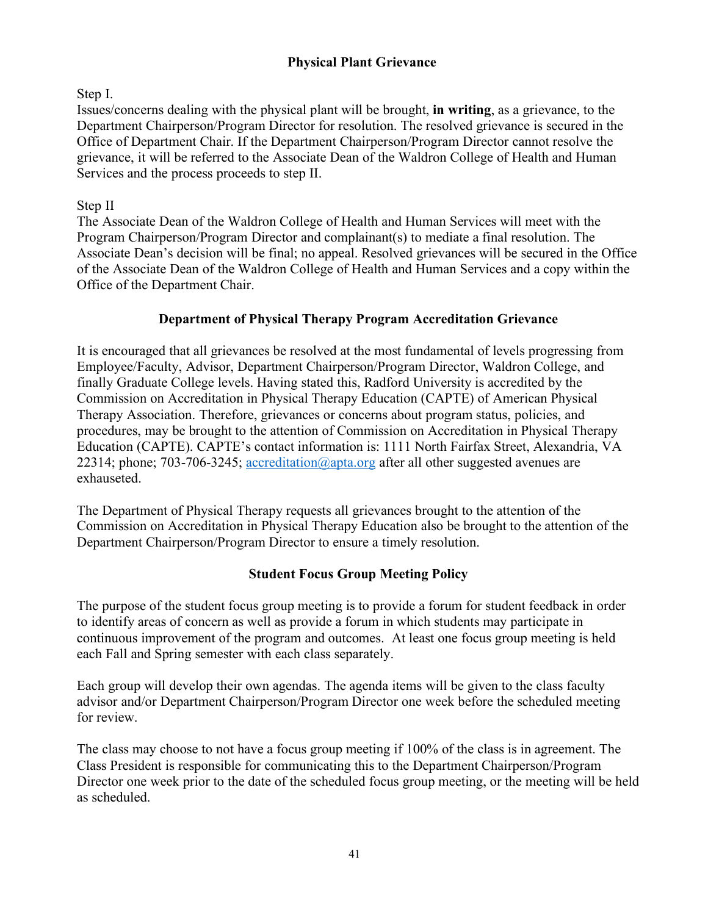## Physical Plant Grievance

Step I.
Issues/concerns dealing with the physical plant will be brought, **in writing**, as a grievance, to the Department Chairperson/Program Director for resolution. The resolved grievance is secured in the Office of Department Chair. If the Department Chairperson/Program Director cannot resolve the grievance, it will be referred to the Associate Dean of the Waldron College of Health and Human Services and the process proceeds to step II.

Step II
The Associate Dean of the Waldron College of Health and Human Services will meet with the Program Chairperson/Program Director and complainant(s) to mediate a final resolution. The Associate Dean's decision will be final; no appeal. Resolved grievances will be secured in the Office of the Associate Dean of the Waldron College of Health and Human Services and a copy within the Office of the Department Chair.

## Department of Physical Therapy Program Accreditation Grievance

It is encouraged that all grievances be resolved at the most fundamental of levels progressing from Employee/Faculty, Advisor, Department Chairperson/Program Director, Waldron College, and finally Graduate College levels. Having stated this, Radford University is accredited by the Commission on Accreditation in Physical Therapy Education (CAPTE) of American Physical Therapy Association. Therefore, grievances or concerns about program status, policies, and procedures, may be brought to the attention of Commission on Accreditation in Physical Therapy Education (CAPTE). CAPTE's contact information is: 1111 North Fairfax Street, Alexandria, VA 22314; phone; 703-706-3245; accreditation@apta.org after all other suggested avenues are exhauseted.

The Department of Physical Therapy requests all grievances brought to the attention of the Commission on Accreditation in Physical Therapy Education also be brought to the attention of the Department Chairperson/Program Director to ensure a timely resolution.

## Student Focus Group Meeting Policy

The purpose of the student focus group meeting is to provide a forum for student feedback in order to identify areas of concern as well as provide a forum in which students may participate in continuous improvement of the program and outcomes. At least one focus group meeting is held each Fall and Spring semester with each class separately.

Each group will develop their own agendas. The agenda items will be given to the class faculty advisor and/or Department Chairperson/Program Director one week before the scheduled meeting for review.

The class may choose to not have a focus group meeting if 100% of the class is in agreement. The Class President is responsible for communicating this to the Department Chairperson/Program Director one week prior to the date of the scheduled focus group meeting, or the meeting will be held as scheduled.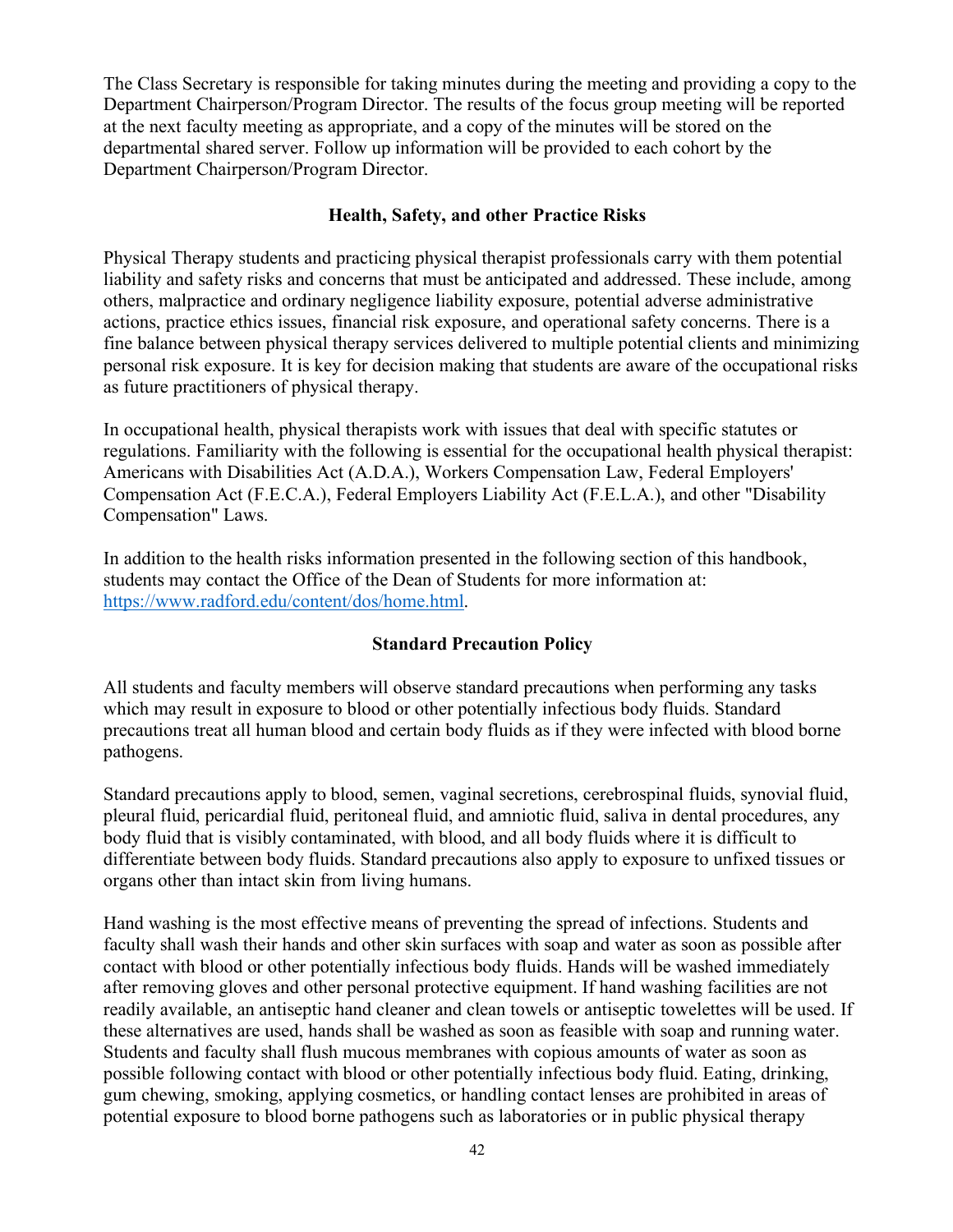The Class Secretary is responsible for taking minutes during the meeting and providing a copy to the Department Chairperson/Program Director. The results of the focus group meeting will be reported at the next faculty meeting as appropriate, and a copy of the minutes will be stored on the departmental shared server. Follow up information will be provided to each cohort by the Department Chairperson/Program Director.

## Health, Safety, and other Practice Risks

Physical Therapy students and practicing physical therapist professionals carry with them potential liability and safety risks and concerns that must be anticipated and addressed. These include, among others, malpractice and ordinary negligence liability exposure, potential adverse administrative actions, practice ethics issues, financial risk exposure, and operational safety concerns. There is a fine balance between physical therapy services delivered to multiple potential clients and minimizing personal risk exposure. It is key for decision making that students are aware of the occupational risks as future practitioners of physical therapy.

In occupational health, physical therapists work with issues that deal with specific statutes or regulations. Familiarity with the following is essential for the occupational health physical therapist: Americans with Disabilities Act (A.D.A.), Workers Compensation Law, Federal Employers' Compensation Act (F.E.C.A.), Federal Employers Liability Act (F.E.L.A.), and other "Disability Compensation" Laws.

In addition to the health risks information presented in the following section of this handbook, students may contact the Office of the Dean of Students for more information at: [https://www.radford.edu/content/dos/home.html](https://www.radford.edu/content/dos/home.html).

## Standard Precaution Policy

All students and faculty members will observe standard precautions when performing any tasks which may result in exposure to blood or other potentially infectious body fluids. Standard precautions treat all human blood and certain body fluids as if they were infected with blood borne pathogens.

Standard precautions apply to blood, semen, vaginal secretions, cerebrospinal fluids, synovial fluid, pleural fluid, pericardial fluid, peritoneal fluid, and amniotic fluid, saliva in dental procedures, any body fluid that is visibly contaminated, with blood, and all body fluids where it is difficult to differentiate between body fluids. Standard precautions also apply to exposure to unfixed tissues or organs other than intact skin from living humans.

Hand washing is the most effective means of preventing the spread of infections. Students and faculty shall wash their hands and other skin surfaces with soap and water as soon as possible after contact with blood or other potentially infectious body fluids. Hands will be washed immediately after removing gloves and other personal protective equipment. If hand washing facilities are not readily available, an antiseptic hand cleaner and clean towels or antiseptic towelettes will be used. If these alternatives are used, hands shall be washed as soon as feasible with soap and running water. Students and faculty shall flush mucous membranes with copious amounts of water as soon as possible following contact with blood or other potentially infectious body fluid. Eating, drinking, gum chewing, smoking, applying cosmetics, or handling contact lenses are prohibited in areas of potential exposure to blood borne pathogens such as laboratories or in public physical therapy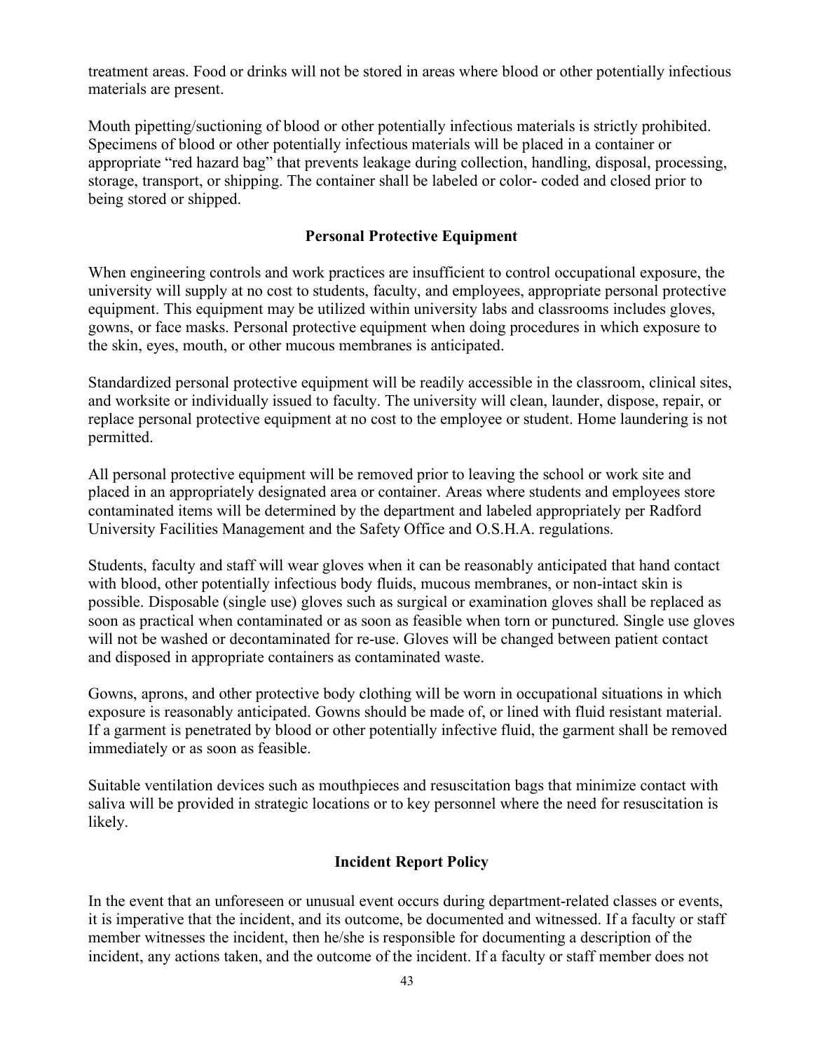treatment areas. Food or drinks will not be stored in areas where blood or other potentially infectious materials are present.

Mouth pipetting/suctioning of blood or other potentially infectious materials is strictly prohibited. Specimens of blood or other potentially infectious materials will be placed in a container or appropriate "red hazard bag" that prevents leakage during collection, handling, disposal, processing, storage, transport, or shipping. The container shall be labeled or color- coded and closed prior to being stored or shipped.

## Personal Protective Equipment

When engineering controls and work practices are insufficient to control occupational exposure, the university will supply at no cost to students, faculty, and employees, appropriate personal protective equipment. This equipment may be utilized within university labs and classrooms includes gloves, gowns, or face masks. Personal protective equipment when doing procedures in which exposure to the skin, eyes, mouth, or other mucous membranes is anticipated.

Standardized personal protective equipment will be readily accessible in the classroom, clinical sites, and worksite or individually issued to faculty. The university will clean, launder, dispose, repair, or replace personal protective equipment at no cost to the employee or student. Home laundering is not permitted.

All personal protective equipment will be removed prior to leaving the school or work site and placed in an appropriately designated area or container. Areas where students and employees store contaminated items will be determined by the department and labeled appropriately per Radford University Facilities Management and the Safety Office and O.S.H.A. regulations.

Students, faculty and staff will wear gloves when it can be reasonably anticipated that hand contact with blood, other potentially infectious body fluids, mucous membranes, or non-intact skin is possible. Disposable (single use) gloves such as surgical or examination gloves shall be replaced as soon as practical when contaminated or as soon as feasible when torn or punctured. Single use gloves will not be washed or decontaminated for re-use. Gloves will be changed between patient contact and disposed in appropriate containers as contaminated waste.

Gowns, aprons, and other protective body clothing will be worn in occupational situations in which exposure is reasonably anticipated. Gowns should be made of, or lined with fluid resistant material. If a garment is penetrated by blood or other potentially infective fluid, the garment shall be removed immediately or as soon as feasible.

Suitable ventilation devices such as mouthpieces and resuscitation bags that minimize contact with saliva will be provided in strategic locations or to key personnel where the need for resuscitation is likely.

## Incident Report Policy

In the event that an unforeseen or unusual event occurs during department-related classes or events, it is imperative that the incident, and its outcome, be documented and witnessed. If a faculty or staff member witnesses the incident, then he/she is responsible for documenting a description of the incident, any actions taken, and the outcome of the incident. If a faculty or staff member does not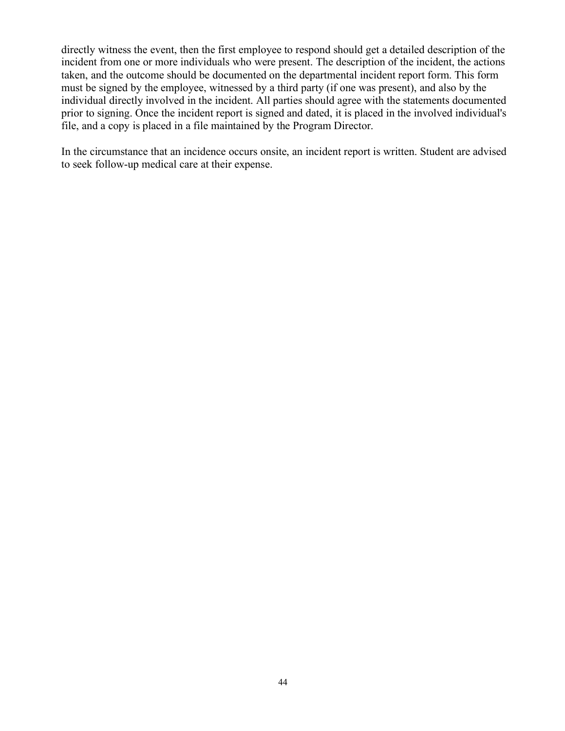directly witness the event, then the first employee to respond should get a detailed description of the incident from one or more individuals who were present. The description of the incident, the actions taken, and the outcome should be documented on the departmental incident report form. This form must be signed by the employee, witnessed by a third party (if one was present), and also by the individual directly involved in the incident. All parties should agree with the statements documented prior to signing. Once the incident report is signed and dated, it is placed in the involved individual's file, and a copy is placed in a file maintained by the Program Director.

In the circumstance that an incidence occurs onsite, an incident report is written. Student are advised to seek follow-up medical care at their expense.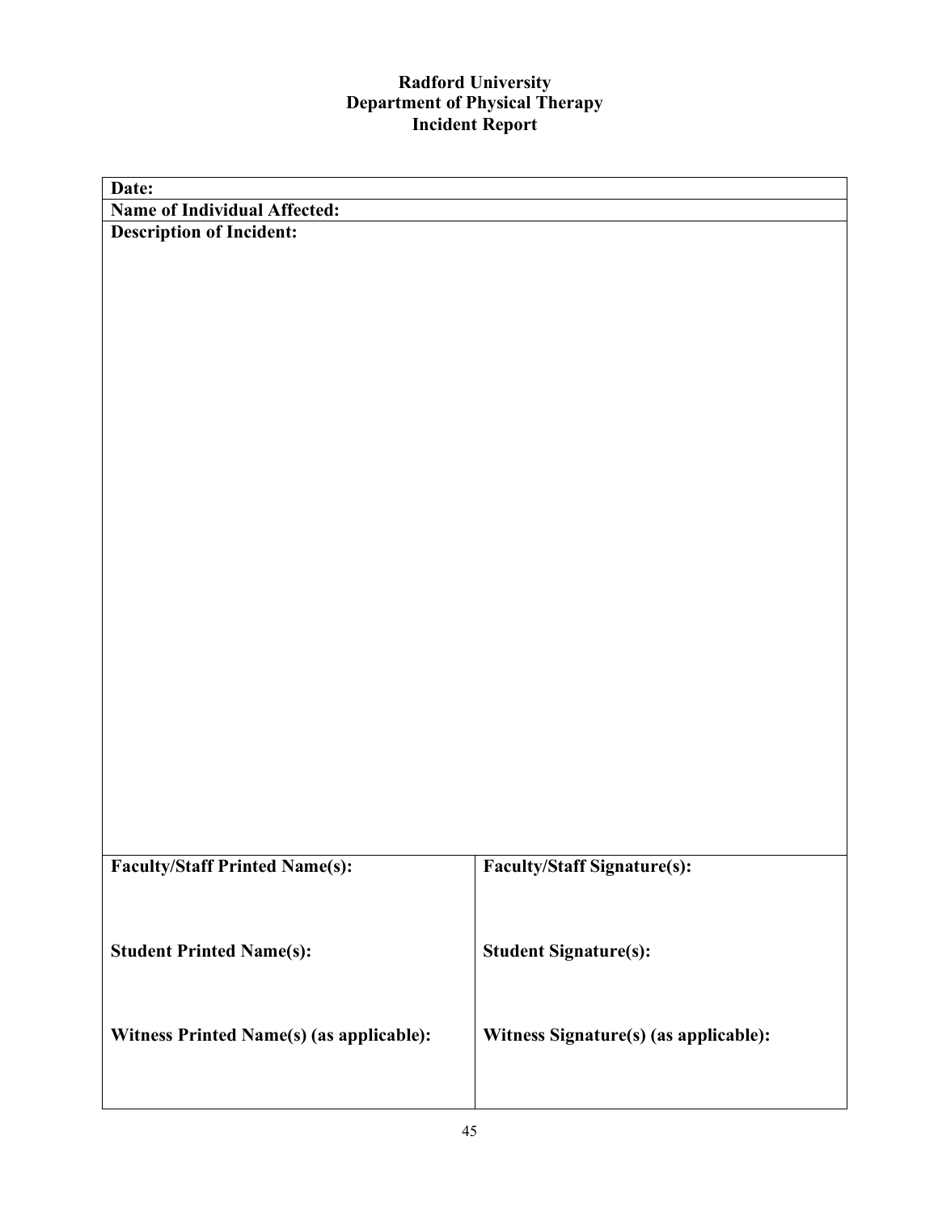**Radford University**
**Department of Physical Therapy**
**Incident Report**

| **Date:** | |
|---|---|
| **Name of Individual Affected:** | |
| **Description of Incident:** | |
| **Faculty/Staff Printed Name(s):** | **Faculty/Staff Signature(s):** |
| **Student Printed Name(s):** | **Student Signature(s):** |
| **Witness Printed Name(s) (as applicable):** | **Witness Signature(s) (as applicable):** |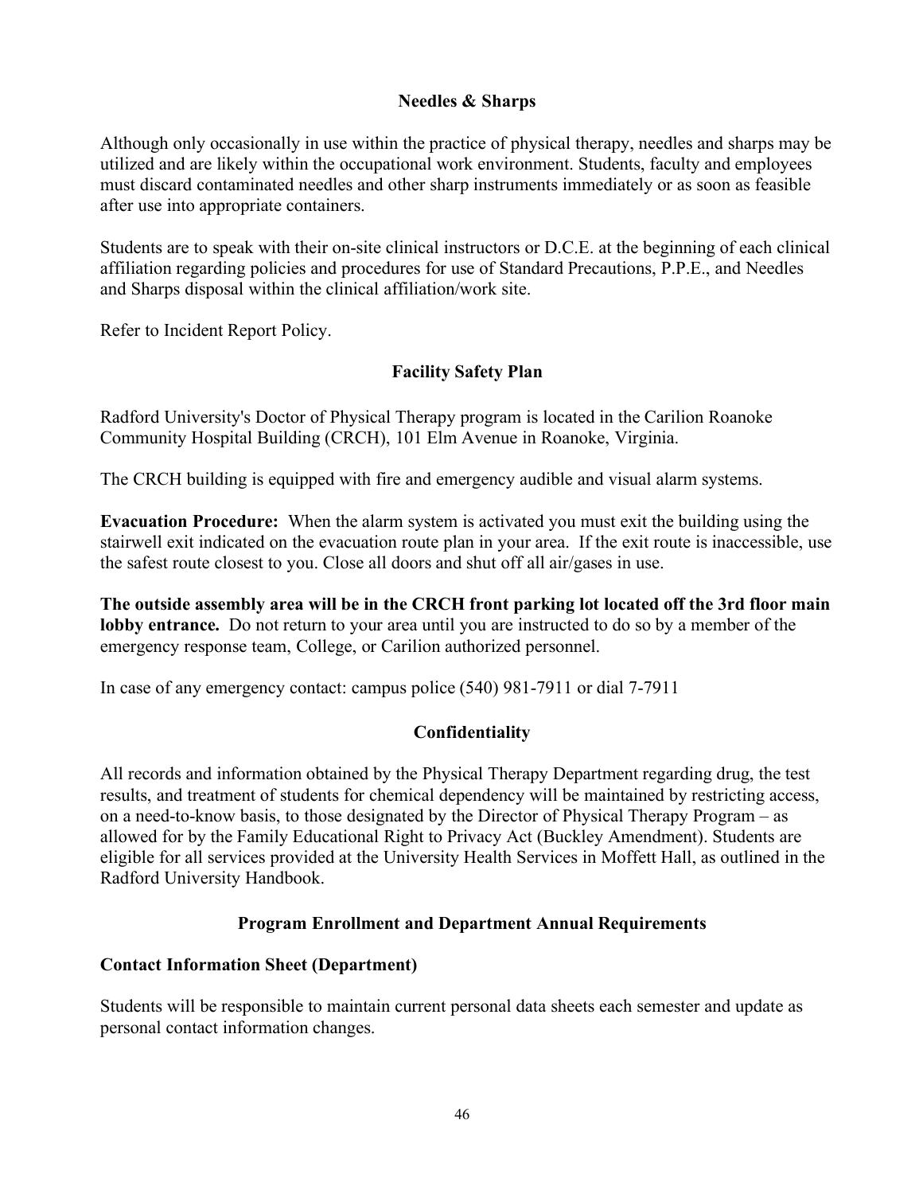## Needles & Sharps

Although only occasionally in use within the practice of physical therapy, needles and sharps may be utilized and are likely within the occupational work environment. Students, faculty and employees must discard contaminated needles and other sharp instruments immediately or as soon as feasible after use into appropriate containers.

Students are to speak with their on-site clinical instructors or D.C.E. at the beginning of each clinical affiliation regarding policies and procedures for use of Standard Precautions, P.P.E., and Needles and Sharps disposal within the clinical affiliation/work site.

Refer to Incident Report Policy.

## Facility Safety Plan

Radford University's Doctor of Physical Therapy program is located in the Carilion Roanoke Community Hospital Building (CRCH), 101 Elm Avenue in Roanoke, Virginia.

The CRCH building is equipped with fire and emergency audible and visual alarm systems.

**Evacuation Procedure:** When the alarm system is activated you must exit the building using the stairwell exit indicated on the evacuation route plan in your area. If the exit route is inaccessible, use the safest route closest to you. Close all doors and shut off all air/gases in use.

**The outside assembly area will be in the CRCH front parking lot located off the 3rd floor main lobby entrance.** Do not return to your area until you are instructed to do so by a member of the emergency response team, College, or Carilion authorized personnel.

In case of any emergency contact: campus police (540) 981-7911 or dial 7-7911

## Confidentiality

All records and information obtained by the Physical Therapy Department regarding drug, the test results, and treatment of students for chemical dependency will be maintained by restricting access, on a need-to-know basis, to those designated by the Director of Physical Therapy Program – as allowed for by the Family Educational Right to Privacy Act (Buckley Amendment). Students are eligible for all services provided at the University Health Services in Moffett Hall, as outlined in the Radford University Handbook.

## Program Enrollment and Department Annual Requirements

### Contact Information Sheet (Department)

Students will be responsible to maintain current personal data sheets each semester and update as personal contact information changes.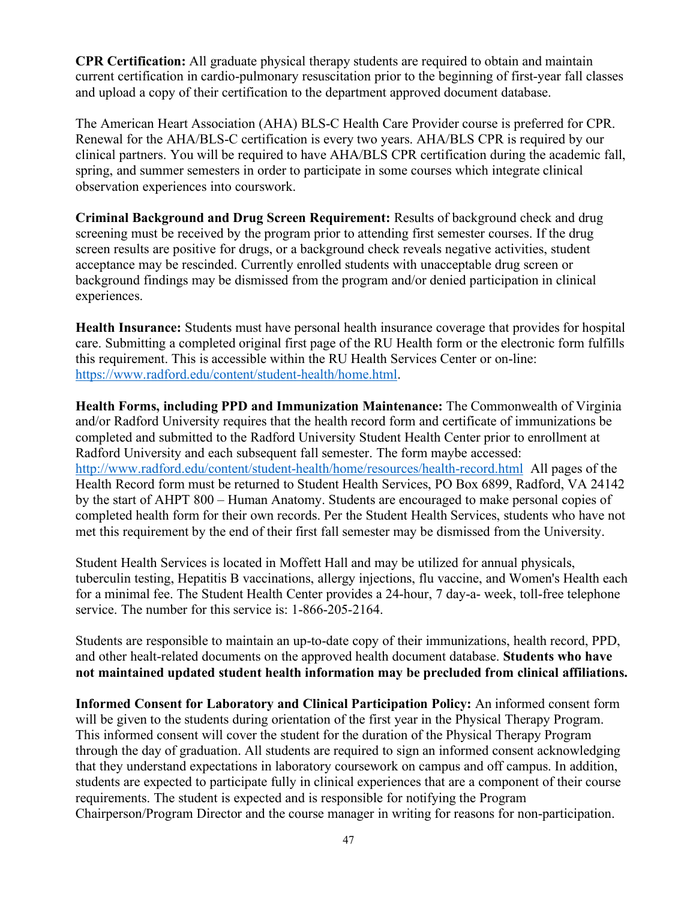**CPR Certification:** All graduate physical therapy students are required to obtain and maintain current certification in cardio-pulmonary resuscitation prior to the beginning of first-year fall classes and upload a copy of their certification to the department approved document database.

The American Heart Association (AHA) BLS-C Health Care Provider course is preferred for CPR. Renewal for the AHA/BLS-C certification is every two years. AHA/BLS CPR is required by our clinical partners. You will be required to have AHA/BLS CPR certification during the academic fall, spring, and summer semesters in order to participate in some courses which integrate clinical observation experiences into courswork.

**Criminal Background and Drug Screen Requirement:** Results of background check and drug screening must be received by the program prior to attending first semester courses. If the drug screen results are positive for drugs, or a background check reveals negative activities, student acceptance may be rescinded. Currently enrolled students with unacceptable drug screen or background findings may be dismissed from the program and/or denied participation in clinical experiences.

**Health Insurance:** Students must have personal health insurance coverage that provides for hospital care. Submitting a completed original first page of the RU Health form or the electronic form fulfills this requirement. This is accessible within the RU Health Services Center or on-line: [https://www.radford.edu/content/student-health/home.html](https://www.radford.edu/content/student-health/home.html).

**Health Forms, including PPD and Immunization Maintenance:** The Commonwealth of Virginia and/or Radford University requires that the health record form and certificate of immunizations be completed and submitted to the Radford University Student Health Center prior to enrollment at Radford University and each subsequent fall semester. The form maybe accessed: [http://www.radford.edu/content/student-health/home/resources/health-record.html](http://www.radford.edu/content/student-health/home/resources/health-record.html) All pages of the Health Record form must be returned to Student Health Services, PO Box 6899, Radford, VA 24142 by the start of AHPT 800 – Human Anatomy. Students are encouraged to make personal copies of completed health form for their own records. Per the Student Health Services, students who have not met this requirement by the end of their first fall semester may be dismissed from the University.

Student Health Services is located in Moffett Hall and may be utilized for annual physicals, tuberculin testing, Hepatitis B vaccinations, allergy injections, flu vaccine, and Women's Health each for a minimal fee. The Student Health Center provides a 24-hour, 7 day-a- week, toll-free telephone service. The number for this service is: 1-866-205-2164.

Students are responsible to maintain an up-to-date copy of their immunizations, health record, PPD, and other healt-related documents on the approved health document database. **Students who have not maintained updated student health information may be precluded from clinical affiliations.**

**Informed Consent for Laboratory and Clinical Participation Policy:** An informed consent form will be given to the students during orientation of the first year in the Physical Therapy Program. This informed consent will cover the student for the duration of the Physical Therapy Program through the day of graduation. All students are required to sign an informed consent acknowledging that they understand expectations in laboratory coursework on campus and off campus. In addition, students are expected to participate fully in clinical experiences that are a component of their course requirements. The student is expected and is responsible for notifying the Program Chairperson/Program Director and the course manager in writing for reasons for non-participation.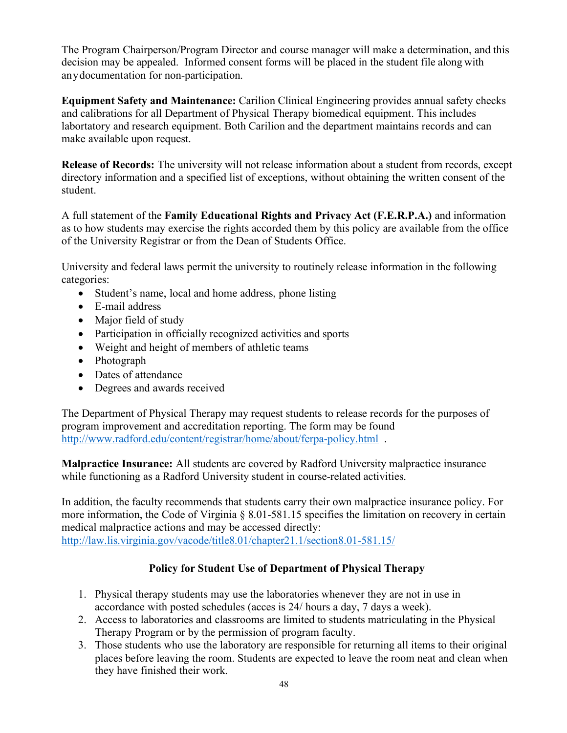The Program Chairperson/Program Director and course manager will make a determination, and this decision may be appealed. Informed consent forms will be placed in the student file along with any documentation for non-participation.

**Equipment Safety and Maintenance:** Carilion Clinical Engineering provides annual safety checks and calibrations for all Department of Physical Therapy biomedical equipment. This includes labortatory and research equipment. Both Carilion and the department maintains records and can make available upon request.

**Release of Records:** The university will not release information about a student from records, except directory information and a specified list of exceptions, without obtaining the written consent of the student.

A full statement of the **Family Educational Rights and Privacy Act (F.E.R.P.A.)** and information as to how students may exercise the rights accorded them by this policy are available from the office of the University Registrar or from the Dean of Students Office.

University and federal laws permit the university to routinely release information in the following categories:

- Student's name, local and home address, phone listing
- E-mail address
- Major field of study
- Participation in officially recognized activities and sports
- Weight and height of members of athletic teams
- Photograph
- Dates of attendance
- Degrees and awards received

The Department of Physical Therapy may request students to release records for the purposes of program improvement and accreditation reporting. The form may be found http://www.radford.edu/content/registrar/home/about/ferpa-policy.html .

**Malpractice Insurance:** All students are covered by Radford University malpractice insurance while functioning as a Radford University student in course-related activities.

In addition, the faculty recommends that students carry their own malpractice insurance policy. For more information, the Code of Virginia § 8.01-581.15 specifies the limitation on recovery in certain medical malpractice actions and may be accessed directly: http://law.lis.virginia.gov/vacode/title8.01/chapter21.1/section8.01-581.15/

## Policy for Student Use of Department of Physical Therapy

1. Physical therapy students may use the laboratories whenever they are not in use in accordance with posted schedules (acces is 24/ hours a day, 7 days a week).
2. Access to laboratories and classrooms are limited to students matriculating in the Physical Therapy Program or by the permission of program faculty.
3. Those students who use the laboratory are responsible for returning all items to their original places before leaving the room. Students are expected to leave the room neat and clean when they have finished their work.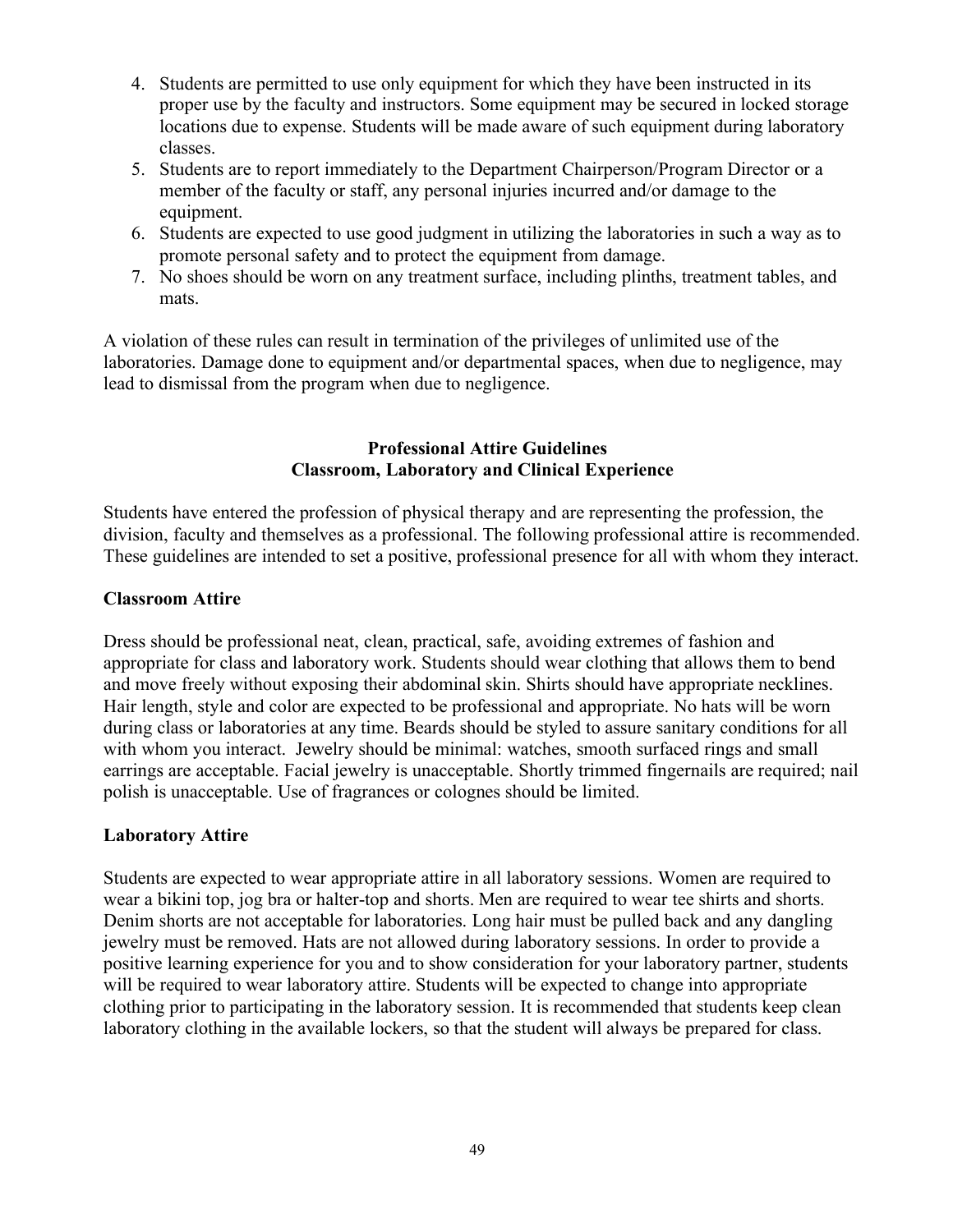4. Students are permitted to use only equipment for which they have been instructed in its proper use by the faculty and instructors. Some equipment may be secured in locked storage locations due to expense. Students will be made aware of such equipment during laboratory classes.
5. Students are to report immediately to the Department Chairperson/Program Director or a member of the faculty or staff, any personal injuries incurred and/or damage to the equipment.
6. Students are expected to use good judgment in utilizing the laboratories in such a way as to promote personal safety and to protect the equipment from damage.
7. No shoes should be worn on any treatment surface, including plinths, treatment tables, and mats.

A violation of these rules can result in termination of the privileges of unlimited use of the laboratories. Damage done to equipment and/or departmental spaces, when due to negligence, may lead to dismissal from the program when due to negligence.

## Professional Attire Guidelines
## Classroom, Laboratory and Clinical Experience

Students have entered the profession of physical therapy and are representing the profession, the division, faculty and themselves as a professional. The following professional attire is recommended. These guidelines are intended to set a positive, professional presence for all with whom they interact.

### Classroom Attire

Dress should be professional neat, clean, practical, safe, avoiding extremes of fashion and appropriate for class and laboratory work. Students should wear clothing that allows them to bend and move freely without exposing their abdominal skin. Shirts should have appropriate necklines. Hair length, style and color are expected to be professional and appropriate. No hats will be worn during class or laboratories at any time. Beards should be styled to assure sanitary conditions for all with whom you interact. Jewelry should be minimal: watches, smooth surfaced rings and small earrings are acceptable. Facial jewelry is unacceptable. Shortly trimmed fingernails are required; nail polish is unacceptable. Use of fragrances or colognes should be limited.

### Laboratory Attire

Students are expected to wear appropriate attire in all laboratory sessions. Women are required to wear a bikini top, jog bra or halter-top and shorts. Men are required to wear tee shirts and shorts. Denim shorts are not acceptable for laboratories. Long hair must be pulled back and any dangling jewelry must be removed. Hats are not allowed during laboratory sessions. In order to provide a positive learning experience for you and to show consideration for your laboratory partner, students will be required to wear laboratory attire. Students will be expected to change into appropriate clothing prior to participating in the laboratory session. It is recommended that students keep clean laboratory clothing in the available lockers, so that the student will always be prepared for class.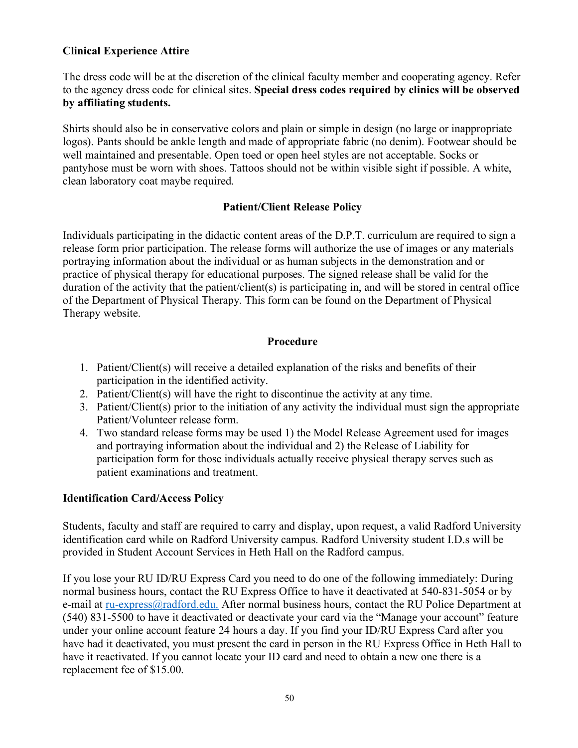**Clinical Experience Attire**

The dress code will be at the discretion of the clinical faculty member and cooperating agency. Refer to the agency dress code for clinical sites. **Special dress codes required by clinics will be observed by affiliating students.**

Shirts should also be in conservative colors and plain or simple in design (no large or inappropriate logos). Pants should be ankle length and made of appropriate fabric (no denim). Footwear should be well maintained and presentable. Open toed or open heel styles are not acceptable. Socks or pantyhose must be worn with shoes. Tattoos should not be within visible sight if possible. A white, clean laboratory coat maybe required.

**Patient/Client Release Policy**

Individuals participating in the didactic content areas of the D.P.T. curriculum are required to sign a release form prior participation. The release forms will authorize the use of images or any materials portraying information about the individual or as human subjects in the demonstration and or practice of physical therapy for educational purposes. The signed release shall be valid for the duration of the activity that the patient/client(s) is participating in, and will be stored in central office of the Department of Physical Therapy. This form can be found on the Department of Physical Therapy website.

**Procedure**

1. Patient/Client(s) will receive a detailed explanation of the risks and benefits of their participation in the identified activity.
2. Patient/Client(s) will have the right to discontinue the activity at any time.
3. Patient/Client(s) prior to the initiation of any activity the individual must sign the appropriate Patient/Volunteer release form.
4. Two standard release forms may be used 1) the Model Release Agreement used for images and portraying information about the individual and 2) the Release of Liability for participation form for those individuals actually receive physical therapy serves such as patient examinations and treatment.

**Identification Card/Access Policy**

Students, faculty and staff are required to carry and display, upon request, a valid Radford University identification card while on Radford University campus. Radford University student I.D.s will be provided in Student Account Services in Heth Hall on the Radford campus.

If you lose your RU ID/RU Express Card you need to do one of the following immediately: During normal business hours, contact the RU Express Office to have it deactivated at 540-831-5054 or by e-mail at ru-express@radford.edu. After normal business hours, contact the RU Police Department at (540) 831-5500 to have it deactivated or deactivate your card via the "Manage your account" feature under your online account feature 24 hours a day. If you find your ID/RU Express Card after you have had it deactivated, you must present the card in person in the RU Express Office in Heth Hall to have it reactivated. If you cannot locate your ID card and need to obtain a new one there is a replacement fee of $15.00.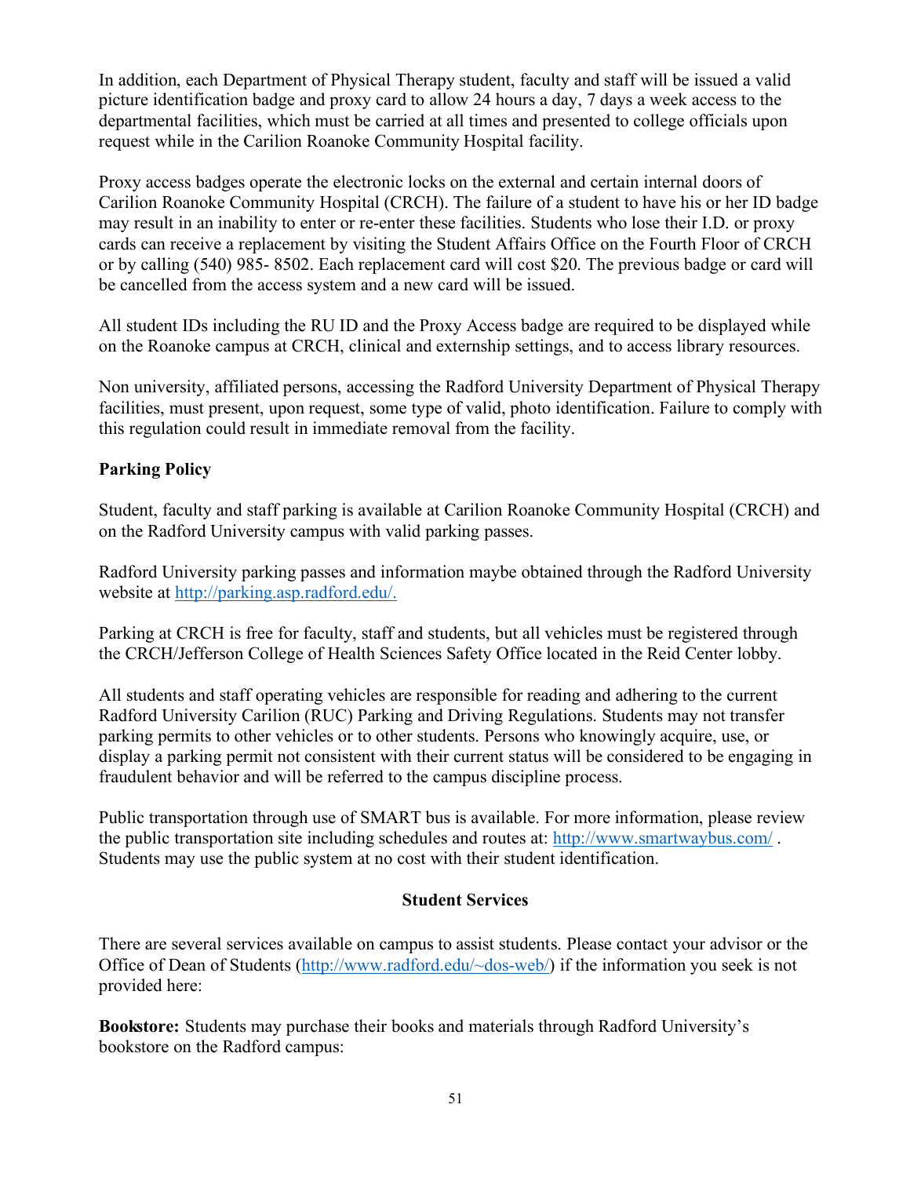In addition, each Department of Physical Therapy student, faculty and staff will be issued a valid picture identification badge and proxy card to allow 24 hours a day, 7 days a week access to the departmental facilities, which must be carried at all times and presented to college officials upon request while in the Carilion Roanoke Community Hospital facility.

Proxy access badges operate the electronic locks on the external and certain internal doors of Carilion Roanoke Community Hospital (CRCH). The failure of a student to have his or her ID badge may result in an inability to enter or re-enter these facilities. Students who lose their I.D. or proxy cards can receive a replacement by visiting the Student Affairs Office on the Fourth Floor of CRCH or by calling (540) 985- 8502. Each replacement card will cost $20. The previous badge or card will be cancelled from the access system and a new card will be issued.

All student IDs including the RU ID and the Proxy Access badge are required to be displayed while on the Roanoke campus at CRCH, clinical and externship settings, and to access library resources.

Non university, affiliated persons, accessing the Radford University Department of Physical Therapy facilities, must present, upon request, some type of valid, photo identification. Failure to comply with this regulation could result in immediate removal from the facility.

**Parking Policy**

Student, faculty and staff parking is available at Carilion Roanoke Community Hospital (CRCH) and on the Radford University campus with valid parking passes.

Radford University parking passes and information maybe obtained through the Radford University website at http://parking.asp.radford.edu/.

Parking at CRCH is free for faculty, staff and students, but all vehicles must be registered through the CRCH/Jefferson College of Health Sciences Safety Office located in the Reid Center lobby.

All students and staff operating vehicles are responsible for reading and adhering to the current Radford University Carilion (RUC) Parking and Driving Regulations. Students may not transfer parking permits to other vehicles or to other students. Persons who knowingly acquire, use, or display a parking permit not consistent with their current status will be considered to be engaging in fraudulent behavior and will be referred to the campus discipline process.

Public transportation through use of SMART bus is available. For more information, please review the public transportation site including schedules and routes at: http://www.smartwaybus.com/ . Students may use the public system at no cost with their student identification.

## Student Services

There are several services available on campus to assist students. Please contact your advisor or the Office of Dean of Students (http://www.radford.edu/~dos-web/) if the information you seek is not provided here:

**Bookstore:** Students may purchase their books and materials through Radford University's bookstore on the Radford campus: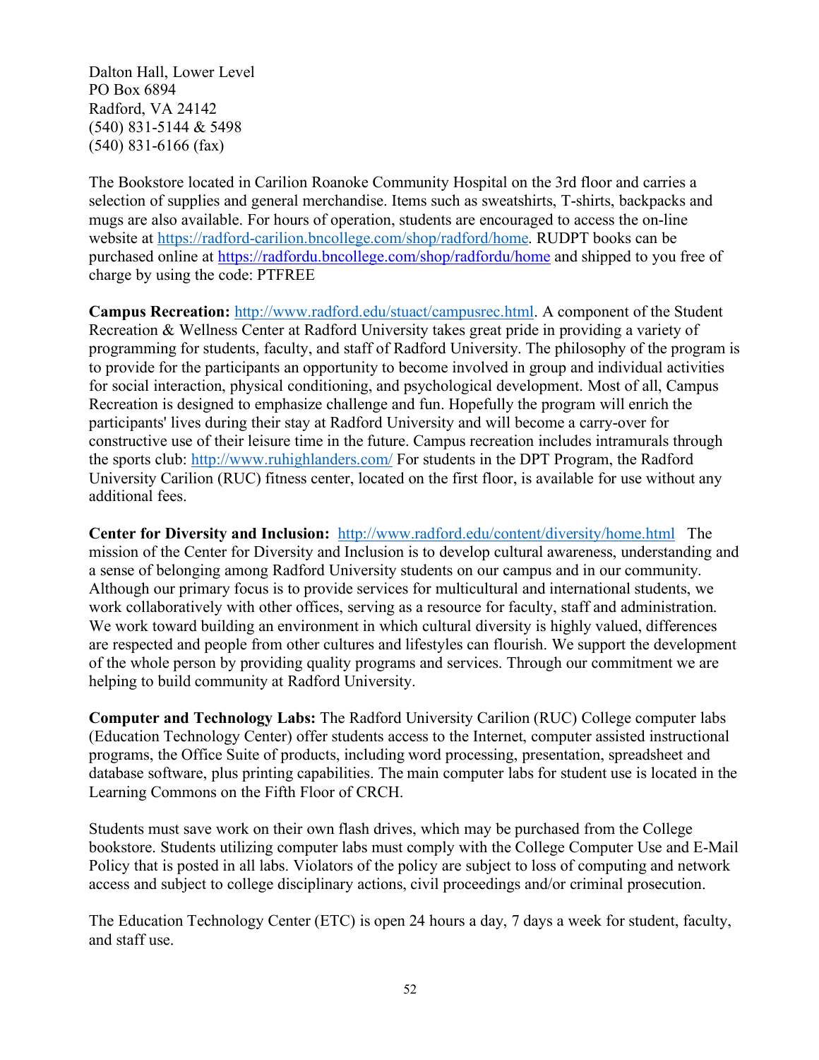Dalton Hall, Lower Level
PO Box 6894
Radford, VA 24142
(540) 831-5144 & 5498
(540) 831-6166 (fax)

The Bookstore located in Carilion Roanoke Community Hospital on the 3rd floor and carries a selection of supplies and general merchandise. Items such as sweatshirts, T-shirts, backpacks and mugs are also available. For hours of operation, students are encouraged to access the on-line website at https://radford-carilion.bncollege.com/shop/radford/home. RUDPT books can be purchased online at https://radfordu.bncollege.com/shop/radfordu/home and shipped to you free of charge by using the code: PTFREE

**Campus Recreation:** http://www.radford.edu/stuact/campusrec.html. A component of the Student Recreation & Wellness Center at Radford University takes great pride in providing a variety of programming for students, faculty, and staff of Radford University. The philosophy of the program is to provide for the participants an opportunity to become involved in group and individual activities for social interaction, physical conditioning, and psychological development. Most of all, Campus Recreation is designed to emphasize challenge and fun. Hopefully the program will enrich the participants' lives during their stay at Radford University and will become a carry-over for constructive use of their leisure time in the future. Campus recreation includes intramurals through the sports club: http://www.ruhighlanders.com/ For students in the DPT Program, the Radford University Carilion (RUC) fitness center, located on the first floor, is available for use without any additional fees.

**Center for Diversity and Inclusion:** http://www.radford.edu/content/diversity/home.html The mission of the Center for Diversity and Inclusion is to develop cultural awareness, understanding and a sense of belonging among Radford University students on our campus and in our community. Although our primary focus is to provide services for multicultural and international students, we work collaboratively with other offices, serving as a resource for faculty, staff and administration. We work toward building an environment in which cultural diversity is highly valued, differences are respected and people from other cultures and lifestyles can flourish. We support the development of the whole person by providing quality programs and services. Through our commitment we are helping to build community at Radford University.

**Computer and Technology Labs:** The Radford University Carilion (RUC) College computer labs (Education Technology Center) offer students access to the Internet, computer assisted instructional programs, the Office Suite of products, including word processing, presentation, spreadsheet and database software, plus printing capabilities. The main computer labs for student use is located in the Learning Commons on the Fifth Floor of CRCH.

Students must save work on their own flash drives, which may be purchased from the College bookstore. Students utilizing computer labs must comply with the College Computer Use and E-Mail Policy that is posted in all labs. Violators of the policy are subject to loss of computing and network access and subject to college disciplinary actions, civil proceedings and/or criminal prosecution.

The Education Technology Center (ETC) is open 24 hours a day, 7 days a week for student, faculty, and staff use.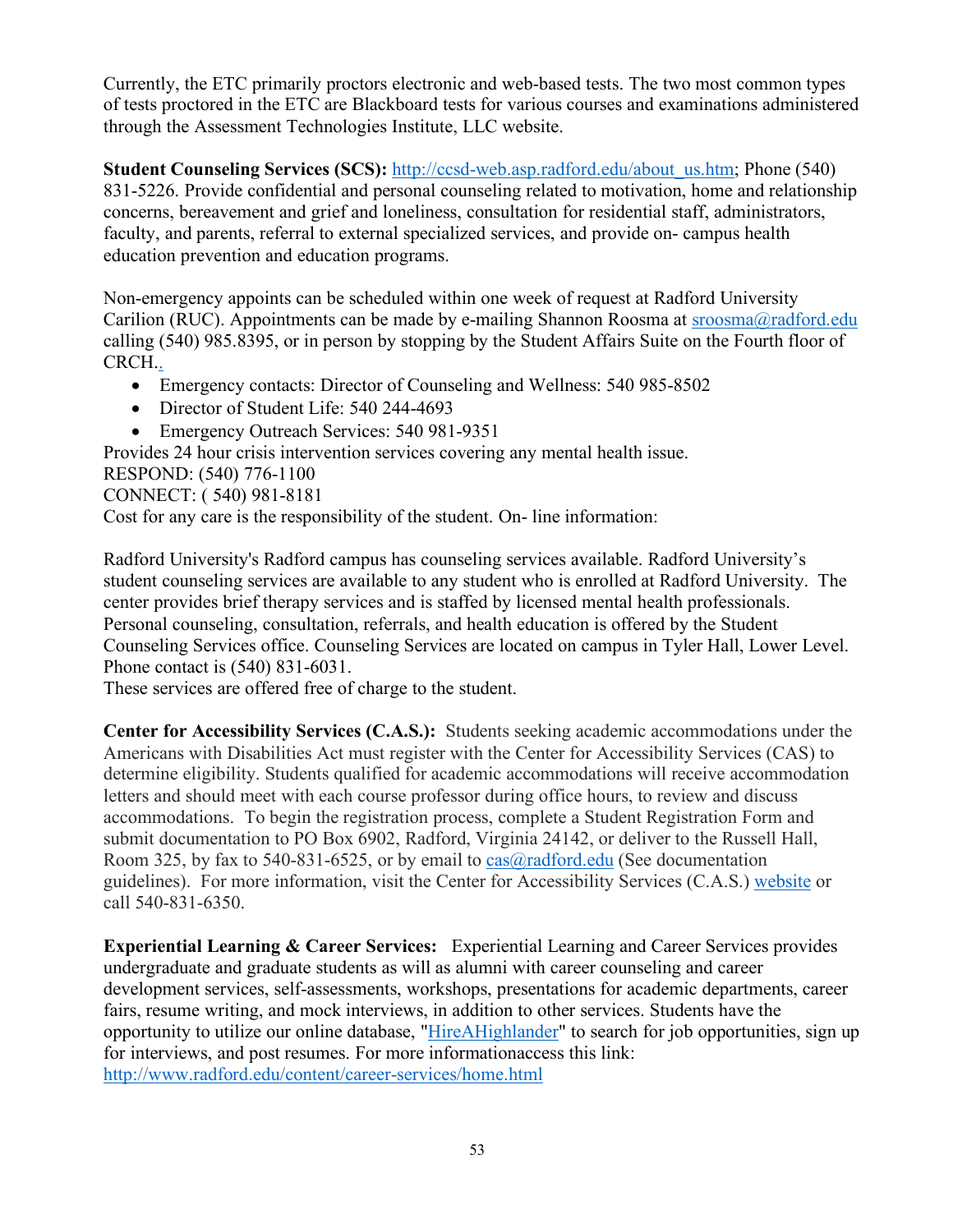Currently, the ETC primarily proctors electronic and web-based tests. The two most common types of tests proctored in the ETC are Blackboard tests for various courses and examinations administered through the Assessment Technologies Institute, LLC website.

**Student Counseling Services (SCS):** http://ccsd-web.asp.radford.edu/about_us.htm; Phone (540) 831-5226. Provide confidential and personal counseling related to motivation, home and relationship concerns, bereavement and grief and loneliness, consultation for residential staff, administrators, faculty, and parents, referral to external specialized services, and provide on- campus health education prevention and education programs.

Non-emergency appoints can be scheduled within one week of request at Radford University Carilion (RUC). Appointments can be made by e-mailing Shannon Roosma at sroosma@radford.edu calling (540) 985.8395, or in person by stopping by the Student Affairs Suite on the Fourth floor of CRCH..

- Emergency contacts: Director of Counseling and Wellness: 540 985-8502
- Director of Student Life: 540 244-4693
- Emergency Outreach Services: 540 981-9351

Provides 24 hour crisis intervention services covering any mental health issue.
RESPOND: (540) 776-1100
CONNECT: ( 540) 981-8181
Cost for any care is the responsibility of the student. On- line information:

Radford University's Radford campus has counseling services available. Radford University's student counseling services are available to any student who is enrolled at Radford University. The center provides brief therapy services and is staffed by licensed mental health professionals. Personal counseling, consultation, referrals, and health education is offered by the Student Counseling Services office. Counseling Services are located on campus in Tyler Hall, Lower Level. Phone contact is (540) 831-6031.
These services are offered free of charge to the student.

**Center for Accessibility Services (C.A.S.):** Students seeking academic accommodations under the Americans with Disabilities Act must register with the Center for Accessibility Services (CAS) to determine eligibility. Students qualified for academic accommodations will receive accommodation letters and should meet with each course professor during office hours, to review and discuss accommodations. To begin the registration process, complete a Student Registration Form and submit documentation to PO Box 6902, Radford, Virginia 24142, or deliver to the Russell Hall, Room 325, by fax to 540-831-6525, or by email to cas@radford.edu (See documentation guidelines). For more information, visit the Center for Accessibility Services (C.A.S.) website or call 540-831-6350.

**Experiential Learning & Career Services:** Experiential Learning and Career Services provides undergraduate and graduate students as will as alumni with career counseling and career development services, self-assessments, workshops, presentations for academic departments, career fairs, resume writing, and mock interviews, in addition to other services. Students have the opportunity to utilize our online database, "HireAHighlander" to search for job opportunities, sign up for interviews, and post resumes. For more informationaccess this link: http://www.radford.edu/content/career-services/home.html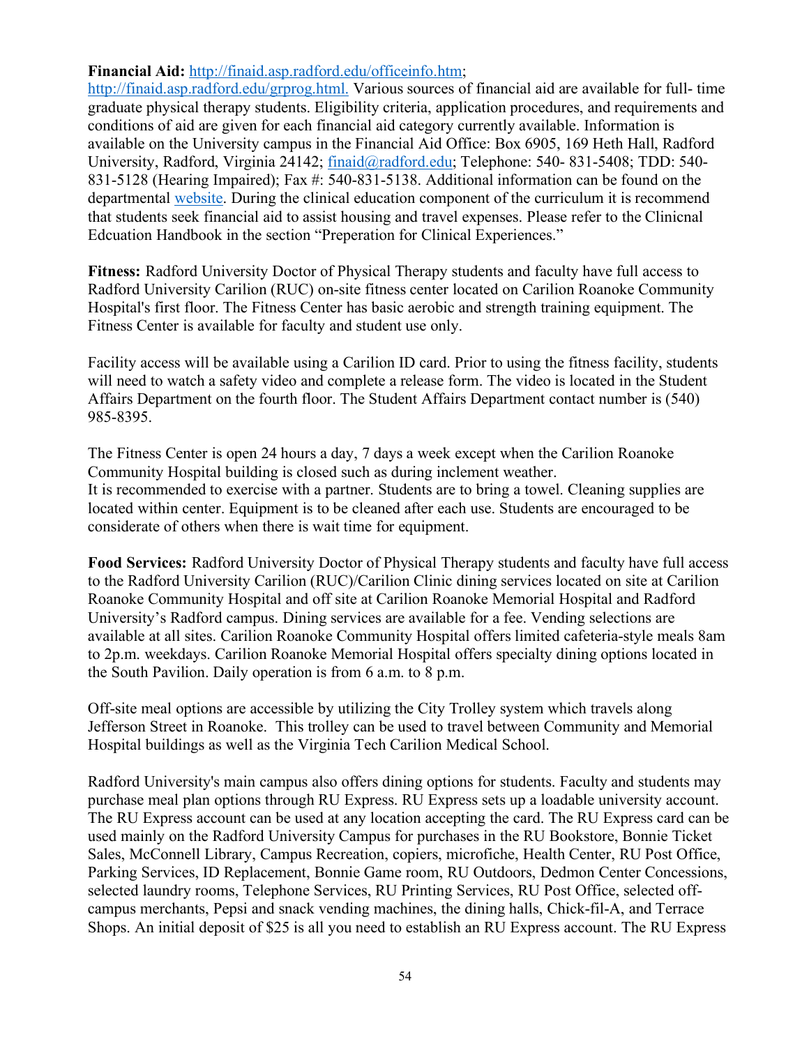**Financial Aid:** http://finaid.asp.radford.edu/officeinfo.htm; http://finaid.asp.radford.edu/grprog.html. Various sources of financial aid are available for full- time graduate physical therapy students. Eligibility criteria, application procedures, and requirements and conditions of aid are given for each financial aid category currently available. Information is available on the University campus in the Financial Aid Office: Box 6905, 169 Heth Hall, Radford University, Radford, Virginia 24142; finaid@radford.edu; Telephone: 540- 831-5408; TDD: 540-831-5128 (Hearing Impaired); Fax #: 540-831-5138. Additional information can be found on the departmental website. During the clinical education component of the curriculum it is recommend that students seek financial aid to assist housing and travel expenses. Please refer to the Clinicnal Edcuation Handbook in the section "Preperation for Clinical Experiences."

**Fitness:** Radford University Doctor of Physical Therapy students and faculty have full access to Radford University Carilion (RUC) on-site fitness center located on Carilion Roanoke Community Hospital's first floor. The Fitness Center has basic aerobic and strength training equipment. The Fitness Center is available for faculty and student use only.

Facility access will be available using a Carilion ID card. Prior to using the fitness facility, students will need to watch a safety video and complete a release form. The video is located in the Student Affairs Department on the fourth floor. The Student Affairs Department contact number is (540) 985-8395.

The Fitness Center is open 24 hours a day, 7 days a week except when the Carilion Roanoke Community Hospital building is closed such as during inclement weather.
It is recommended to exercise with a partner. Students are to bring a towel. Cleaning supplies are located within center. Equipment is to be cleaned after each use. Students are encouraged to be considerate of others when there is wait time for equipment.

**Food Services:** Radford University Doctor of Physical Therapy students and faculty have full access to the Radford University Carilion (RUC)/Carilion Clinic dining services located on site at Carilion Roanoke Community Hospital and off site at Carilion Roanoke Memorial Hospital and Radford University's Radford campus. Dining services are available for a fee. Vending selections are available at all sites. Carilion Roanoke Community Hospital offers limited cafeteria-style meals 8am to 2p.m. weekdays. Carilion Roanoke Memorial Hospital offers specialty dining options located in the South Pavilion. Daily operation is from 6 a.m. to 8 p.m.

Off-site meal options are accessible by utilizing the City Trolley system which travels along Jefferson Street in Roanoke. This trolley can be used to travel between Community and Memorial Hospital buildings as well as the Virginia Tech Carilion Medical School.

Radford University's main campus also offers dining options for students. Faculty and students may purchase meal plan options through RU Express. RU Express sets up a loadable university account. The RU Express account can be used at any location accepting the card. The RU Express card can be used mainly on the Radford University Campus for purchases in the RU Bookstore, Bonnie Ticket Sales, McConnell Library, Campus Recreation, copiers, microfiche, Health Center, RU Post Office, Parking Services, ID Replacement, Bonnie Game room, RU Outdoors, Dedmon Center Concessions, selected laundry rooms, Telephone Services, RU Printing Services, RU Post Office, selected off-campus merchants, Pepsi and snack vending machines, the dining halls, Chick-fil-A, and Terrace Shops. An initial deposit of $25 is all you need to establish an RU Express account. The RU Express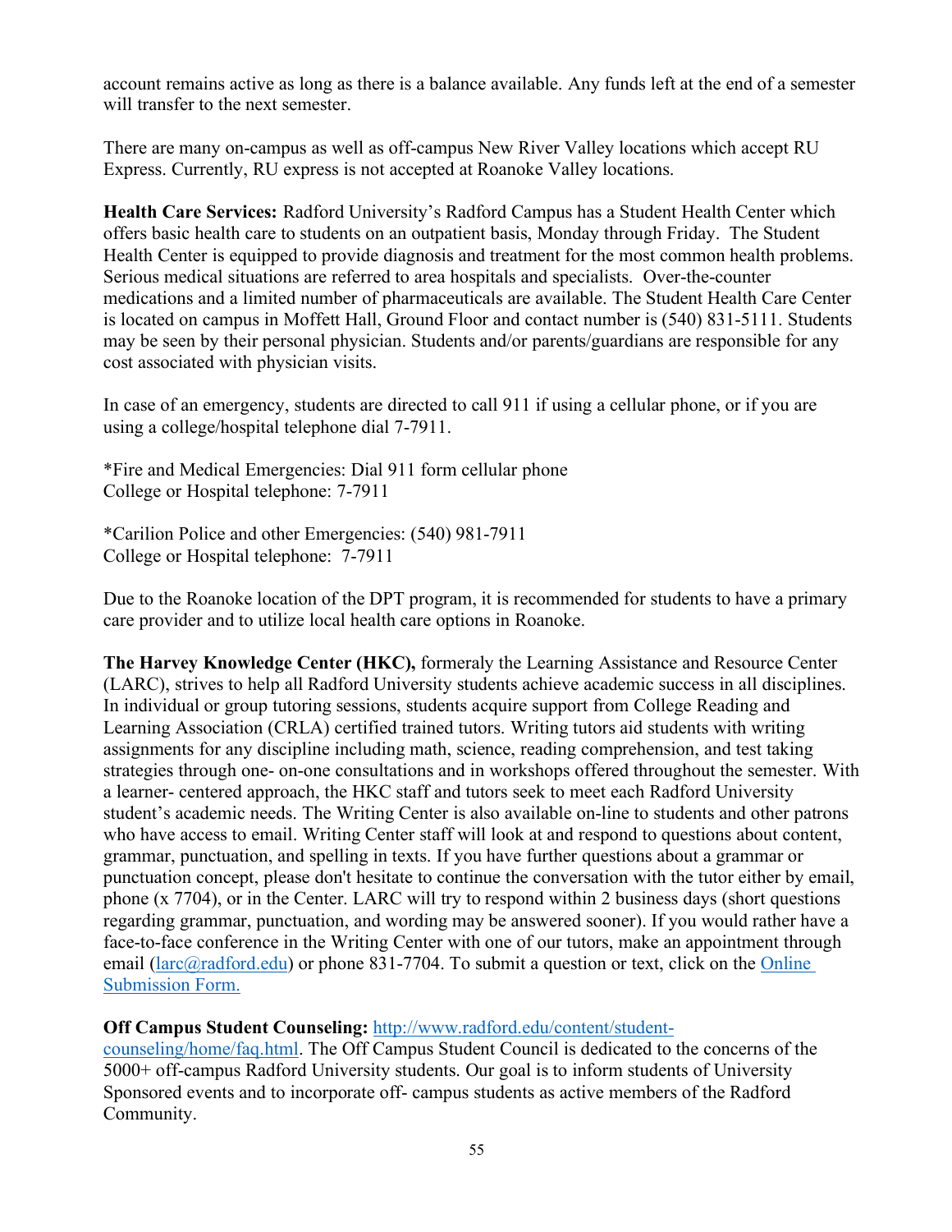account remains active as long as there is a balance available. Any funds left at the end of a semester will transfer to the next semester.

There are many on-campus as well as off-campus New River Valley locations which accept RU Express. Currently, RU express is not accepted at Roanoke Valley locations.

**Health Care Services:** Radford University's Radford Campus has a Student Health Center which offers basic health care to students on an outpatient basis, Monday through Friday. The Student Health Center is equipped to provide diagnosis and treatment for the most common health problems. Serious medical situations are referred to area hospitals and specialists. Over-the-counter medications and a limited number of pharmaceuticals are available. The Student Health Care Center is located on campus in Moffett Hall, Ground Floor and contact number is (540) 831-5111. Students may be seen by their personal physician. Students and/or parents/guardians are responsible for any cost associated with physician visits.

In case of an emergency, students are directed to call 911 if using a cellular phone, or if you are using a college/hospital telephone dial 7-7911.

*Fire and Medical Emergencies: Dial 911 form cellular phone
College or Hospital telephone: 7-7911

*Carilion Police and other Emergencies: (540) 981-7911
College or Hospital telephone: 7-7911

Due to the Roanoke location of the DPT program, it is recommended for students to have a primary care provider and to utilize local health care options in Roanoke.

**The Harvey Knowledge Center (HKC),** formeraly the Learning Assistance and Resource Center (LARC), strives to help all Radford University students achieve academic success in all disciplines. In individual or group tutoring sessions, students acquire support from College Reading and Learning Association (CRLA) certified trained tutors. Writing tutors aid students with writing assignments for any discipline including math, science, reading comprehension, and test taking strategies through one- on-one consultations and in workshops offered throughout the semester. With a learner- centered approach, the HKC staff and tutors seek to meet each Radford University student's academic needs. The Writing Center is also available on-line to students and other patrons who have access to email. Writing Center staff will look at and respond to questions about content, grammar, punctuation, and spelling in texts. If you have further questions about a grammar or punctuation concept, please don't hesitate to continue the conversation with the tutor either by email, phone (x 7704), or in the Center. LARC will try to respond within 2 business days (short questions regarding grammar, punctuation, and wording may be answered sooner). If you would rather have a face-to-face conference in the Writing Center with one of our tutors, make an appointment through email (larc@radford.edu) or phone 831-7704. To submit a question or text, click on the Online Submission Form.

**Off Campus Student Counseling:** http://www.radford.edu/content/student-counseling/home/faq.html. The Off Campus Student Council is dedicated to the concerns of the 5000+ off-campus Radford University students. Our goal is to inform students of University Sponsored events and to incorporate off- campus students as active members of the Radford Community.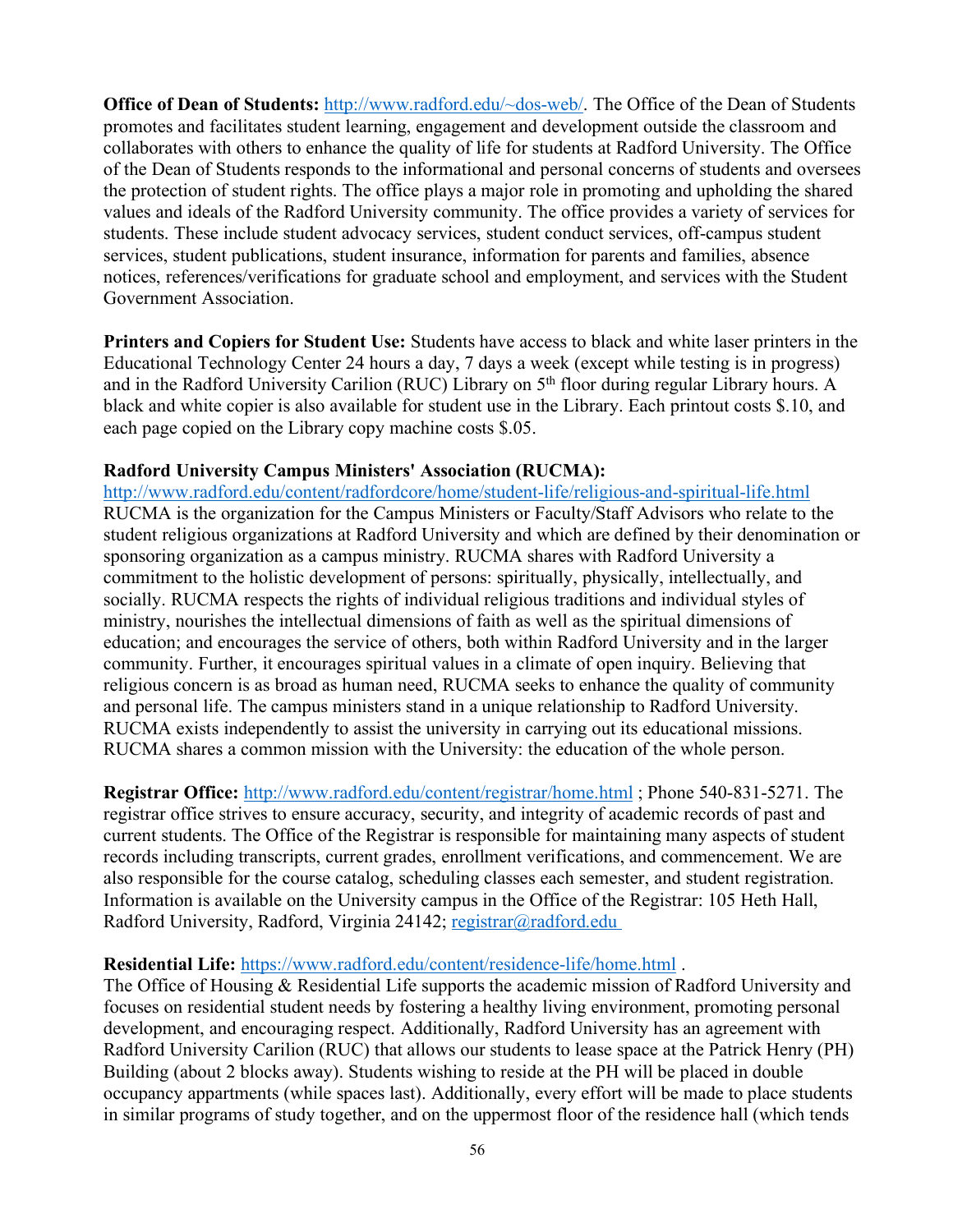**Office of Dean of Students:** http://www.radford.edu/~dos-web/. The Office of the Dean of Students promotes and facilitates student learning, engagement and development outside the classroom and collaborates with others to enhance the quality of life for students at Radford University. The Office of the Dean of Students responds to the informational and personal concerns of students and oversees the protection of student rights. The office plays a major role in promoting and upholding the shared values and ideals of the Radford University community. The office provides a variety of services for students. These include student advocacy services, student conduct services, off-campus student services, student publications, student insurance, information for parents and families, absence notices, references/verifications for graduate school and employment, and services with the Student Government Association.

**Printers and Copiers for Student Use:** Students have access to black and white laser printers in the Educational Technology Center 24 hours a day, 7 days a week (except while testing is in progress) and in the Radford University Carilion (RUC) Library on 5th floor during regular Library hours. A black and white copier is also available for student use in the Library. Each printout costs $.10, and each page copied on the Library copy machine costs $.05.

**Radford University Campus Ministers' Association (RUCMA):**
http://www.radford.edu/content/radfordcore/home/student-life/religious-and-spiritual-life.html
RUCMA is the organization for the Campus Ministers or Faculty/Staff Advisors who relate to the student religious organizations at Radford University and which are defined by their denomination or sponsoring organization as a campus ministry. RUCMA shares with Radford University a commitment to the holistic development of persons: spiritually, physically, intellectually, and socially. RUCMA respects the rights of individual religious traditions and individual styles of ministry, nourishes the intellectual dimensions of faith as well as the spiritual dimensions of education; and encourages the service of others, both within Radford University and in the larger community. Further, it encourages spiritual values in a climate of open inquiry. Believing that religious concern is as broad as human need, RUCMA seeks to enhance the quality of community and personal life. The campus ministers stand in a unique relationship to Radford University. RUCMA exists independently to assist the university in carrying out its educational missions. RUCMA shares a common mission with the University: the education of the whole person.

**Registrar Office:** http://www.radford.edu/content/registrar/home.html ; Phone 540-831-5271. The registrar office strives to ensure accuracy, security, and integrity of academic records of past and current students. The Office of the Registrar is responsible for maintaining many aspects of student records including transcripts, current grades, enrollment verifications, and commencement. We are also responsible for the course catalog, scheduling classes each semester, and student registration. Information is available on the University campus in the Office of the Registrar: 105 Heth Hall, Radford University, Radford, Virginia 24142; registrar@radford.edu

**Residential Life:** https://www.radford.edu/content/residence-life/home.html .
The Office of Housing & Residential Life supports the academic mission of Radford University and focuses on residential student needs by fostering a healthy living environment, promoting personal development, and encouraging respect. Additionally, Radford University has an agreement with Radford University Carilion (RUC) that allows our students to lease space at the Patrick Henry (PH) Building (about 2 blocks away). Students wishing to reside at the PH will be placed in double occupancy appartments (while spaces last). Additionally, every effort will be made to place students in similar programs of study together, and on the uppermost floor of the residence hall (which tends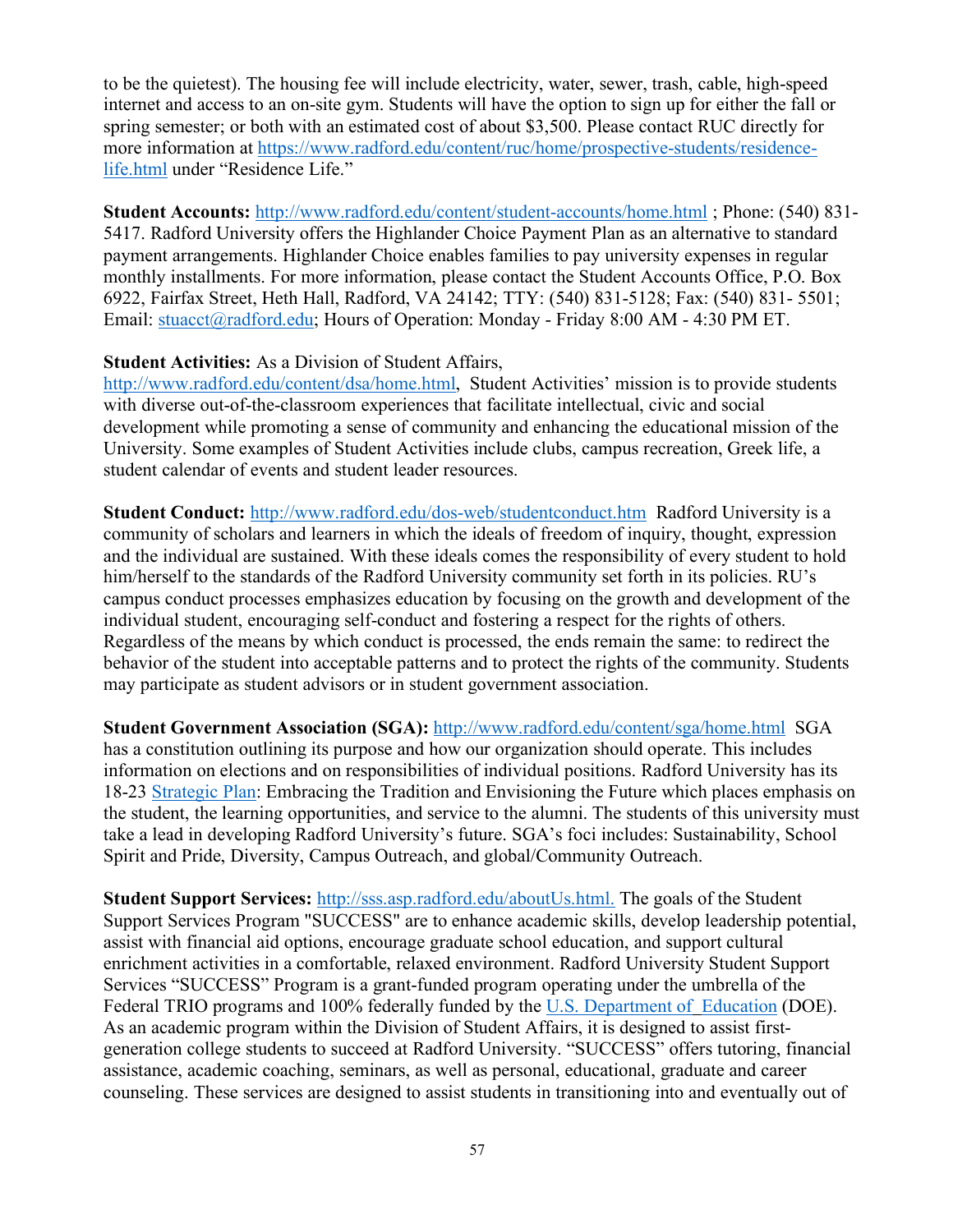to be the quietest). The housing fee will include electricity, water, sewer, trash, cable, high-speed internet and access to an on-site gym. Students will have the option to sign up for either the fall or spring semester; or both with an estimated cost of about $3,500. Please contact RUC directly for more information at https://www.radford.edu/content/ruc/home/prospective-students/residence-life.html under "Residence Life."

**Student Accounts:** http://www.radford.edu/content/student-accounts/home.html ; Phone: (540) 831-5417. Radford University offers the Highlander Choice Payment Plan as an alternative to standard payment arrangements. Highlander Choice enables families to pay university expenses in regular monthly installments. For more information, please contact the Student Accounts Office, P.O. Box 6922, Fairfax Street, Heth Hall, Radford, VA 24142; TTY: (540) 831-5128; Fax: (540) 831- 5501; Email: stuacct@radford.edu; Hours of Operation: Monday - Friday 8:00 AM - 4:30 PM ET.

**Student Activities:** As a Division of Student Affairs, http://www.radford.edu/content/dsa/home.html, Student Activities' mission is to provide students with diverse out-of-the-classroom experiences that facilitate intellectual, civic and social development while promoting a sense of community and enhancing the educational mission of the University. Some examples of Student Activities include clubs, campus recreation, Greek life, a student calendar of events and student leader resources.

**Student Conduct:** http://www.radford.edu/dos-web/studentconduct.htm Radford University is a community of scholars and learners in which the ideals of freedom of inquiry, thought, expression and the individual are sustained. With these ideals comes the responsibility of every student to hold him/herself to the standards of the Radford University community set forth in its policies. RU's campus conduct processes emphasizes education by focusing on the growth and development of the individual student, encouraging self-conduct and fostering a respect for the rights of others. Regardless of the means by which conduct is processed, the ends remain the same: to redirect the behavior of the student into acceptable patterns and to protect the rights of the community. Students may participate as student advisors or in student government association.

**Student Government Association (SGA):** http://www.radford.edu/content/sga/home.html SGA has a constitution outlining its purpose and how our organization should operate. This includes information on elections and on responsibilities of individual positions. Radford University has its 18-23 Strategic Plan: Embracing the Tradition and Envisioning the Future which places emphasis on the student, the learning opportunities, and service to the alumni. The students of this university must take a lead in developing Radford University's future. SGA's foci includes: Sustainability, School Spirit and Pride, Diversity, Campus Outreach, and global/Community Outreach.

**Student Support Services:** http://sss.asp.radford.edu/aboutUs.html. The goals of the Student Support Services Program "SUCCESS" are to enhance academic skills, develop leadership potential, assist with financial aid options, encourage graduate school education, and support cultural enrichment activities in a comfortable, relaxed environment. Radford University Student Support Services "SUCCESS" Program is a grant-funded program operating under the umbrella of the Federal TRIO programs and 100% federally funded by the U.S. Department of Education (DOE). As an academic program within the Division of Student Affairs, it is designed to assist first-generation college students to succeed at Radford University. "SUCCESS" offers tutoring, financial assistance, academic coaching, seminars, as well as personal, educational, graduate and career counseling. These services are designed to assist students in transitioning into and eventually out of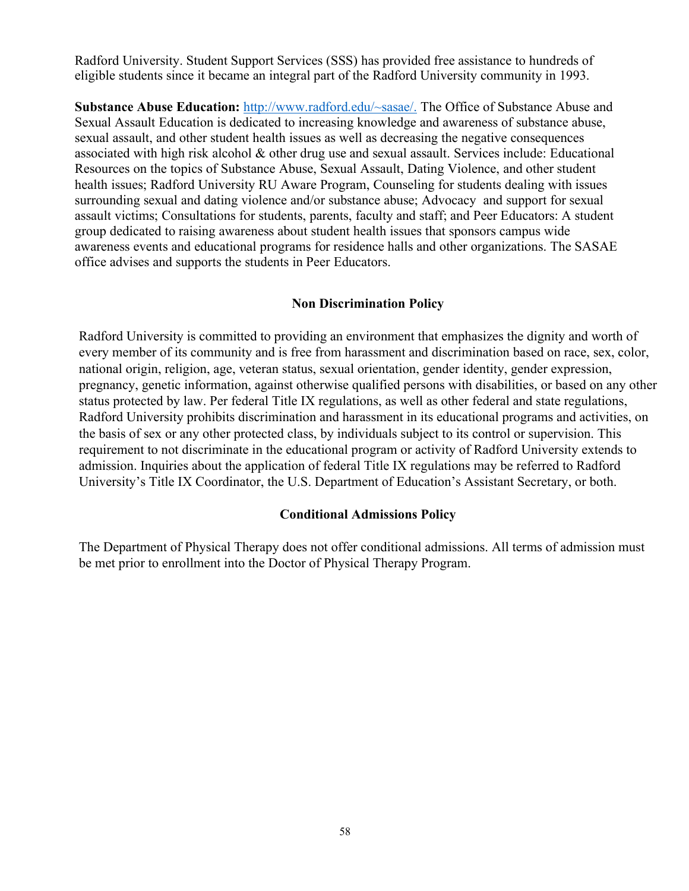Radford University. Student Support Services (SSS) has provided free assistance to hundreds of eligible students since it became an integral part of the Radford University community in 1993.

**Substance Abuse Education:** http://www.radford.edu/~sasae/. The Office of Substance Abuse and Sexual Assault Education is dedicated to increasing knowledge and awareness of substance abuse, sexual assault, and other student health issues as well as decreasing the negative consequences associated with high risk alcohol & other drug use and sexual assault. Services include: Educational Resources on the topics of Substance Abuse, Sexual Assault, Dating Violence, and other student health issues; Radford University RU Aware Program, Counseling for students dealing with issues surrounding sexual and dating violence and/or substance abuse; Advocacy and support for sexual assault victims; Consultations for students, parents, faculty and staff; and Peer Educators: A student group dedicated to raising awareness about student health issues that sponsors campus wide awareness events and educational programs for residence halls and other organizations. The SASAE office advises and supports the students in Peer Educators.

## Non Discrimination Policy

Radford University is committed to providing an environment that emphasizes the dignity and worth of every member of its community and is free from harassment and discrimination based on race, sex, color, national origin, religion, age, veteran status, sexual orientation, gender identity, gender expression, pregnancy, genetic information, against otherwise qualified persons with disabilities, or based on any other status protected by law. Per federal Title IX regulations, as well as other federal and state regulations, Radford University prohibits discrimination and harassment in its educational programs and activities, on the basis of sex or any other protected class, by individuals subject to its control or supervision. This requirement to not discriminate in the educational program or activity of Radford University extends to admission. Inquiries about the application of federal Title IX regulations may be referred to Radford University's Title IX Coordinator, the U.S. Department of Education's Assistant Secretary, or both.

## Conditional Admissions Policy

The Department of Physical Therapy does not offer conditional admissions. All terms of admission must be met prior to enrollment into the Doctor of Physical Therapy Program.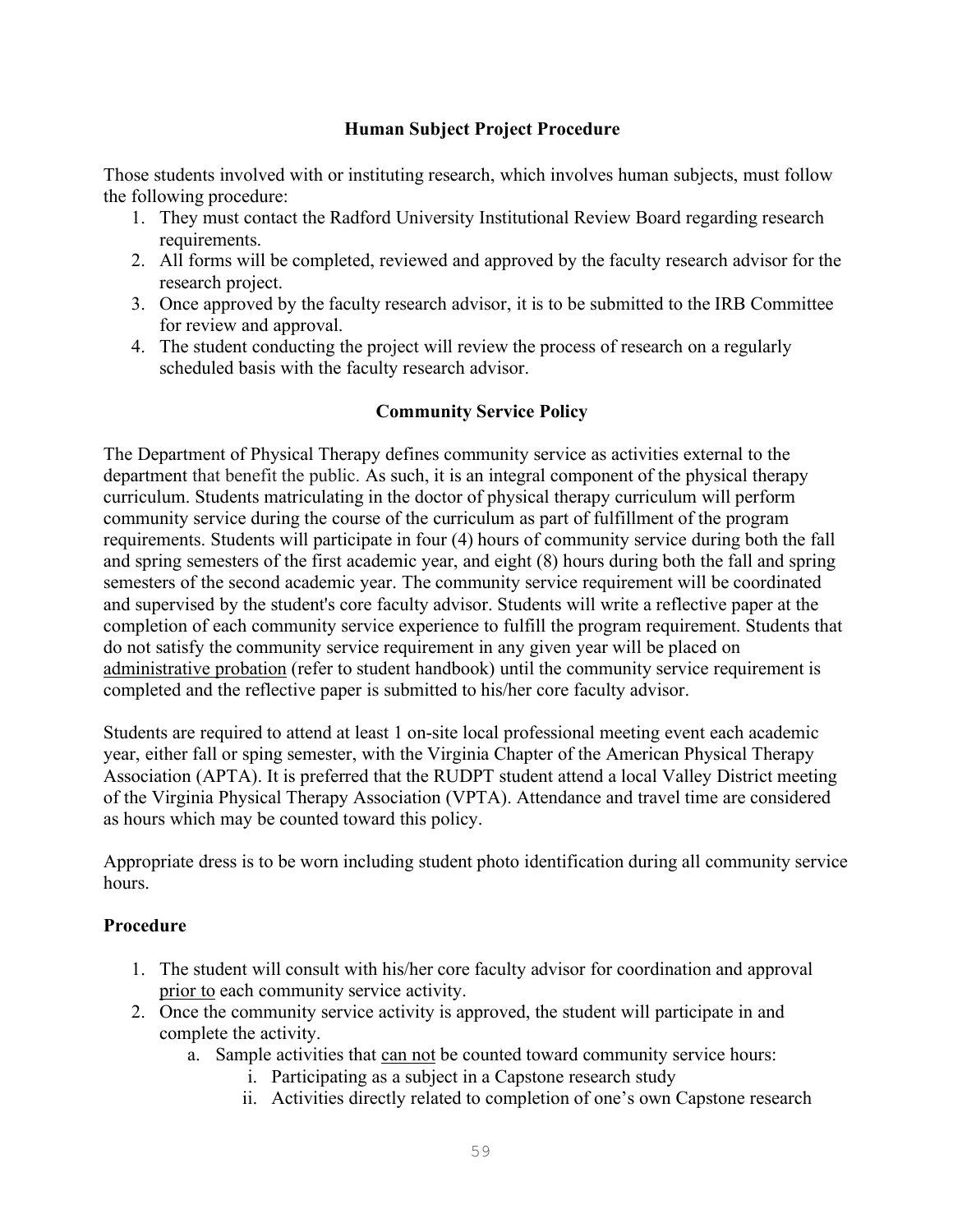## Human Subject Project Procedure

Those students involved with or instituting research, which involves human subjects, must follow the following procedure:

1. They must contact the Radford University Institutional Review Board regarding research requirements.
2. All forms will be completed, reviewed and approved by the faculty research advisor for the research project.
3. Once approved by the faculty research advisor, it is to be submitted to the IRB Committee for review and approval.
4. The student conducting the project will review the process of research on a regularly scheduled basis with the faculty research advisor.

## Community Service Policy

The Department of Physical Therapy defines community service as activities external to the department that benefit the public. As such, it is an integral component of the physical therapy curriculum. Students matriculating in the doctor of physical therapy curriculum will perform community service during the course of the curriculum as part of fulfillment of the program requirements. Students will participate in four (4) hours of community service during both the fall and spring semesters of the first academic year, and eight (8) hours during both the fall and spring semesters of the second academic year. The community service requirement will be coordinated and supervised by the student's core faculty advisor. Students will write a reflective paper at the completion of each community service experience to fulfill the program requirement. Students that do not satisfy the community service requirement in any given year will be placed on <u>administrative probation</u> (refer to student handbook) until the community service requirement is completed and the reflective paper is submitted to his/her core faculty advisor.

Students are required to attend at least 1 on-site local professional meeting event each academic year, either fall or sping semester, with the Virginia Chapter of the American Physical Therapy Association (APTA). It is preferred that the RUDPT student attend a local Valley District meeting of the Virginia Physical Therapy Association (VPTA). Attendance and travel time are considered as hours which may be counted toward this policy.

Appropriate dress is to be worn including student photo identification during all community service hours.

### Procedure

1. The student will consult with his/her core faculty advisor for coordination and approval <u>prior to</u> each community service activity.
2. Once the community service activity is approved, the student will participate in and complete the activity.
   a. Sample activities that <u>can not</u> be counted toward community service hours:
      i. Participating as a subject in a Capstone research study
      ii. Activities directly related to completion of one's own Capstone research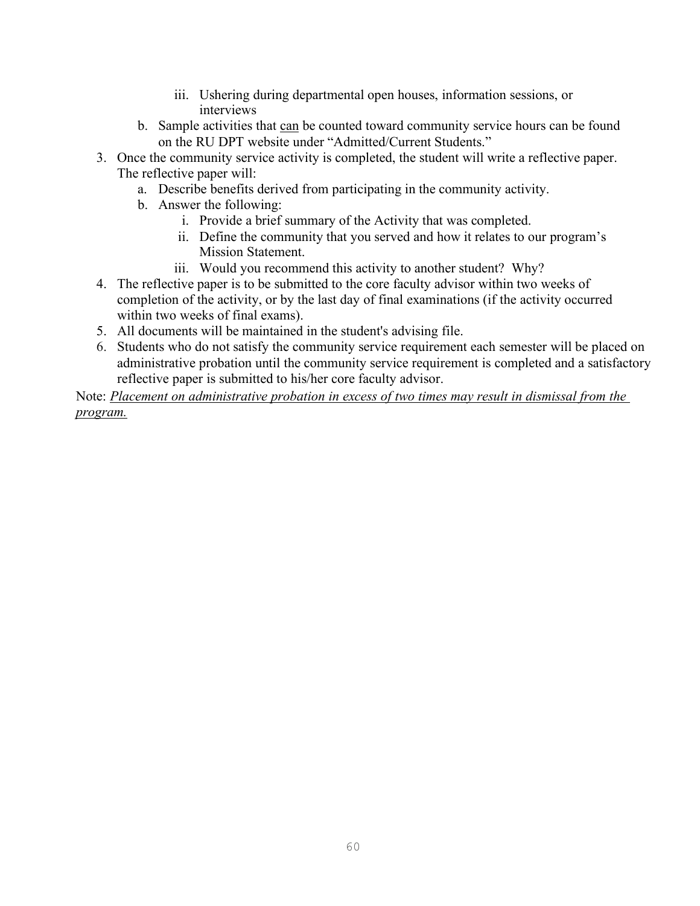iii. Ushering during departmental open houses, information sessions, or interviews
    b. Sample activities that <u>can</u> be counted toward community service hours can be found on the RU DPT website under "Admitted/Current Students."
3. Once the community service activity is completed, the student will write a reflective paper. The reflective paper will:
    a. Describe benefits derived from participating in the community activity.
    b. Answer the following:
        i. Provide a brief summary of the Activity that was completed.
        ii. Define the community that you served and how it relates to our program's Mission Statement.
        iii. Would you recommend this activity to another student? Why?
4. The reflective paper is to be submitted to the core faculty advisor within two weeks of completion of the activity, or by the last day of final examinations (if the activity occurred within two weeks of final exams).
5. All documents will be maintained in the student's advising file.
6. Students who do not satisfy the community service requirement each semester will be placed on administrative probation until the community service requirement is completed and a satisfactory reflective paper is submitted to his/her core faculty advisor.

Note: <u>*Placement on administrative probation in excess of two times may result in dismissal from the program.*</u>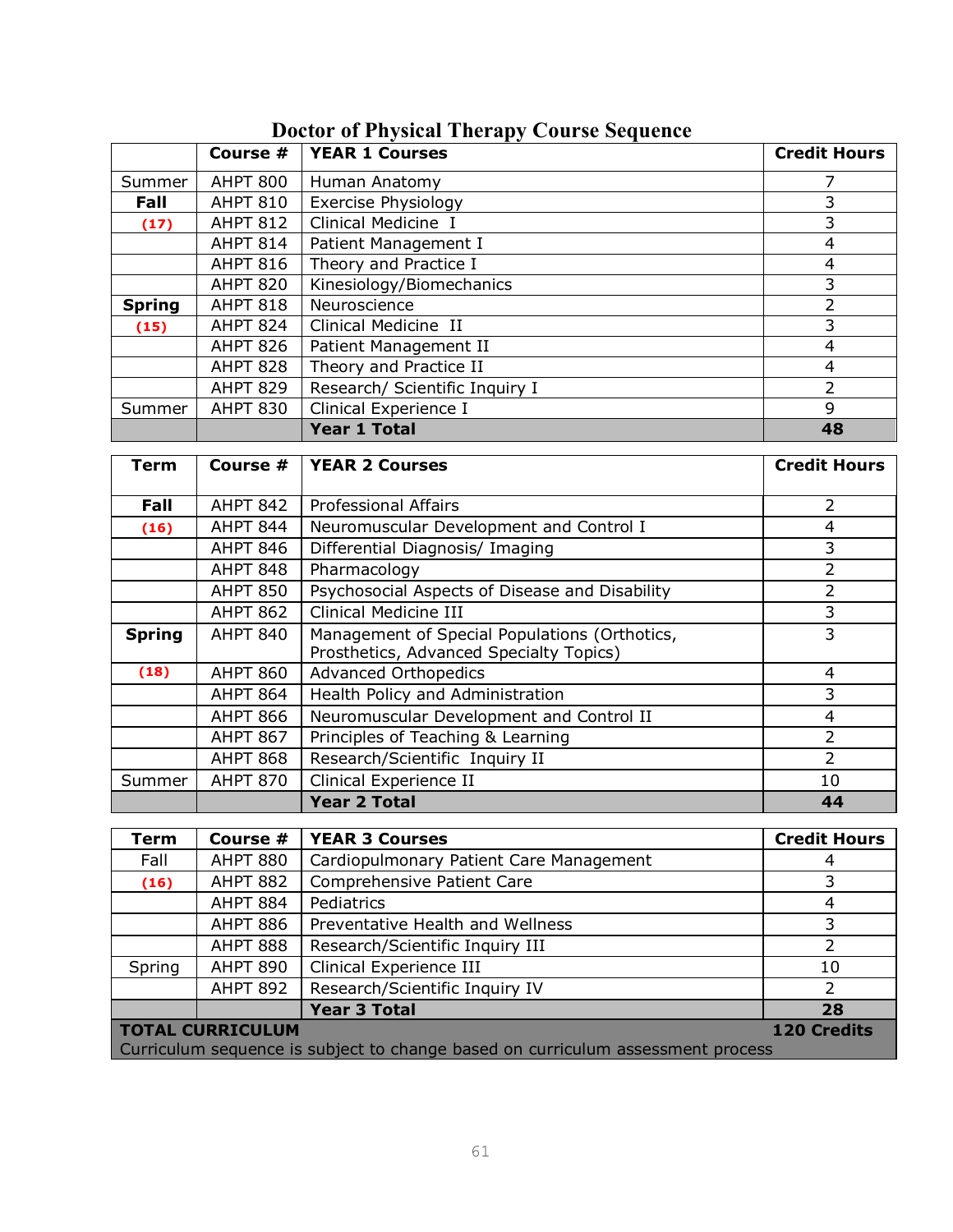# Doctor of Physical Therapy Course Sequence

| | Course # | YEAR 1 Courses | Credit Hours |
|---|---|---|---|
| Summer | AHPT 800 | Human Anatomy | 7 |
| **Fall** | AHPT 810 | Exercise Physiology | 3 |
| **(17)** | AHPT 812 | Clinical Medicine I | 3 |
| | AHPT 814 | Patient Management I | 4 |
| | AHPT 816 | Theory and Practice I | 4 |
| | AHPT 820 | Kinesiology/Biomechanics | 3 |
| **Spring** | AHPT 818 | Neuroscience | 2 |
| **(15)** | AHPT 824 | Clinical Medicine II | 3 |
| | AHPT 826 | Patient Management II | 4 |
| | AHPT 828 | Theory and Practice II | 4 |
| | AHPT 829 | Research/ Scientific Inquiry I | 2 |
| Summer | AHPT 830 | Clinical Experience I | 9 |
| | | **Year 1 Total** | **48** |

| Term | Course # | YEAR 2 Courses | Credit Hours |
|---|---|---|---|
| **Fall** | AHPT 842 | Professional Affairs | 2 |
| **(16)** | AHPT 844 | Neuromuscular Development and Control I | 4 |
| | AHPT 846 | Differential Diagnosis/ Imaging | 3 |
| | AHPT 848 | Pharmacology | 2 |
| | AHPT 850 | Psychosocial Aspects of Disease and Disability | 2 |
| | AHPT 862 | Clinical Medicine III | 3 |
| **Spring** | AHPT 840 | Management of Special Populations (Orthotics, Prosthetics, Advanced Specialty Topics) | 3 |
| **(18)** | AHPT 860 | Advanced Orthopedics | 4 |
| | AHPT 864 | Health Policy and Administration | 3 |
| | AHPT 866 | Neuromuscular Development and Control II | 4 |
| | AHPT 867 | Principles of Teaching & Learning | 2 |
| | AHPT 868 | Research/Scientific Inquiry II | 2 |
| Summer | AHPT 870 | Clinical Experience II | 10 |
| | | **Year 2 Total** | **44** |

| Term | Course # | YEAR 3 Courses | Credit Hours |
|---|---|---|---|
| Fall | AHPT 880 | Cardiopulmonary Patient Care Management | 4 |
| **(16)** | AHPT 882 | Comprehensive Patient Care | 3 |
| | AHPT 884 | Pediatrics | 4 |
| | AHPT 886 | Preventative Health and Wellness | 3 |
| | AHPT 888 | Research/Scientific Inquiry III | 2 |
| Spring | AHPT 890 | Clinical Experience III | 10 |
| | AHPT 892 | Research/Scientific Inquiry IV | 2 |
| | | **Year 3 Total** | **28** |
| **TOTAL CURRICULUM** | | | **120 Credits** |

Curriculum sequence is subject to change based on curriculum assessment process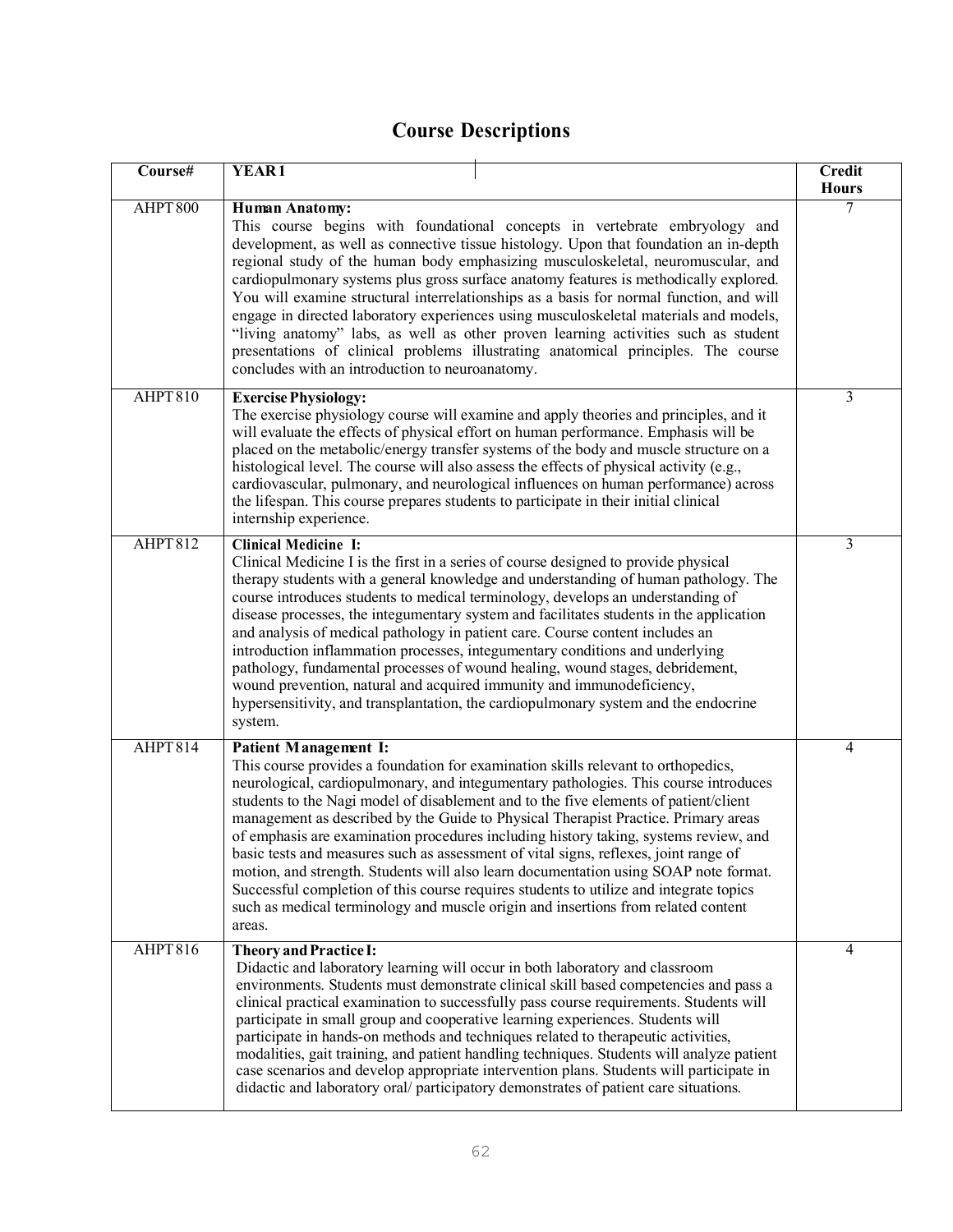# Course Descriptions

| Course# | YEAR 1 | Credit Hours |
|---|---|---|
| AHPT 800 | **Human Anatomy:** This course begins with foundational concepts in vertebrate embryology and development, as well as connective tissue histology. Upon that foundation an in-depth regional study of the human body emphasizing musculoskeletal, neuromuscular, and cardiopulmonary systems plus gross surface anatomy features is methodically explored. You will examine structural interrelationships as a basis for normal function, and will engage in directed laboratory experiences using musculoskeletal materials and models, "living anatomy" labs, as well as other proven learning activities such as student presentations of clinical problems illustrating anatomical principles. The course concludes with an introduction to neuroanatomy. | 7 |
| AHPT 810 | **Exercise Physiology:** The exercise physiology course will examine and apply theories and principles, and it will evaluate the effects of physical effort on human performance. Emphasis will be placed on the metabolic/energy transfer systems of the body and muscle structure on a histological level. The course will also assess the effects of physical activity (e.g., cardiovascular, pulmonary, and neurological influences on human performance) across the lifespan. This course prepares students to participate in their initial clinical internship experience. | 3 |
| AHPT 812 | **Clinical Medicine I:** Clinical Medicine I is the first in a series of course designed to provide physical therapy students with a general knowledge and understanding of human pathology. The course introduces students to medical terminology, develops an understanding of disease processes, the integumentary system and facilitates students in the application and analysis of medical pathology in patient care. Course content includes an introduction inflammation processes, integumentary conditions and underlying pathology, fundamental processes of wound healing, wound stages, debridement, wound prevention, natural and acquired immunity and immunodeficiency, hypersensitivity, and transplantation, the cardiopulmonary system and the endocrine system. | 3 |
| AHPT 814 | **Patient Management I:** This course provides a foundation for examination skills relevant to orthopedics, neurological, cardiopulmonary, and integumentary pathologies. This course introduces students to the Nagi model of disablement and to the five elements of patient/client management as described by the Guide to Physical Therapist Practice. Primary areas of emphasis are examination procedures including history taking, systems review, and basic tests and measures such as assessment of vital signs, reflexes, joint range of motion, and strength. Students will also learn documentation using SOAP note format. Successful completion of this course requires students to utilize and integrate topics such as medical terminology and muscle origin and insertions from related content areas. | 4 |
| AHPT 816 | **Theory and Practice I:** Didactic and laboratory learning will occur in both laboratory and classroom environments. Students must demonstrate clinical skill based competencies and pass a clinical practical examination to successfully pass course requirements. Students will participate in small group and cooperative learning experiences. Students will participate in hands-on methods and techniques related to therapeutic activities, modalities, gait training, and patient handling techniques. Students will analyze patient case scenarios and develop appropriate intervention plans. Students will participate in didactic and laboratory oral/ participatory demonstrates of patient care situations. | 4 |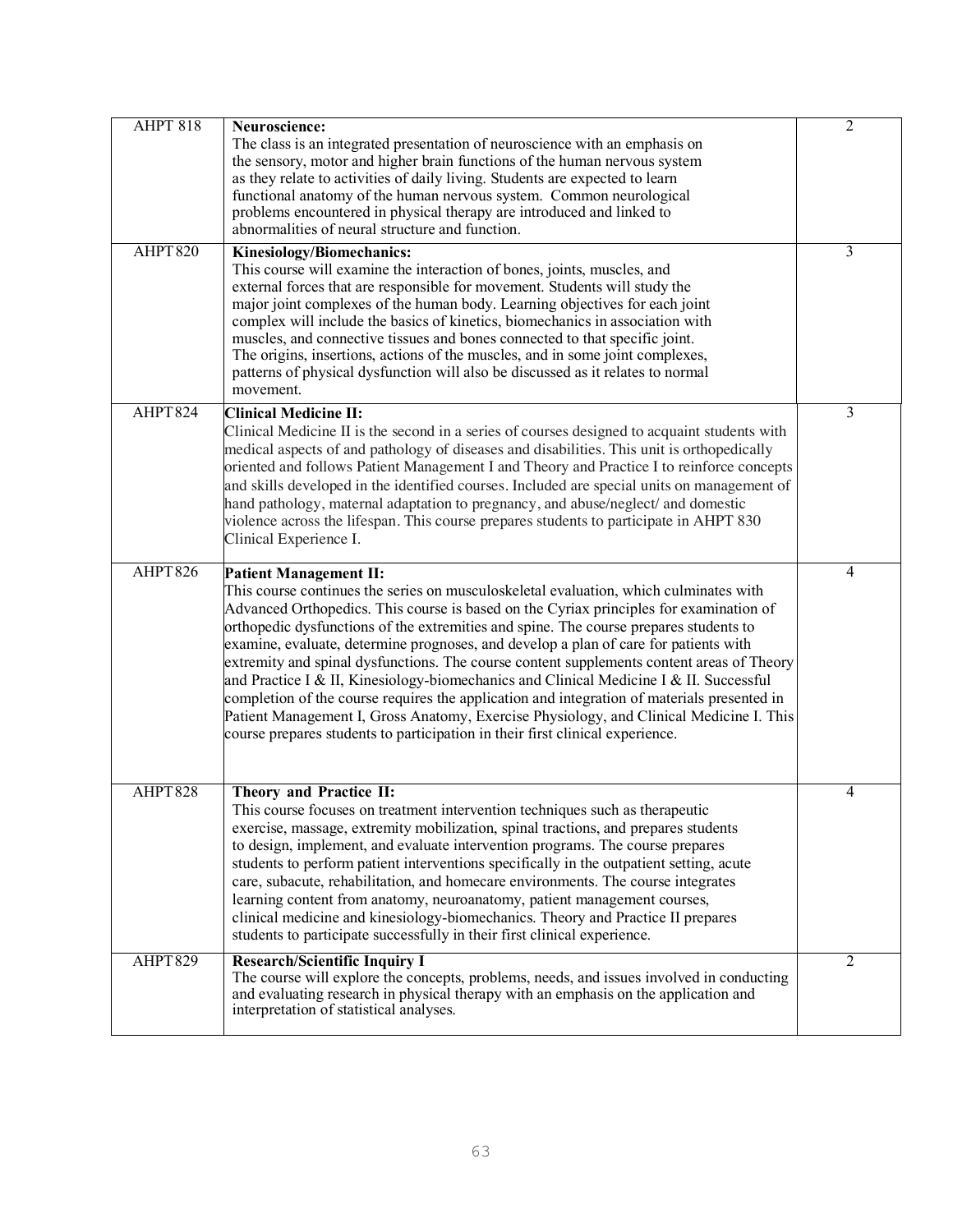| | | |
|---|---|---|
| AHPT 818 | **Neuroscience:**<br>The class is an integrated presentation of neuroscience with an emphasis on the sensory, motor and higher brain functions of the human nervous system as they relate to activities of daily living. Students are expected to learn functional anatomy of the human nervous system. Common neurological problems encountered in physical therapy are introduced and linked to abnormalities of neural structure and function. | 2 |
| AHPT 820 | **Kinesiology/Biomechanics:**<br>This course will examine the interaction of bones, joints, muscles, and external forces that are responsible for movement. Students will study the major joint complexes of the human body. Learning objectives for each joint complex will include the basics of kinetics, biomechanics in association with muscles, and connective tissues and bones connected to that specific joint. The origins, insertions, actions of the muscles, and in some joint complexes, patterns of physical dysfunction will also be discussed as it relates to normal movement. | 3 |
| AHPT 824 | **Clinical Medicine II:**<br>Clinical Medicine II is the second in a series of courses designed to acquaint students with medical aspects of and pathology of diseases and disabilities. This unit is orthopedically oriented and follows Patient Management I and Theory and Practice I to reinforce concepts and skills developed in the identified courses. Included are special units on management of hand pathology, maternal adaptation to pregnancy, and abuse/neglect/ and domestic violence across the lifespan. This course prepares students to participate in AHPT 830 Clinical Experience I. | 3 |
| AHPT 826 | **Patient Management II:**<br>This course continues the series on musculoskeletal evaluation, which culminates with Advanced Orthopedics. This course is based on the Cyriax principles for examination of orthopedic dysfunctions of the extremities and spine. The course prepares students to examine, evaluate, determine prognoses, and develop a plan of care for patients with extremity and spinal dysfunctions. The course content supplements content areas of Theory and Practice I & II, Kinesiology-biomechanics and Clinical Medicine I & II. Successful completion of the course requires the application and integration of materials presented in Patient Management I, Gross Anatomy, Exercise Physiology, and Clinical Medicine I. This course prepares students to participation in their first clinical experience. | 4 |
| AHPT 828 | **Theory and Practice II:**<br>This course focuses on treatment intervention techniques such as therapeutic exercise, massage, extremity mobilization, spinal tractions, and prepares students to design, implement, and evaluate intervention programs. The course prepares students to perform patient interventions specifically in the outpatient setting, acute care, subacute, rehabilitation, and homecare environments. The course integrates learning content from anatomy, neuroanatomy, patient management courses, clinical medicine and kinesiology-biomechanics. Theory and Practice II prepares students to participate successfully in their first clinical experience. | 4 |
| AHPT 829 | **Research/Scientific Inquiry I**<br>The course will explore the concepts, problems, needs, and issues involved in conducting and evaluating research in physical therapy with an emphasis on the application and interpretation of statistical analyses. | 2 |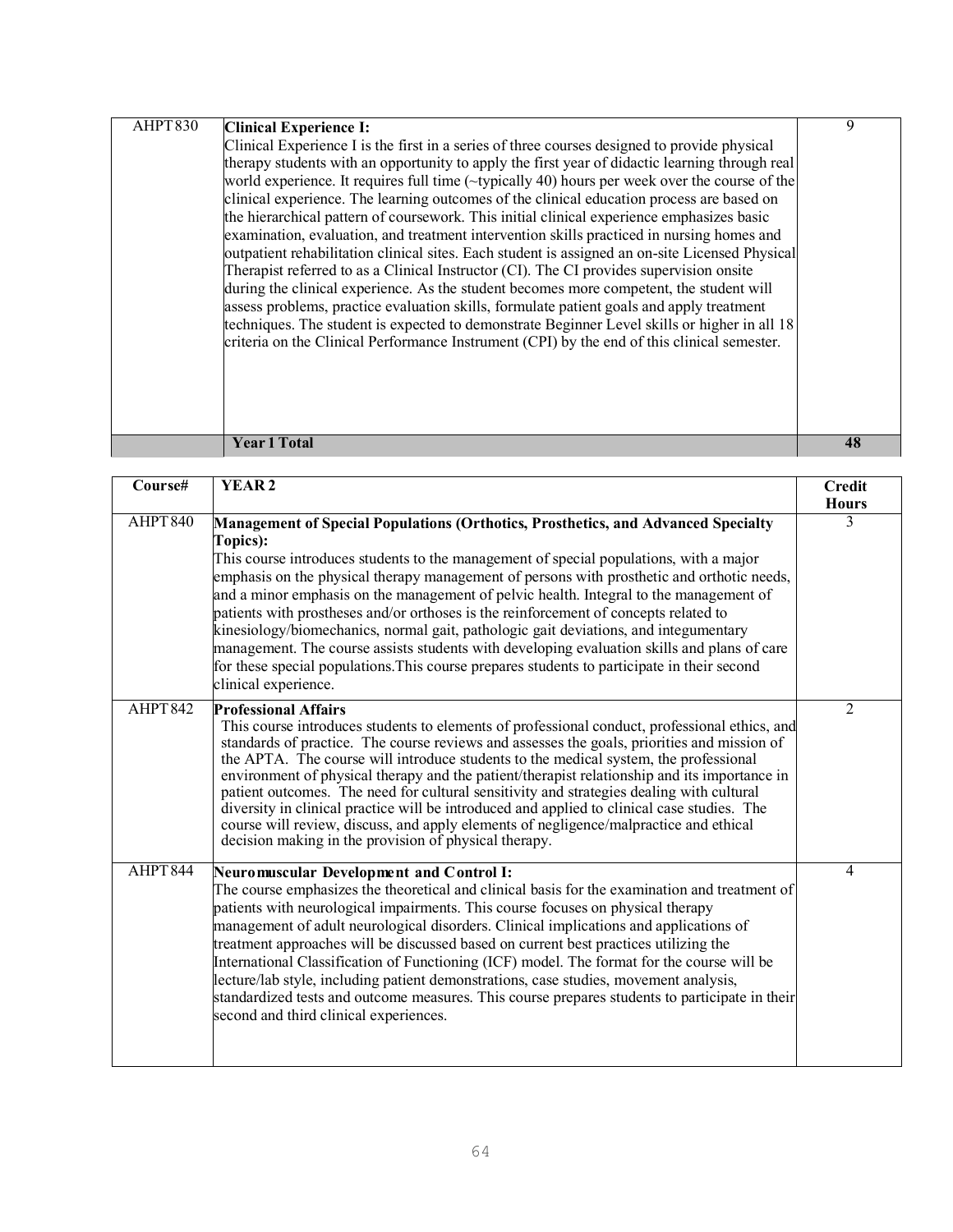| | | |
|---|---|---|
| AHPT 830 | **Clinical Experience I:** Clinical Experience I is the first in a series of three courses designed to provide physical therapy students with an opportunity to apply the first year of didactic learning through real world experience. It requires full time (~typically 40) hours per week over the course of the clinical experience. The learning outcomes of the clinical education process are based on the hierarchical pattern of coursework. This initial clinical experience emphasizes basic examination, evaluation, and treatment intervention skills practiced in nursing homes and outpatient rehabilitation clinical sites. Each student is assigned an on-site Licensed Physical Therapist referred to as a Clinical Instructor (CI). The CI provides supervision onsite during the clinical experience. As the student becomes more competent, the student will assess problems, practice evaluation skills, formulate patient goals and apply treatment techniques. The student is expected to demonstrate Beginner Level skills or higher in all 18 criteria on the Clinical Performance Instrument (CPI) by the end of this clinical semester. | 9 |
| | **Year 1 Total** | **48** |

| Course# | YEAR 2 | Credit Hours |
|---|---|---|
| AHPT 840 | **Management of Special Populations (Orthotics, Prosthetics, and Advanced Specialty Topics):** This course introduces students to the management of special populations, with a major emphasis on the physical therapy management of persons with prosthetic and orthotic needs, and a minor emphasis on the management of pelvic health. Integral to the management of patients with prostheses and/or orthoses is the reinforcement of concepts related to kinesiology/biomechanics, normal gait, pathologic gait deviations, and integumentary management. The course assists students with developing evaluation skills and plans of care for these special populations.This course prepares students to participate in their second clinical experience. | 3 |
| AHPT 842 | **Professional Affairs** This course introduces students to elements of professional conduct, professional ethics, and standards of practice. The course reviews and assesses the goals, priorities and mission of the APTA. The course will introduce students to the medical system, the professional environment of physical therapy and the patient/therapist relationship and its importance in patient outcomes. The need for cultural sensitivity and strategies dealing with cultural diversity in clinical practice will be introduced and applied to clinical case studies. The course will review, discuss, and apply elements of negligence/malpractice and ethical decision making in the provision of physical therapy. | 2 |
| AHPT 844 | **Neuromuscular Development and Control I:** The course emphasizes the theoretical and clinical basis for the examination and treatment of patients with neurological impairments. This course focuses on physical therapy management of adult neurological disorders. Clinical implications and applications of treatment approaches will be discussed based on current best practices utilizing the International Classification of Functioning (ICF) model. The format for the course will be lecture/lab style, including patient demonstrations, case studies, movement analysis, standardized tests and outcome measures. This course prepares students to participate in their second and third clinical experiences. | 4 |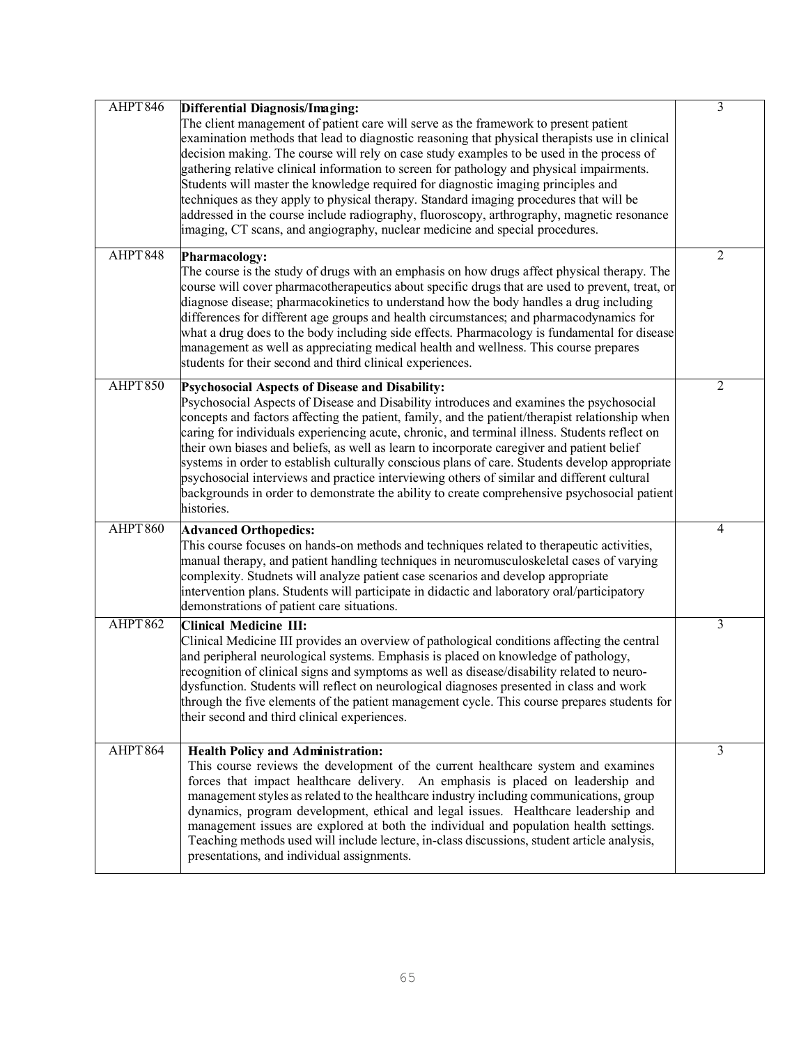| | | |
|---|---|---|
| AHPT 846 | **Differential Diagnosis/Imaging:**<br>The client management of patient care will serve as the framework to present patient examination methods that lead to diagnostic reasoning that physical therapists use in clinical decision making. The course will rely on case study examples to be used in the process of gathering relative clinical information to screen for pathology and physical impairments. Students will master the knowledge required for diagnostic imaging principles and techniques as they apply to physical therapy. Standard imaging procedures that will be addressed in the course include radiography, fluoroscopy, arthrography, magnetic resonance imaging, CT scans, and angiography, nuclear medicine and special procedures. | 3 |
| AHPT 848 | **Pharmacology:**<br>The course is the study of drugs with an emphasis on how drugs affect physical therapy. The course will cover pharmacotherapeutics about specific drugs that are used to prevent, treat, or diagnose disease; pharmacokinetics to understand how the body handles a drug including differences for different age groups and health circumstances; and pharmacodynamics for what a drug does to the body including side effects. Pharmacology is fundamental for disease management as well as appreciating medical health and wellness. This course prepares students for their second and third clinical experiences. | 2 |
| AHPT 850 | **Psychosocial Aspects of Disease and Disability:**<br>Psychosocial Aspects of Disease and Disability introduces and examines the psychosocial concepts and factors affecting the patient, family, and the patient/therapist relationship when caring for individuals experiencing acute, chronic, and terminal illness. Students reflect on their own biases and beliefs, as well as learn to incorporate caregiver and patient belief systems in order to establish culturally conscious plans of care. Students develop appropriate psychosocial interviews and practice interviewing others of similar and different cultural backgrounds in order to demonstrate the ability to create comprehensive psychosocial patient histories. | 2 |
| AHPT 860 | **Advanced Orthopedics:**<br>This course focuses on hands-on methods and techniques related to therapeutic activities, manual therapy, and patient handling techniques in neuromusculoskeletal cases of varying complexity. Studnets will analyze patient case scenarios and develop appropriate intervention plans. Students will participate in didactic and laboratory oral/participatory demonstrations of patient care situations. | 4 |
| AHPT 862 | **Clinical Medicine III:**<br>Clinical Medicine III provides an overview of pathological conditions affecting the central and peripheral neurological systems. Emphasis is placed on knowledge of pathology, recognition of clinical signs and symptoms as well as disease/disability related to neuro-dysfunction. Students will reflect on neurological diagnoses presented in class and work through the five elements of the patient management cycle. This course prepares students for their second and third clinical experiences. | 3 |
| AHPT 864 | **Health Policy and Administration:**<br>This course reviews the development of the current healthcare system and examines forces that impact healthcare delivery. An emphasis is placed on leadership and management styles as related to the healthcare industry including communications, group dynamics, program development, ethical and legal issues. Healthcare leadership and management issues are explored at both the individual and population health settings. Teaching methods used will include lecture, in-class discussions, student article analysis, presentations, and individual assignments. | 3 |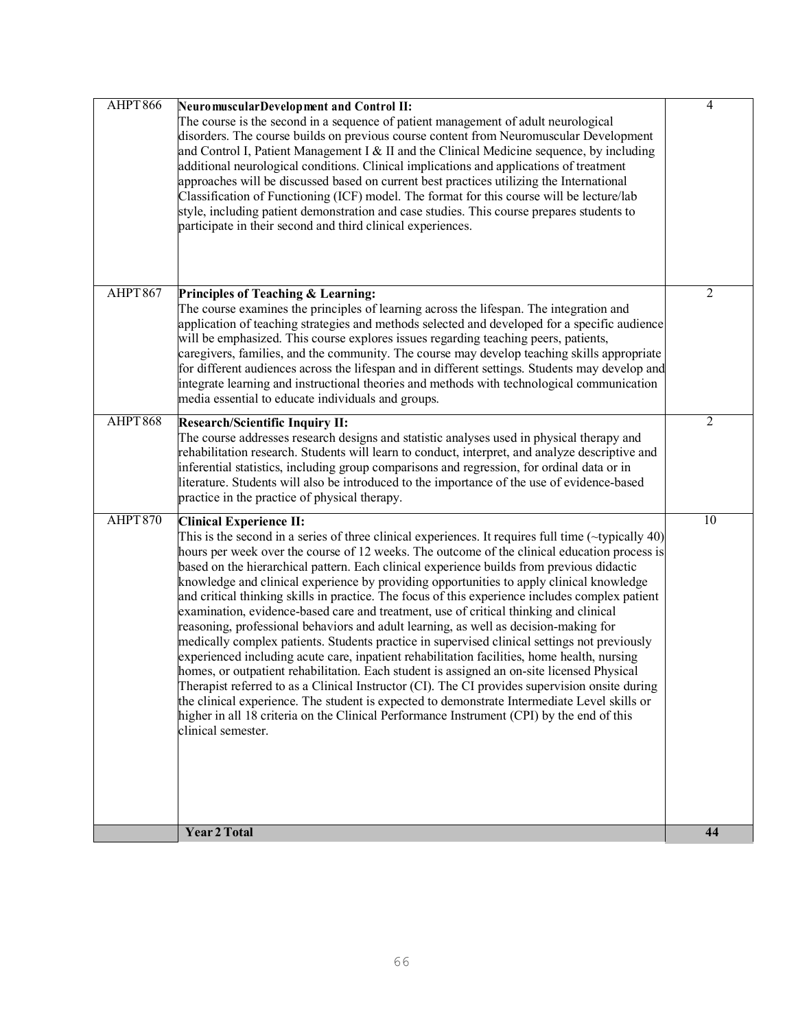| | | |
|---|---|---|
| AHPT 866 | **NeuromuscularDevelopment and Control II:** The course is the second in a sequence of patient management of adult neurological disorders. The course builds on previous course content from Neuromuscular Development and Control I, Patient Management I & II and the Clinical Medicine sequence, by including additional neurological conditions. Clinical implications and applications of treatment approaches will be discussed based on current best practices utilizing the International Classification of Functioning (ICF) model. The format for this course will be lecture/lab style, including patient demonstration and case studies. This course prepares students to participate in their second and third clinical experiences. | 4 |
| AHPT 867 | **Principles of Teaching & Learning:** The course examines the principles of learning across the lifespan. The integration and application of teaching strategies and methods selected and developed for a specific audience will be emphasized. This course explores issues regarding teaching peers, patients, caregivers, families, and the community. The course may develop teaching skills appropriate for different audiences across the lifespan and in different settings. Students may develop and integrate learning and instructional theories and methods with technological communication media essential to educate individuals and groups. | 2 |
| AHPT 868 | **Research/Scientific Inquiry II:** The course addresses research designs and statistic analyses used in physical therapy and rehabilitation research. Students will learn to conduct, interpret, and analyze descriptive and inferential statistics, including group comparisons and regression, for ordinal data or in literature. Students will also be introduced to the importance of the use of evidence-based practice in the practice of physical therapy. | 2 |
| AHPT 870 | **Clinical Experience II:** This is the second in a series of three clinical experiences. It requires full time (~typically 40) hours per week over the course of 12 weeks. The outcome of the clinical education process is based on the hierarchical pattern. Each clinical experience builds from previous didactic knowledge and clinical experience by providing opportunities to apply clinical knowledge and critical thinking skills in practice. The focus of this experience includes complex patient examination, evidence-based care and treatment, use of critical thinking and clinical reasoning, professional behaviors and adult learning, as well as decision-making for medically complex patients. Students practice in supervised clinical settings not previously experienced including acute care, inpatient rehabilitation facilities, home health, nursing homes, or outpatient rehabilitation. Each student is assigned an on-site licensed Physical Therapist referred to as a Clinical Instructor (CI). The CI provides supervision onsite during the clinical experience. The student is expected to demonstrate Intermediate Level skills or higher in all 18 criteria on the Clinical Performance Instrument (CPI) by the end of this clinical semester. | 10 |
| | **Year 2 Total** | **44** |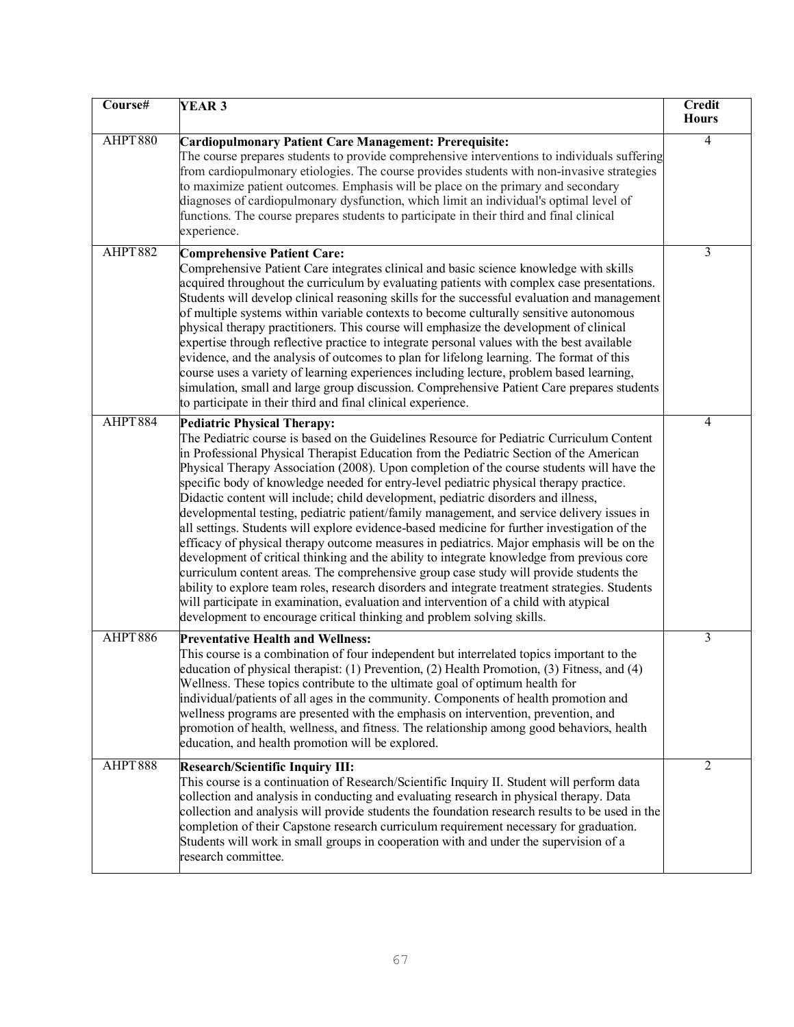| Course# | YEAR 3 | Credit Hours |
|---|---|---|
| AHPT880 | **Cardiopulmonary Patient Care Management: Prerequisite:** The course prepares students to provide comprehensive interventions to individuals suffering from cardiopulmonary etiologies. The course provides students with non-invasive strategies to maximize patient outcomes. Emphasis will be place on the primary and secondary diagnoses of cardiopulmonary dysfunction, which limit an individual's optimal level of functions. The course prepares students to participate in their third and final clinical experience. | 4 |
| AHPT882 | **Comprehensive Patient Care:** Comprehensive Patient Care integrates clinical and basic science knowledge with skills acquired throughout the curriculum by evaluating patients with complex case presentations. Students will develop clinical reasoning skills for the successful evaluation and management of multiple systems within variable contexts to become culturally sensitive autonomous physical therapy practitioners. This course will emphasize the development of clinical expertise through reflective practice to integrate personal values with the best available evidence, and the analysis of outcomes to plan for lifelong learning. The format of this course uses a variety of learning experiences including lecture, problem based learning, simulation, small and large group discussion. Comprehensive Patient Care prepares students to participate in their third and final clinical experience. | 3 |
| AHPT884 | **Pediatric Physical Therapy:** The Pediatric course is based on the Guidelines Resource for Pediatric Curriculum Content in Professional Physical Therapist Education from the Pediatric Section of the American Physical Therapy Association (2008). Upon completion of the course students will have the specific body of knowledge needed for entry-level pediatric physical therapy practice. Didactic content will include; child development, pediatric disorders and illness, developmental testing, pediatric patient/family management, and service delivery issues in all settings. Students will explore evidence-based medicine for further investigation of the efficacy of physical therapy outcome measures in pediatrics. Major emphasis will be on the development of critical thinking and the ability to integrate knowledge from previous core curriculum content areas. The comprehensive group case study will provide students the ability to explore team roles, research disorders and integrate treatment strategies. Students will participate in examination, evaluation and intervention of a child with atypical development to encourage critical thinking and problem solving skills. | 4 |
| AHPT886 | **Preventative Health and Wellness:** This course is a combination of four independent but interrelated topics important to the education of physical therapist: (1) Prevention, (2) Health Promotion, (3) Fitness, and (4) Wellness. These topics contribute to the ultimate goal of optimum health for individual/patients of all ages in the community. Components of health promotion and wellness programs are presented with the emphasis on intervention, prevention, and promotion of health, wellness, and fitness. The relationship among good behaviors, health education, and health promotion will be explored. | 3 |
| AHPT888 | **Research/Scientific Inquiry III:** This course is a continuation of Research/Scientific Inquiry II. Student will perform data collection and analysis in conducting and evaluating research in physical therapy. Data collection and analysis will provide students the foundation research results to be used in the completion of their Capstone research curriculum requirement necessary for graduation. Students will work in small groups in cooperation with and under the supervision of a research committee. | 2 |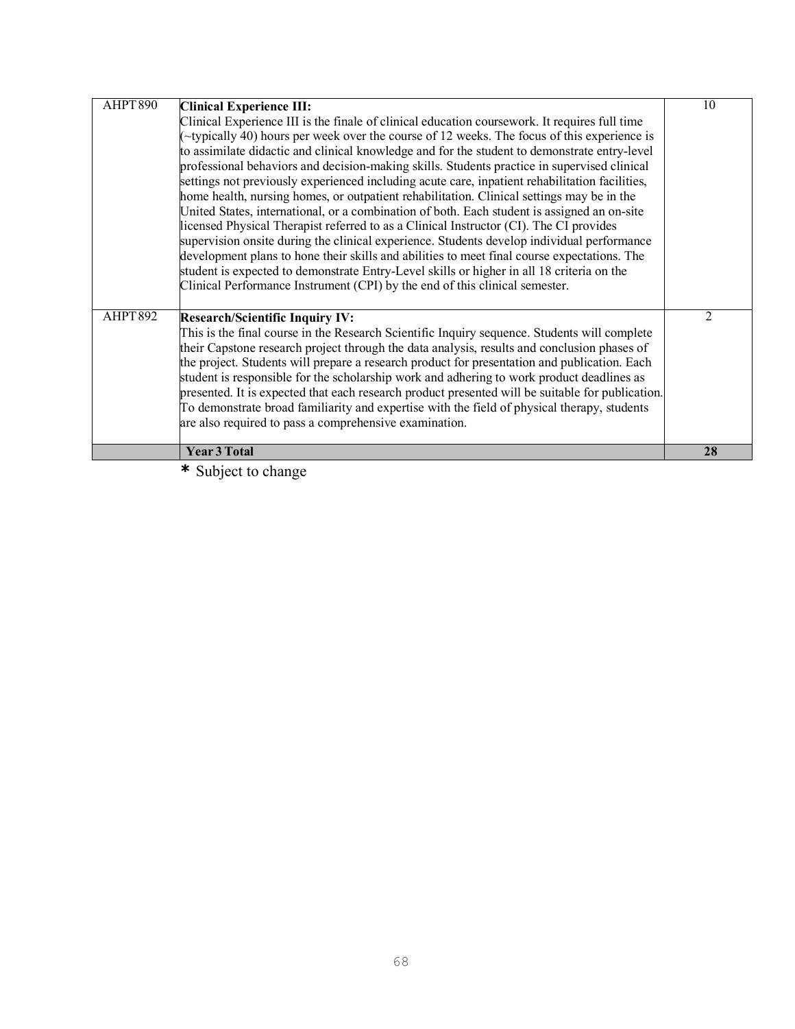| | | |
|---|---|---|
| AHPT 890 | **Clinical Experience III:** Clinical Experience III is the finale of clinical education coursework. It requires full time (~typically 40) hours per week over the course of 12 weeks. The focus of this experience is to assimilate didactic and clinical knowledge and for the student to demonstrate entry-level professional behaviors and decision-making skills. Students practice in supervised clinical settings not previously experienced including acute care, inpatient rehabilitation facilities, home health, nursing homes, or outpatient rehabilitation. Clinical settings may be in the United States, international, or a combination of both. Each student is assigned an on-site licensed Physical Therapist referred to as a Clinical Instructor (CI). The CI provides supervision onsite during the clinical experience. Students develop individual performance development plans to hone their skills and abilities to meet final course expectations. The student is expected to demonstrate Entry-Level skills or higher in all 18 criteria on the Clinical Performance Instrument (CPI) by the end of this clinical semester. | 10 |
| AHPT 892 | **Research/Scientific Inquiry IV:** This is the final course in the Research Scientific Inquiry sequence. Students will complete their Capstone research project through the data analysis, results and conclusion phases of the project. Students will prepare a research product for presentation and publication. Each student is responsible for the scholarship work and adhering to work product deadlines as presented. It is expected that each research product presented will be suitable for publication. To demonstrate broad familiarity and expertise with the field of physical therapy, students are also required to pass a comprehensive examination. | 2 |
| | **Year 3 Total** | **28** |

* Subject to change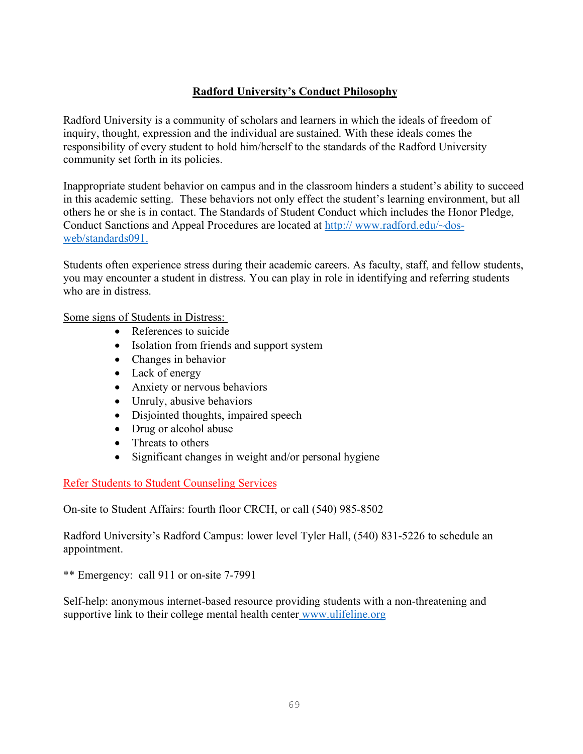## Radford University's Conduct Philosophy

Radford University is a community of scholars and learners in which the ideals of freedom of inquiry, thought, expression and the individual are sustained. With these ideals comes the responsibility of every student to hold him/herself to the standards of the Radford University community set forth in its policies.

Inappropriate student behavior on campus and in the classroom hinders a student's ability to succeed in this academic setting. These behaviors not only effect the student's learning environment, but all others he or she is in contact. The Standards of Student Conduct which includes the Honor Pledge, Conduct Sanctions and Appeal Procedures are located at [http:// www.radford.edu/~dos-web/standards091.](http://www.radford.edu/~dos-web/standards091)

Students often experience stress during their academic careers. As faculty, staff, and fellow students, you may encounter a student in distress. You can play in role in identifying and referring students who are in distress.

<u>Some signs of Students in Distress:</u>

- References to suicide
- Isolation from friends and support system
- Changes in behavior
- Lack of energy
- Anxiety or nervous behaviors
- Unruly, abusive behaviors
- Disjointed thoughts, impaired speech
- Drug or alcohol abuse
- Threats to others
- Significant changes in weight and/or personal hygiene

<u>Refer Students to Student Counseling Services</u>

On-site to Student Affairs: fourth floor CRCH, or call (540) 985-8502

Radford University's Radford Campus: lower level Tyler Hall, (540) 831-5226 to schedule an appointment.

** Emergency: call 911 or on-site 7-7991

Self-help: anonymous internet-based resource providing students with a non-threatening and supportive link to their college mental health center [www.ulifeline.org](http://www.ulifeline.org)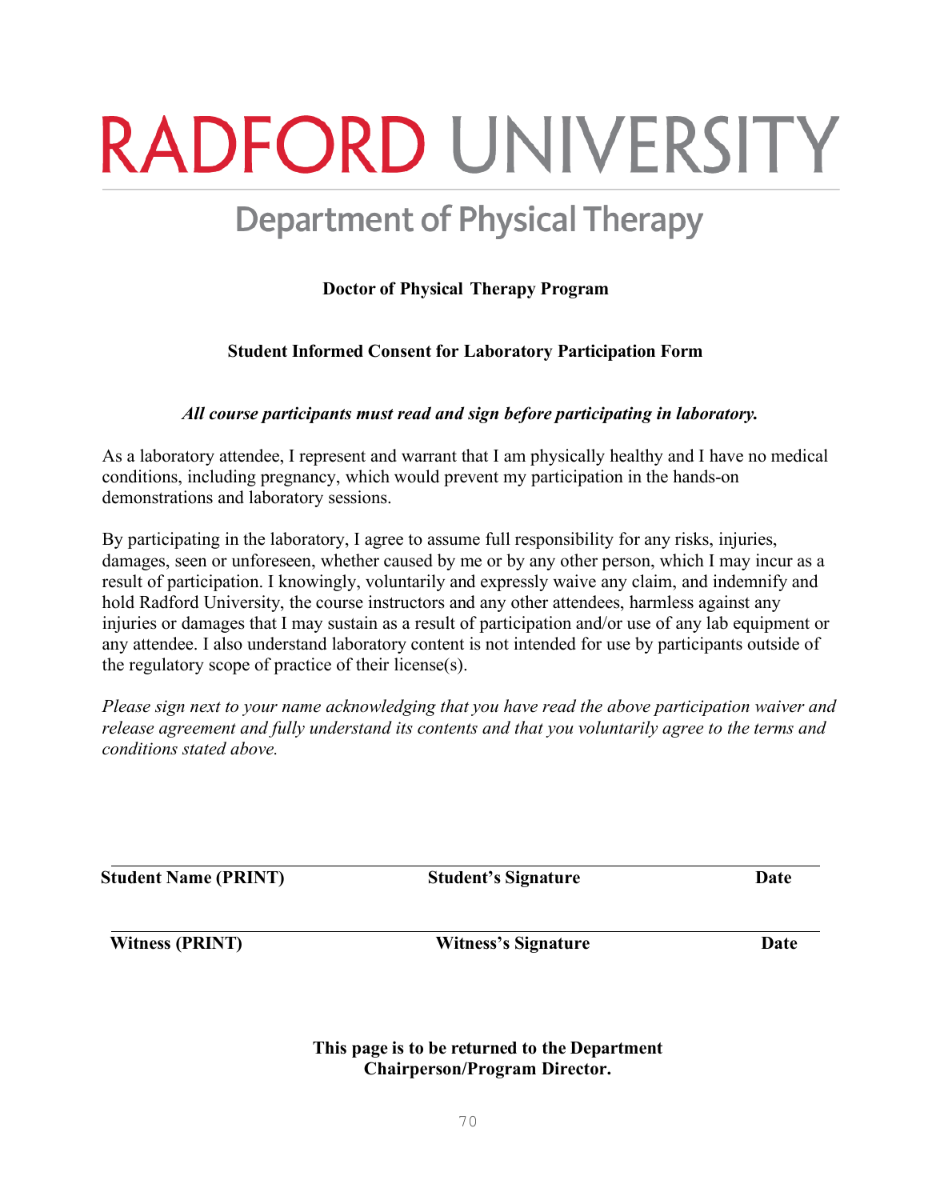# RADFORD UNIVERSITY

## Department of Physical Therapy

**Doctor of Physical Therapy Program**

**Student Informed Consent for Laboratory Participation Form**

***All course participants must read and sign before participating in laboratory.***

As a laboratory attendee, I represent and warrant that I am physically healthy and I have no medical conditions, including pregnancy, which would prevent my participation in the hands-on demonstrations and laboratory sessions.

By participating in the laboratory, I agree to assume full responsibility for any risks, injuries, damages, seen or unforeseen, whether caused by me or by any other person, which I may incur as a result of participation. I knowingly, voluntarily and expressly waive any claim, and indemnify and hold Radford University, the course instructors and any other attendees, harmless against any injuries or damages that I may sustain as a result of participation and/or use of any lab equipment or any attendee. I also understand laboratory content is not intended for use by participants outside of the regulatory scope of practice of their license(s).

*Please sign next to your name acknowledging that you have read the above participation waiver and release agreement and fully understand its contents and that you voluntarily agree to the terms and conditions stated above.*

______________________________________________________________________

**Student Name (PRINT)** **Student's Signature** **Date**

______________________________________________________________________

**Witness (PRINT)** **Witness's Signature** **Date**

**This page is to be returned to the Department Chairperson/Program Director.**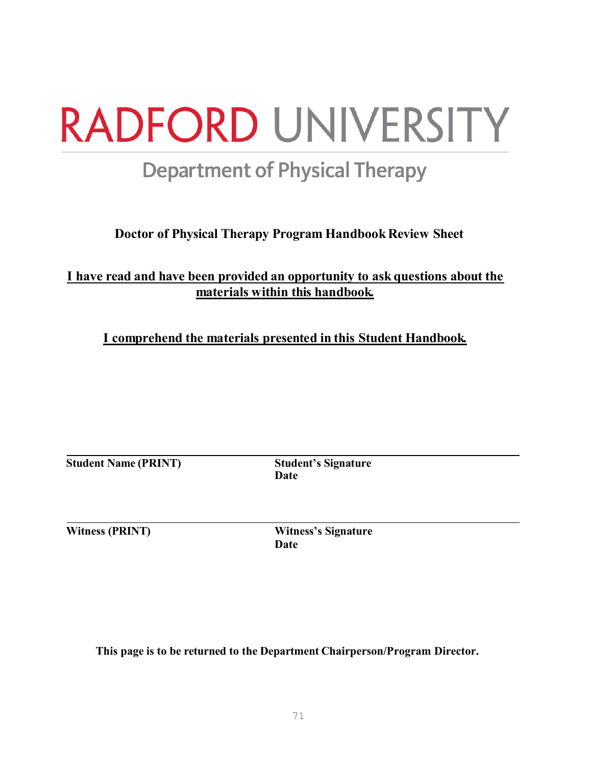# RADFORD UNIVERSITY

## Department of Physical Therapy

**Doctor of Physical Therapy Program Handbook Review Sheet**

**I have read and have been provided an opportunity to ask questions about the materials within this handbook.**

**I comprehend the materials presented in this Student Handbook.**

| | |
|---|---|
| **Student Name (PRINT)** | **Student's Signature**<br>**Date** |
| **Witness (PRINT)** | **Witness's Signature**<br>**Date** |

**This page is to be returned to the Department Chairperson/Program Director.**